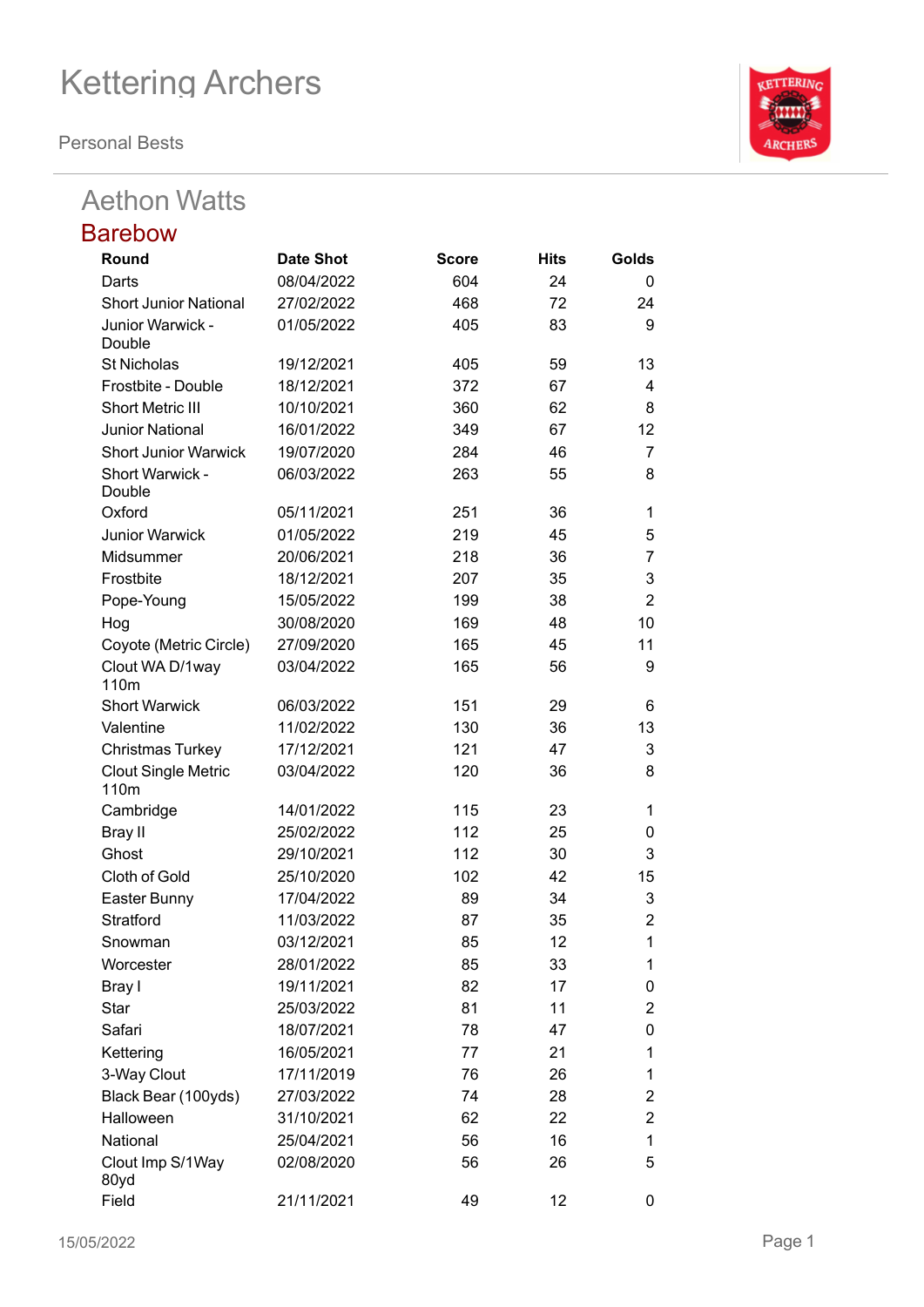# Kettering Archers

Personal Bests

## Aethon Watts

### Barebow

| Round | Date Shot | Score | Hits | Golds |
|---|---|---|---|---|
| Darts | 08/04/2022 | 604 | 24 | 0 |
| Short Junior National | 27/02/2022 | 468 | 72 | 24 |
| Junior Warwick - Double | 01/05/2022 | 405 | 83 | 9 |
| St Nicholas | 19/12/2021 | 405 | 59 | 13 |
| Frostbite - Double | 18/12/2021 | 372 | 67 | 4 |
| Short Metric III | 10/10/2021 | 360 | 62 | 8 |
| Junior National | 16/01/2022 | 349 | 67 | 12 |
| Short Junior Warwick | 19/07/2020 | 284 | 46 | 7 |
| Short Warwick - Double | 06/03/2022 | 263 | 55 | 8 |
| Oxford | 05/11/2021 | 251 | 36 | 1 |
| Junior Warwick | 01/05/2022 | 219 | 45 | 5 |
| Midsummer | 20/06/2021 | 218 | 36 | 7 |
| Frostbite | 18/12/2021 | 207 | 35 | 3 |
| Pope-Young | 15/05/2022 | 199 | 38 | 2 |
| Hog | 30/08/2020 | 169 | 48 | 10 |
| Coyote (Metric Circle) | 27/09/2020 | 165 | 45 | 11 |
| Clout WA D/1way 110m | 03/04/2022 | 165 | 56 | 9 |
| Short Warwick | 06/03/2022 | 151 | 29 | 6 |
| Valentine | 11/02/2022 | 130 | 36 | 13 |
| Christmas Turkey | 17/12/2021 | 121 | 47 | 3 |
| Clout Single Metric 110m | 03/04/2022 | 120 | 36 | 8 |
| Cambridge | 14/01/2022 | 115 | 23 | 1 |
| Bray II | 25/02/2022 | 112 | 25 | 0 |
| Ghost | 29/10/2021 | 112 | 30 | 3 |
| Cloth of Gold | 25/10/2020 | 102 | 42 | 15 |
| Easter Bunny | 17/04/2022 | 89 | 34 | 3 |
| Stratford | 11/03/2022 | 87 | 35 | 2 |
| Snowman | 03/12/2021 | 85 | 12 | 1 |
| Worcester | 28/01/2022 | 85 | 33 | 1 |
| Bray I | 19/11/2021 | 82 | 17 | 0 |
| Star | 25/03/2022 | 81 | 11 | 2 |
| Safari | 18/07/2021 | 78 | 47 | 0 |
| Kettering | 16/05/2021 | 77 | 21 | 1 |
| 3-Way Clout | 17/11/2019 | 76 | 26 | 1 |
| Black Bear (100yds) | 27/03/2022 | 74 | 28 | 2 |
| Halloween | 31/10/2021 | 62 | 22 | 2 |
| National | 25/04/2021 | 56 | 16 | 1 |
| Clout Imp S/1Way 80yd | 02/08/2020 | 56 | 26 | 5 |
| Field | 21/11/2021 | 49 | 12 | 0 |

15/05/2022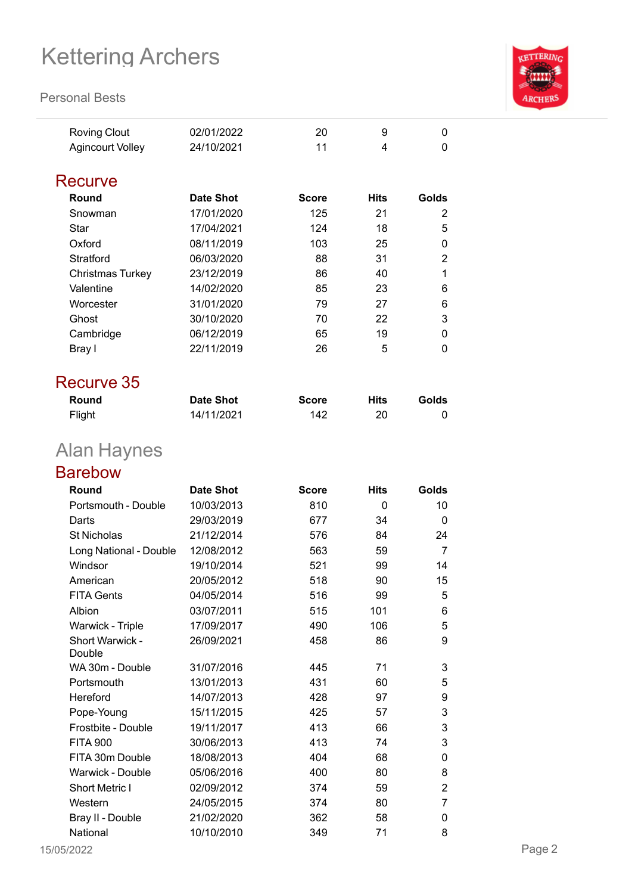| | | | | |
|---|---|---|---|---|
| Roving Clout | 02/01/2022 | 20 | 9 | 0 |
| Agincourt Volley | 24/10/2021 | 11 | 4 | 0 |

## Recurve

| Round | Date Shot | Score | Hits | Golds |
|---|---|---|---|---|
| Snowman | 17/01/2020 | 125 | 21 | 2 |
| Star | 17/04/2021 | 124 | 18 | 5 |
| Oxford | 08/11/2019 | 103 | 25 | 0 |
| Stratford | 06/03/2020 | 88 | 31 | 2 |
| Christmas Turkey | 23/12/2019 | 86 | 40 | 1 |
| Valentine | 14/02/2020 | 85 | 23 | 6 |
| Worcester | 31/01/2020 | 79 | 27 | 6 |
| Ghost | 30/10/2020 | 70 | 22 | 3 |
| Cambridge | 06/12/2019 | 65 | 19 | 0 |
| Bray I | 22/11/2019 | 26 | 5 | 0 |

## Recurve 35

| Round | Date Shot | Score | Hits | Golds |
|---|---|---|---|---|
| Flight | 14/11/2021 | 142 | 20 | 0 |

# Alan Haynes

## Barebow

| Round | Date Shot | Score | Hits | Golds |
|---|---|---|---|---|
| Portsmouth - Double | 10/03/2013 | 810 | 0 | 10 |
| Darts | 29/03/2019 | 677 | 34 | 0 |
| St Nicholas | 21/12/2014 | 576 | 84 | 24 |
| Long National - Double | 12/08/2012 | 563 | 59 | 7 |
| Windsor | 19/10/2014 | 521 | 99 | 14 |
| American | 20/05/2012 | 518 | 90 | 15 |
| FITA Gents | 04/05/2014 | 516 | 99 | 5 |
| Albion | 03/07/2011 | 515 | 101 | 6 |
| Warwick - Triple | 17/09/2017 | 490 | 106 | 5 |
| Short Warwick - Double | 26/09/2021 | 458 | 86 | 9 |
| WA 30m - Double | 31/07/2016 | 445 | 71 | 3 |
| Portsmouth | 13/01/2013 | 431 | 60 | 5 |
| Hereford | 14/07/2013 | 428 | 97 | 9 |
| Pope-Young | 15/11/2015 | 425 | 57 | 3 |
| Frostbite - Double | 19/11/2017 | 413 | 66 | 3 |
| FITA 900 | 30/06/2013 | 413 | 74 | 3 |
| FITA 30m Double | 18/08/2013 | 404 | 68 | 0 |
| Warwick - Double | 05/06/2016 | 400 | 80 | 8 |
| Short Metric I | 02/09/2012 | 374 | 59 | 2 |
| Western | 24/05/2015 | 374 | 80 | 7 |
| Bray II - Double | 21/02/2020 | 362 | 58 | 0 |
| National | 10/10/2010 | 349 | 71 | 8 |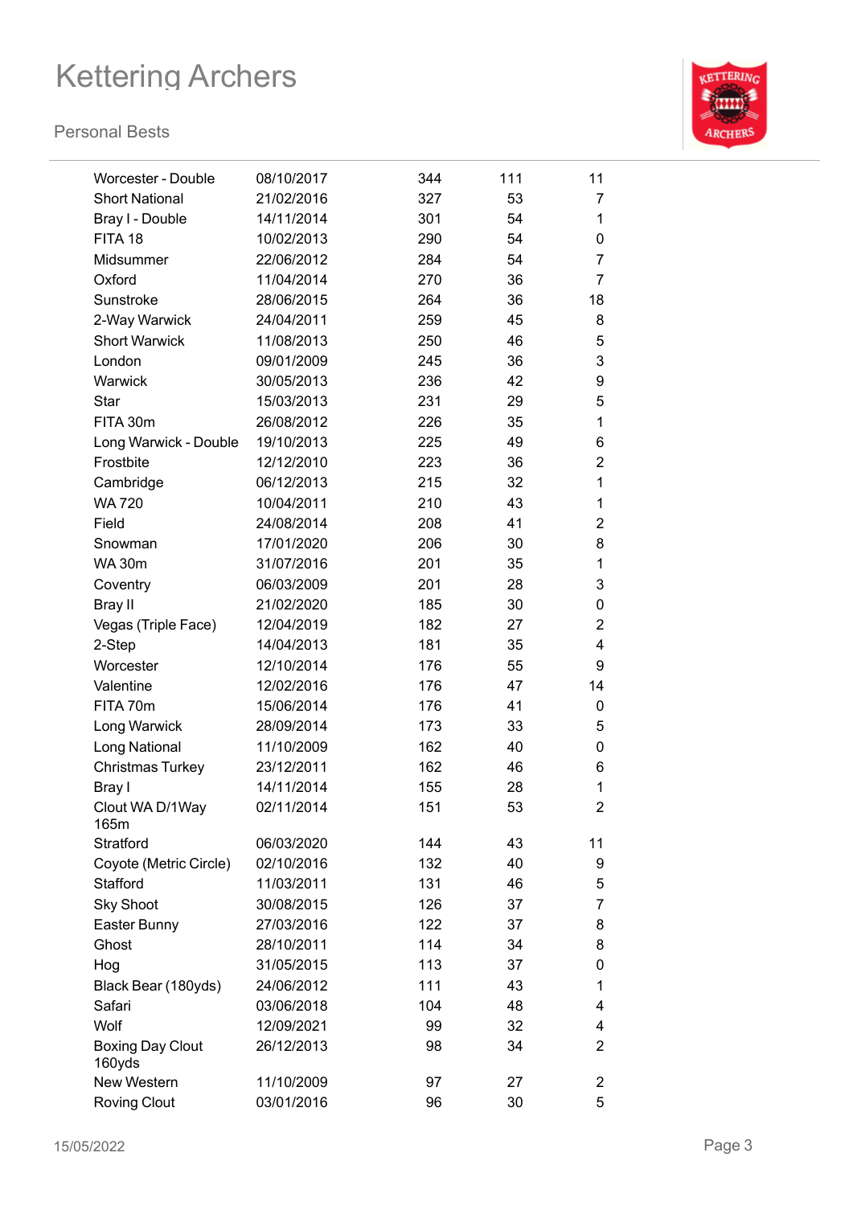# Kettering Archers

## Personal Bests

| | | | | |
|---|---|---|---|---|
| Worcester - Double | 08/10/2017 | 344 | 111 | 11 |
| Short National | 21/02/2016 | 327 | 53 | 7 |
| Bray I - Double | 14/11/2014 | 301 | 54 | 1 |
| FITA 18 | 10/02/2013 | 290 | 54 | 0 |
| Midsummer | 22/06/2012 | 284 | 54 | 7 |
| Oxford | 11/04/2014 | 270 | 36 | 7 |
| Sunstroke | 28/06/2015 | 264 | 36 | 18 |
| 2-Way Warwick | 24/04/2011 | 259 | 45 | 8 |
| Short Warwick | 11/08/2013 | 250 | 46 | 5 |
| London | 09/01/2009 | 245 | 36 | 3 |
| Warwick | 30/05/2013 | 236 | 42 | 9 |
| Star | 15/03/2013 | 231 | 29 | 5 |
| FITA 30m | 26/08/2012 | 226 | 35 | 1 |
| Long Warwick - Double | 19/10/2013 | 225 | 49 | 6 |
| Frostbite | 12/12/2010 | 223 | 36 | 2 |
| Cambridge | 06/12/2013 | 215 | 32 | 1 |
| WA 720 | 10/04/2011 | 210 | 43 | 1 |
| Field | 24/08/2014 | 208 | 41 | 2 |
| Snowman | 17/01/2020 | 206 | 30 | 8 |
| WA 30m | 31/07/2016 | 201 | 35 | 1 |
| Coventry | 06/03/2009 | 201 | 28 | 3 |
| Bray II | 21/02/2020 | 185 | 30 | 0 |
| Vegas (Triple Face) | 12/04/2019 | 182 | 27 | 2 |
| 2-Step | 14/04/2013 | 181 | 35 | 4 |
| Worcester | 12/10/2014 | 176 | 55 | 9 |
| Valentine | 12/02/2016 | 176 | 47 | 14 |
| FITA 70m | 15/06/2014 | 176 | 41 | 0 |
| Long Warwick | 28/09/2014 | 173 | 33 | 5 |
| Long National | 11/10/2009 | 162 | 40 | 0 |
| Christmas Turkey | 23/12/2011 | 162 | 46 | 6 |
| Bray I | 14/11/2014 | 155 | 28 | 1 |
| Clout WA D/1Way 165m | 02/11/2014 | 151 | 53 | 2 |
| Stratford | 06/03/2020 | 144 | 43 | 11 |
| Coyote (Metric Circle) | 02/10/2016 | 132 | 40 | 9 |
| Stafford | 11/03/2011 | 131 | 46 | 5 |
| Sky Shoot | 30/08/2015 | 126 | 37 | 7 |
| Easter Bunny | 27/03/2016 | 122 | 37 | 8 |
| Ghost | 28/10/2011 | 114 | 34 | 8 |
| Hog | 31/05/2015 | 113 | 37 | 0 |
| Black Bear (180yds) | 24/06/2012 | 111 | 43 | 1 |
| Safari | 03/06/2018 | 104 | 48 | 4 |
| Wolf | 12/09/2021 | 99 | 32 | 4 |
| Boxing Day Clout 160yds | 26/12/2013 | 98 | 34 | 2 |
| New Western | 11/10/2009 | 97 | 27 | 2 |
| Roving Clout | 03/01/2016 | 96 | 30 | 5 |

15/05/2022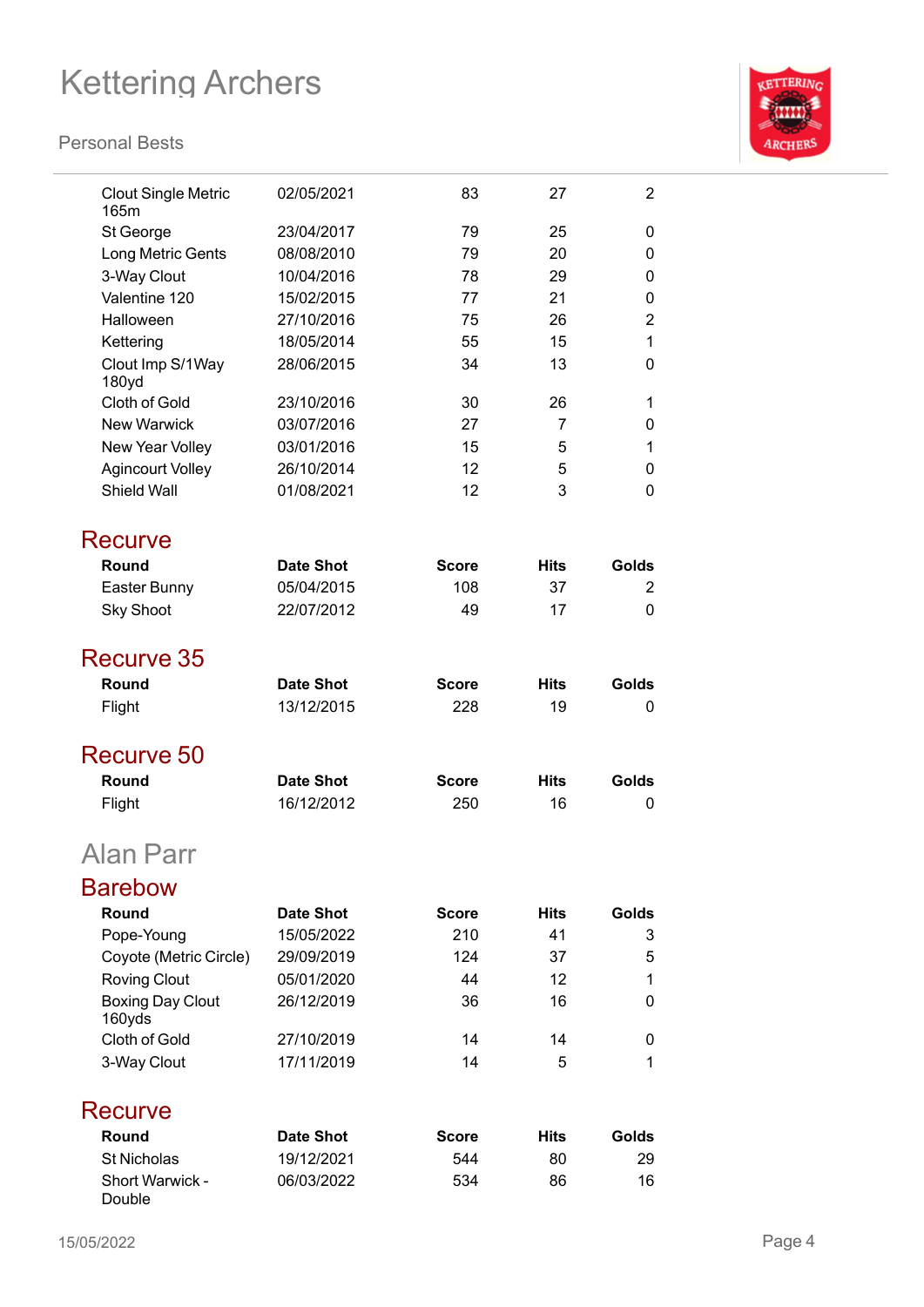| Round | Date Shot | Score | Hits | Golds |
|---|---|---|---|---|
| Clout Single Metric 165m | 02/05/2021 | 83 | 27 | 2 |
| St George | 23/04/2017 | 79 | 25 | 0 |
| Long Metric Gents | 08/08/2010 | 79 | 20 | 0 |
| 3-Way Clout | 10/04/2016 | 78 | 29 | 0 |
| Valentine 120 | 15/02/2015 | 77 | 21 | 0 |
| Halloween | 27/10/2016 | 75 | 26 | 2 |
| Kettering | 18/05/2014 | 55 | 15 | 1 |
| Clout Imp S/1Way 180yd | 28/06/2015 | 34 | 13 | 0 |
| Cloth of Gold | 23/10/2016 | 30 | 26 | 1 |
| New Warwick | 03/07/2016 | 27 | 7 | 0 |
| New Year Volley | 03/01/2016 | 15 | 5 | 1 |
| Agincourt Volley | 26/10/2014 | 12 | 5 | 0 |
| Shield Wall | 01/08/2021 | 12 | 3 | 0 |

### Recurve

| Round | Date Shot | Score | Hits | Golds |
|---|---|---|---|---|
| Easter Bunny | 05/04/2015 | 108 | 37 | 2 |
| Sky Shoot | 22/07/2012 | 49 | 17 | 0 |

### Recurve 35

| Round | Date Shot | Score | Hits | Golds |
|---|---|---|---|---|
| Flight | 13/12/2015 | 228 | 19 | 0 |

### Recurve 50

| Round | Date Shot | Score | Hits | Golds |
|---|---|---|---|---|
| Flight | 16/12/2012 | 250 | 16 | 0 |

## Alan Parr

### Barebow

| Round | Date Shot | Score | Hits | Golds |
|---|---|---|---|---|
| Pope-Young | 15/05/2022 | 210 | 41 | 3 |
| Coyote (Metric Circle) | 29/09/2019 | 124 | 37 | 5 |
| Roving Clout | 05/01/2020 | 44 | 12 | 1 |
| Boxing Day Clout 160yds | 26/12/2019 | 36 | 16 | 0 |
| Cloth of Gold | 27/10/2019 | 14 | 14 | 0 |
| 3-Way Clout | 17/11/2019 | 14 | 5 | 1 |

### Recurve

| Round | Date Shot | Score | Hits | Golds |
|---|---|---|---|---|
| St Nicholas | 19/12/2021 | 544 | 80 | 29 |
| Short Warwick - Double | 06/03/2022 | 534 | 86 | 16 |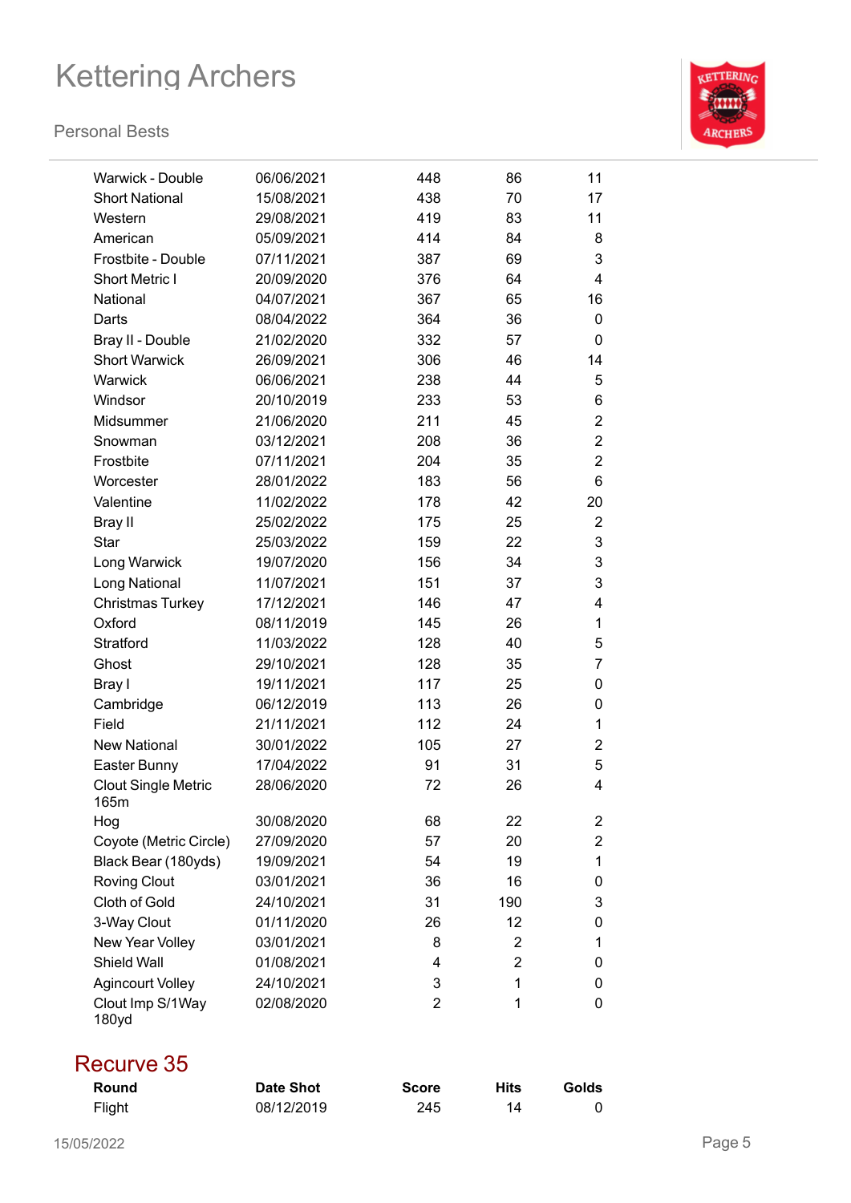| Round | Date Shot | Score | Hits | Golds |
|---|---|---|---|---|
| Warwick - Double | 06/06/2021 | 448 | 86 | 11 |
| Short National | 15/08/2021 | 438 | 70 | 17 |
| Western | 29/08/2021 | 419 | 83 | 11 |
| American | 05/09/2021 | 414 | 84 | 8 |
| Frostbite - Double | 07/11/2021 | 387 | 69 | 3 |
| Short Metric I | 20/09/2020 | 376 | 64 | 4 |
| National | 04/07/2021 | 367 | 65 | 16 |
| Darts | 08/04/2022 | 364 | 36 | 0 |
| Bray II - Double | 21/02/2020 | 332 | 57 | 0 |
| Short Warwick | 26/09/2021 | 306 | 46 | 14 |
| Warwick | 06/06/2021 | 238 | 44 | 5 |
| Windsor | 20/10/2019 | 233 | 53 | 6 |
| Midsummer | 21/06/2020 | 211 | 45 | 2 |
| Snowman | 03/12/2021 | 208 | 36 | 2 |
| Frostbite | 07/11/2021 | 204 | 35 | 2 |
| Worcester | 28/01/2022 | 183 | 56 | 6 |
| Valentine | 11/02/2022 | 178 | 42 | 20 |
| Bray II | 25/02/2022 | 175 | 25 | 2 |
| Star | 25/03/2022 | 159 | 22 | 3 |
| Long Warwick | 19/07/2020 | 156 | 34 | 3 |
| Long National | 11/07/2021 | 151 | 37 | 3 |
| Christmas Turkey | 17/12/2021 | 146 | 47 | 4 |
| Oxford | 08/11/2019 | 145 | 26 | 1 |
| Stratford | 11/03/2022 | 128 | 40 | 5 |
| Ghost | 29/10/2021 | 128 | 35 | 7 |
| Bray I | 19/11/2021 | 117 | 25 | 0 |
| Cambridge | 06/12/2019 | 113 | 26 | 0 |
| Field | 21/11/2021 | 112 | 24 | 1 |
| New National | 30/01/2022 | 105 | 27 | 2 |
| Easter Bunny | 17/04/2022 | 91 | 31 | 5 |
| Clout Single Metric 165m | 28/06/2020 | 72 | 26 | 4 |
| Hog | 30/08/2020 | 68 | 22 | 2 |
| Coyote (Metric Circle) | 27/09/2020 | 57 | 20 | 2 |
| Black Bear (180yds) | 19/09/2021 | 54 | 19 | 1 |
| Roving Clout | 03/01/2021 | 36 | 16 | 0 |
| Cloth of Gold | 24/10/2021 | 31 | 190 | 3 |
| 3-Way Clout | 01/11/2020 | 26 | 12 | 0 |
| New Year Volley | 03/01/2021 | 8 | 2 | 1 |
| Shield Wall | 01/08/2021 | 4 | 2 | 0 |
| Agincourt Volley | 24/10/2021 | 3 | 1 | 0 |
| Clout Imp S/1Way 180yd | 02/08/2020 | 2 | 1 | 0 |

## Recurve 35

| Round | Date Shot | Score | Hits | Golds |
|---|---|---|---|---|
| Flight | 08/12/2019 | 245 | 14 | 0 |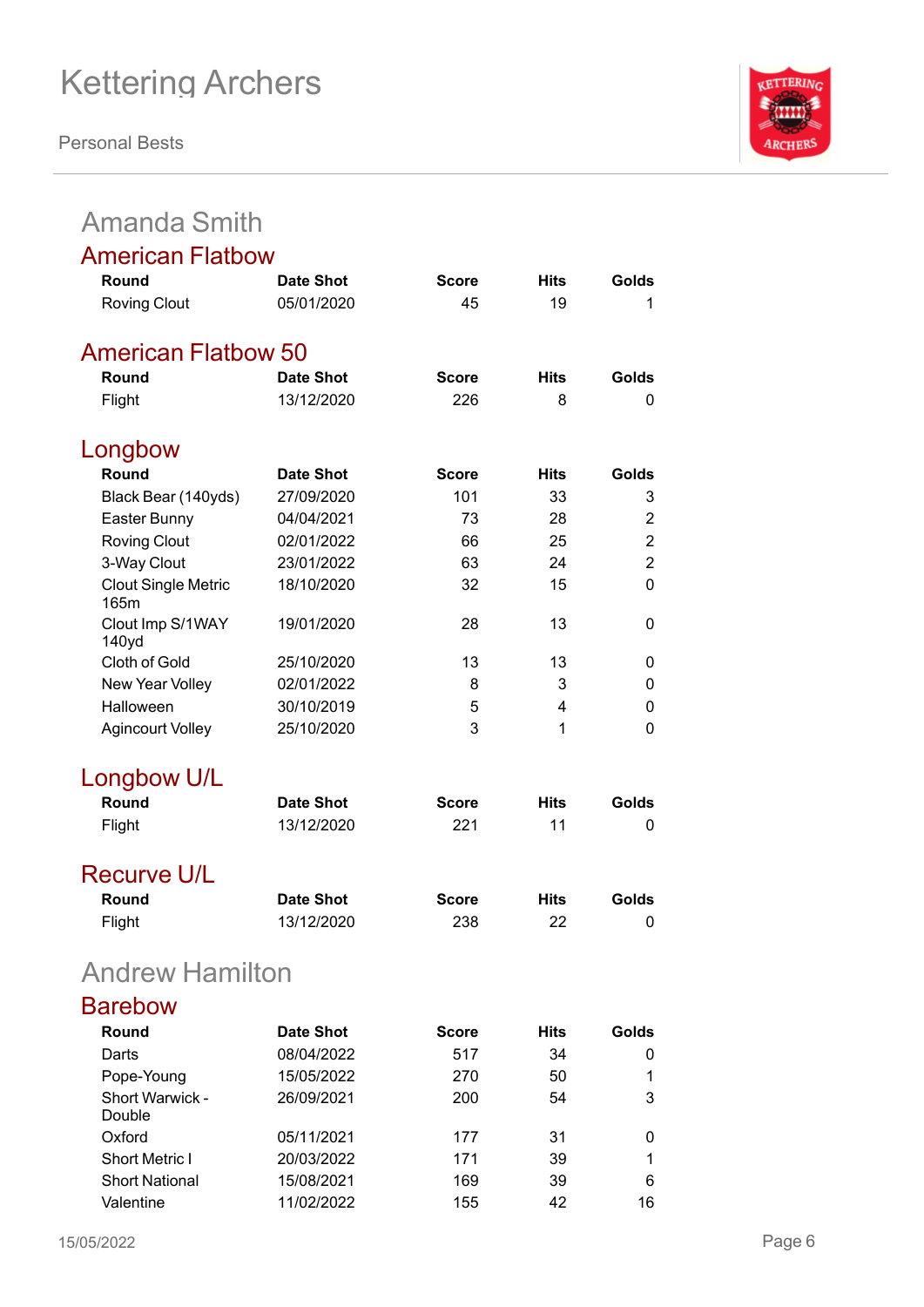## Amanda Smith

### American Flatbow

| Round | Date Shot | Score | Hits | Golds |
|---|---|---|---|---|
| Roving Clout | 05/01/2020 | 45 | 19 | 1 |

### American Flatbow 50

| Round | Date Shot | Score | Hits | Golds |
|---|---|---|---|---|
| Flight | 13/12/2020 | 226 | 8 | 0 |

### Longbow

| Round | Date Shot | Score | Hits | Golds |
|---|---|---|---|---|
| Black Bear (140yds) | 27/09/2020 | 101 | 33 | 3 |
| Easter Bunny | 04/04/2021 | 73 | 28 | 2 |
| Roving Clout | 02/01/2022 | 66 | 25 | 2 |
| 3-Way Clout | 23/01/2022 | 63 | 24 | 2 |
| Clout Single Metric 165m | 18/10/2020 | 32 | 15 | 0 |
| Clout Imp S/1WAY 140yd | 19/01/2020 | 28 | 13 | 0 |
| Cloth of Gold | 25/10/2020 | 13 | 13 | 0 |
| New Year Volley | 02/01/2022 | 8 | 3 | 0 |
| Halloween | 30/10/2019 | 5 | 4 | 0 |
| Agincourt Volley | 25/10/2020 | 3 | 1 | 0 |

### Longbow U/L

| Round | Date Shot | Score | Hits | Golds |
|---|---|---|---|---|
| Flight | 13/12/2020 | 221 | 11 | 0 |

### Recurve U/L

| Round | Date Shot | Score | Hits | Golds |
|---|---|---|---|---|
| Flight | 13/12/2020 | 238 | 22 | 0 |

## Andrew Hamilton

### Barebow

| Round | Date Shot | Score | Hits | Golds |
|---|---|---|---|---|
| Darts | 08/04/2022 | 517 | 34 | 0 |
| Pope-Young | 15/05/2022 | 270 | 50 | 1 |
| Short Warwick - Double | 26/09/2021 | 200 | 54 | 3 |
| Oxford | 05/11/2021 | 177 | 31 | 0 |
| Short Metric I | 20/03/2022 | 171 | 39 | 1 |
| Short National | 15/08/2021 | 169 | 39 | 6 |
| Valentine | 11/02/2022 | 155 | 42 | 16 |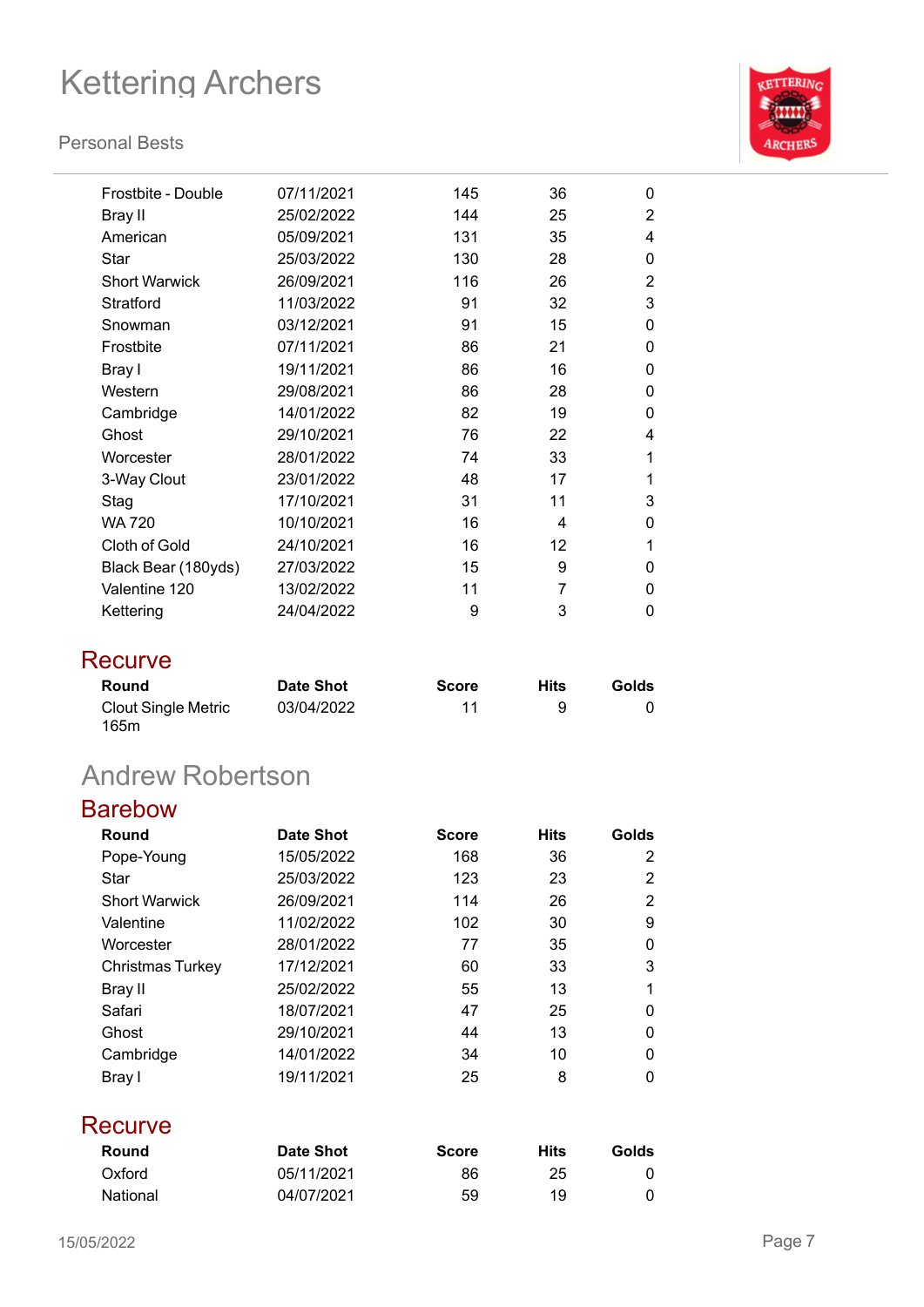| Round | Date Shot | Score | Hits | Golds |
|---|---|---|---|---|
| Frostbite - Double | 07/11/2021 | 145 | 36 | 0 |
| Bray II | 25/02/2022 | 144 | 25 | 2 |
| American | 05/09/2021 | 131 | 35 | 4 |
| Star | 25/03/2022 | 130 | 28 | 0 |
| Short Warwick | 26/09/2021 | 116 | 26 | 2 |
| Stratford | 11/03/2022 | 91 | 32 | 3 |
| Snowman | 03/12/2021 | 91 | 15 | 0 |
| Frostbite | 07/11/2021 | 86 | 21 | 0 |
| Bray I | 19/11/2021 | 86 | 16 | 0 |
| Western | 29/08/2021 | 86 | 28 | 0 |
| Cambridge | 14/01/2022 | 82 | 19 | 0 |
| Ghost | 29/10/2021 | 76 | 22 | 4 |
| Worcester | 28/01/2022 | 74 | 33 | 1 |
| 3-Way Clout | 23/01/2022 | 48 | 17 | 1 |
| Stag | 17/10/2021 | 31 | 11 | 3 |
| WA 720 | 10/10/2021 | 16 | 4 | 0 |
| Cloth of Gold | 24/10/2021 | 16 | 12 | 1 |
| Black Bear (180yds) | 27/03/2022 | 15 | 9 | 0 |
| Valentine 120 | 13/02/2022 | 11 | 7 | 0 |
| Kettering | 24/04/2022 | 9 | 3 | 0 |

### Recurve

| Round | Date Shot | Score | Hits | Golds |
|---|---|---|---|---|
| Clout Single Metric 165m | 03/04/2022 | 11 | 9 | 0 |

## Andrew Robertson

### Barebow

| Round | Date Shot | Score | Hits | Golds |
|---|---|---|---|---|
| Pope-Young | 15/05/2022 | 168 | 36 | 2 |
| Star | 25/03/2022 | 123 | 23 | 2 |
| Short Warwick | 26/09/2021 | 114 | 26 | 2 |
| Valentine | 11/02/2022 | 102 | 30 | 9 |
| Worcester | 28/01/2022 | 77 | 35 | 0 |
| Christmas Turkey | 17/12/2021 | 60 | 33 | 3 |
| Bray II | 25/02/2022 | 55 | 13 | 1 |
| Safari | 18/07/2021 | 47 | 25 | 0 |
| Ghost | 29/10/2021 | 44 | 13 | 0 |
| Cambridge | 14/01/2022 | 34 | 10 | 0 |
| Bray I | 19/11/2021 | 25 | 8 | 0 |

### Recurve

| Round | Date Shot | Score | Hits | Golds |
|---|---|---|---|---|
| Oxford | 05/11/2021 | 86 | 25 | 0 |
| National | 04/07/2021 | 59 | 19 | 0 |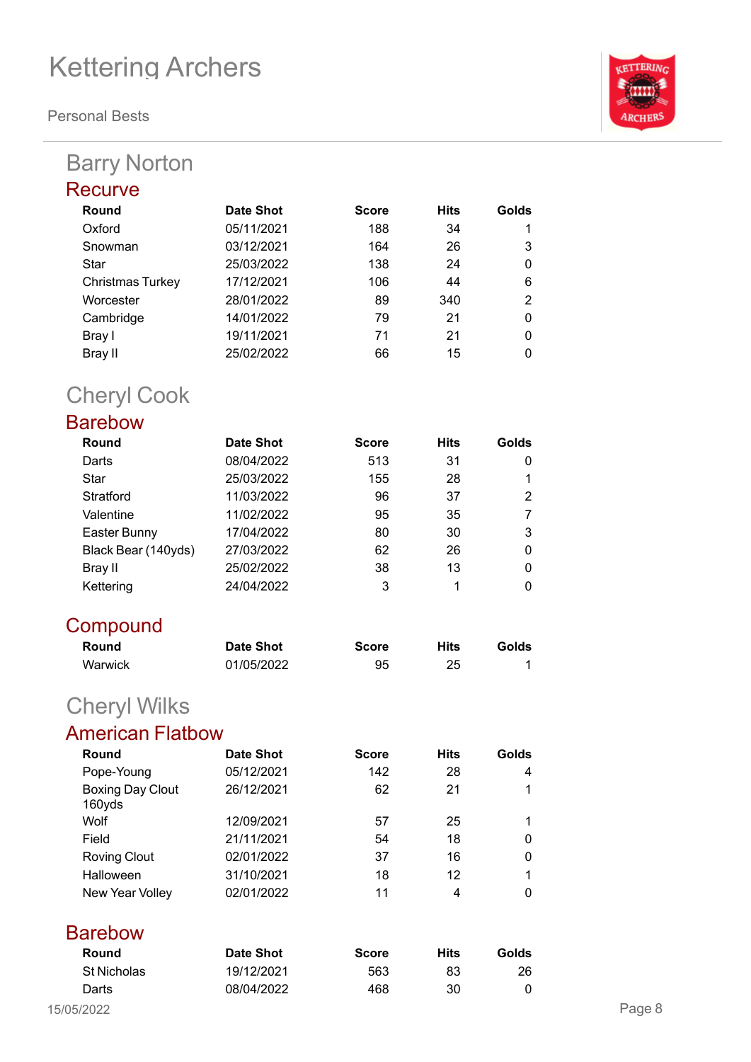# Kettering Archers

Personal Bests

## Barry Norton

### Recurve

| Round | Date Shot | Score | Hits | Golds |
|---|---|---|---|---|
| Oxford | 05/11/2021 | 188 | 34 | 1 |
| Snowman | 03/12/2021 | 164 | 26 | 3 |
| Star | 25/03/2022 | 138 | 24 | 0 |
| Christmas Turkey | 17/12/2021 | 106 | 44 | 6 |
| Worcester | 28/01/2022 | 89 | 340 | 2 |
| Cambridge | 14/01/2022 | 79 | 21 | 0 |
| Bray I | 19/11/2021 | 71 | 21 | 0 |
| Bray II | 25/02/2022 | 66 | 15 | 0 |

## Cheryl Cook

### Barebow

| Round | Date Shot | Score | Hits | Golds |
|---|---|---|---|---|
| Darts | 08/04/2022 | 513 | 31 | 0 |
| Star | 25/03/2022 | 155 | 28 | 1 |
| Stratford | 11/03/2022 | 96 | 37 | 2 |
| Valentine | 11/02/2022 | 95 | 35 | 7 |
| Easter Bunny | 17/04/2022 | 80 | 30 | 3 |
| Black Bear (140yds) | 27/03/2022 | 62 | 26 | 0 |
| Bray II | 25/02/2022 | 38 | 13 | 0 |
| Kettering | 24/04/2022 | 3 | 1 | 0 |

### Compound

| Round | Date Shot | Score | Hits | Golds |
|---|---|---|---|---|
| Warwick | 01/05/2022 | 95 | 25 | 1 |

## Cheryl Wilks

### American Flatbow

| Round | Date Shot | Score | Hits | Golds |
|---|---|---|---|---|
| Pope-Young | 05/12/2021 | 142 | 28 | 4 |
| Boxing Day Clout 160yds | 26/12/2021 | 62 | 21 | 1 |
| Wolf | 12/09/2021 | 57 | 25 | 1 |
| Field | 21/11/2021 | 54 | 18 | 0 |
| Roving Clout | 02/01/2022 | 37 | 16 | 0 |
| Halloween | 31/10/2021 | 18 | 12 | 1 |
| New Year Volley | 02/01/2022 | 11 | 4 | 0 |

### Barebow

| Round | Date Shot | Score | Hits | Golds |
|---|---|---|---|---|
| St Nicholas | 19/12/2021 | 563 | 83 | 26 |
| Darts | 08/04/2022 | 468 | 30 | 0 |

15/05/2022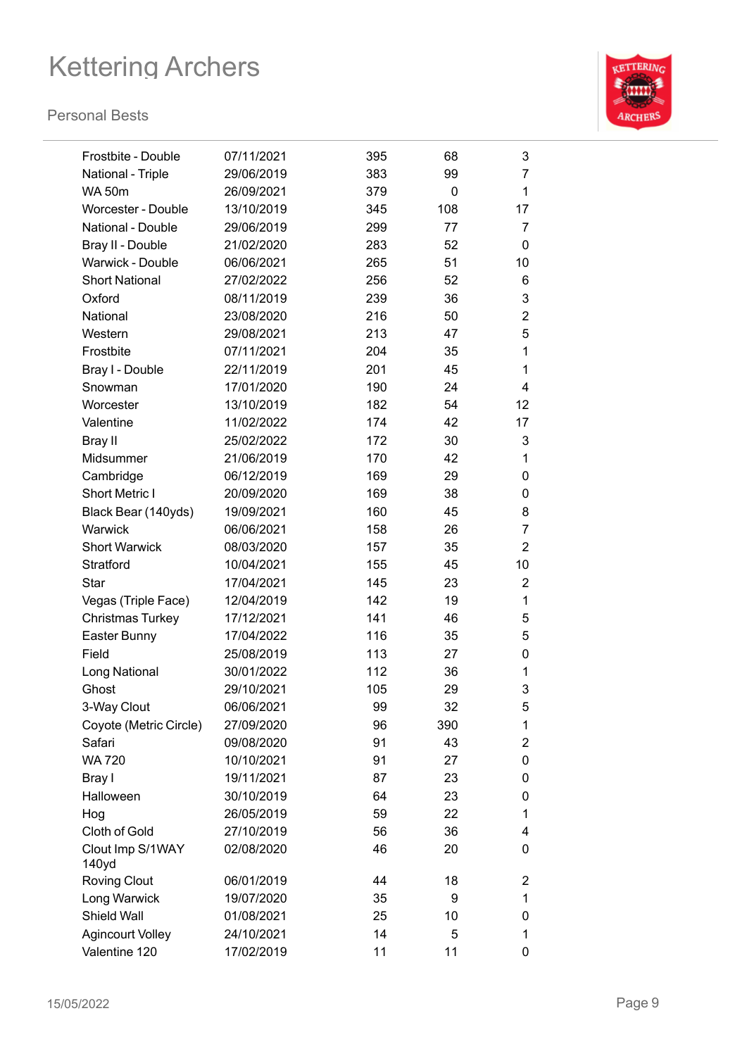| | | | | |
|---|---|---|---|---|
| Frostbite - Double | 07/11/2021 | 395 | 68 | 3 |
| National - Triple | 29/06/2019 | 383 | 99 | 7 |
| WA 50m | 26/09/2021 | 379 | 0 | 1 |
| Worcester - Double | 13/10/2019 | 345 | 108 | 17 |
| National - Double | 29/06/2019 | 299 | 77 | 7 |
| Bray II - Double | 21/02/2020 | 283 | 52 | 0 |
| Warwick - Double | 06/06/2021 | 265 | 51 | 10 |
| Short National | 27/02/2022 | 256 | 52 | 6 |
| Oxford | 08/11/2019 | 239 | 36 | 3 |
| National | 23/08/2020 | 216 | 50 | 2 |
| Western | 29/08/2021 | 213 | 47 | 5 |
| Frostbite | 07/11/2021 | 204 | 35 | 1 |
| Bray I - Double | 22/11/2019 | 201 | 45 | 1 |
| Snowman | 17/01/2020 | 190 | 24 | 4 |
| Worcester | 13/10/2019 | 182 | 54 | 12 |
| Valentine | 11/02/2022 | 174 | 42 | 17 |
| Bray II | 25/02/2022 | 172 | 30 | 3 |
| Midsummer | 21/06/2019 | 170 | 42 | 1 |
| Cambridge | 06/12/2019 | 169 | 29 | 0 |
| Short Metric I | 20/09/2020 | 169 | 38 | 0 |
| Black Bear (140yds) | 19/09/2021 | 160 | 45 | 8 |
| Warwick | 06/06/2021 | 158 | 26 | 7 |
| Short Warwick | 08/03/2020 | 157 | 35 | 2 |
| Stratford | 10/04/2021 | 155 | 45 | 10 |
| Star | 17/04/2021 | 145 | 23 | 2 |
| Vegas (Triple Face) | 12/04/2019 | 142 | 19 | 1 |
| Christmas Turkey | 17/12/2021 | 141 | 46 | 5 |
| Easter Bunny | 17/04/2022 | 116 | 35 | 5 |
| Field | 25/08/2019 | 113 | 27 | 0 |
| Long National | 30/01/2022 | 112 | 36 | 1 |
| Ghost | 29/10/2021 | 105 | 29 | 3 |
| 3-Way Clout | 06/06/2021 | 99 | 32 | 5 |
| Coyote (Metric Circle) | 27/09/2020 | 96 | 390 | 1 |
| Safari | 09/08/2020 | 91 | 43 | 2 |
| WA 720 | 10/10/2021 | 91 | 27 | 0 |
| Bray I | 19/11/2021 | 87 | 23 | 0 |
| Halloween | 30/10/2019 | 64 | 23 | 0 |
| Hog | 26/05/2019 | 59 | 22 | 1 |
| Cloth of Gold | 27/10/2019 | 56 | 36 | 4 |
| Clout Imp S/1WAY 140yd | 02/08/2020 | 46 | 20 | 0 |
| Roving Clout | 06/01/2019 | 44 | 18 | 2 |
| Long Warwick | 19/07/2020 | 35 | 9 | 1 |
| Shield Wall | 01/08/2021 | 25 | 10 | 0 |
| Agincourt Volley | 24/10/2021 | 14 | 5 | 1 |
| Valentine 120 | 17/02/2019 | 11 | 11 | 0 |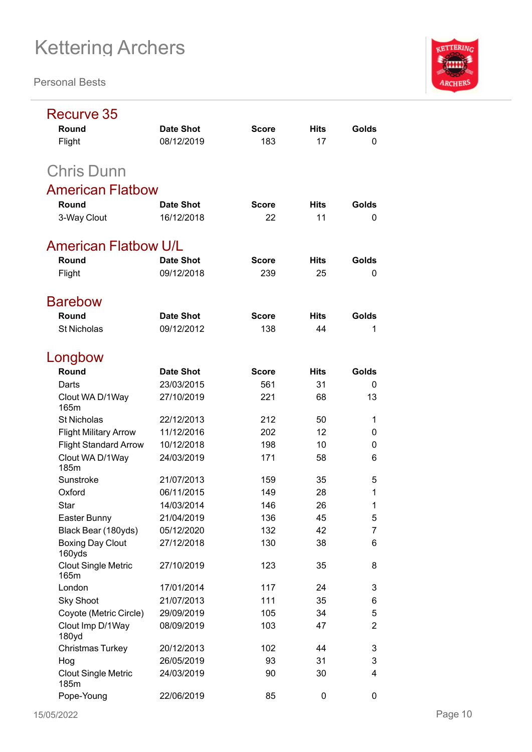## Recurve 35

| Round | Date Shot | Score | Hits | Golds |
|---|---|---|---|---|
| Flight | 08/12/2019 | 183 | 17 | 0 |

# Chris Dunn

## American Flatbow

| Round | Date Shot | Score | Hits | Golds |
|---|---|---|---|---|
| 3-Way Clout | 16/12/2018 | 22 | 11 | 0 |

## American Flatbow U/L

| Round | Date Shot | Score | Hits | Golds |
|---|---|---|---|---|
| Flight | 09/12/2018 | 239 | 25 | 0 |

## Barebow

| Round | Date Shot | Score | Hits | Golds |
|---|---|---|---|---|
| St Nicholas | 09/12/2012 | 138 | 44 | 1 |

## Longbow

| Round | Date Shot | Score | Hits | Golds |
|---|---|---|---|---|
| Darts | 23/03/2015 | 561 | 31 | 0 |
| Clout WA D/1Way 165m | 27/10/2019 | 221 | 68 | 13 |
| St Nicholas | 22/12/2013 | 212 | 50 | 1 |
| Flight Military Arrow | 11/12/2016 | 202 | 12 | 0 |
| Flight Standard Arrow | 10/12/2018 | 198 | 10 | 0 |
| Clout WA D/1Way 185m | 24/03/2019 | 171 | 58 | 6 |
| Sunstroke | 21/07/2013 | 159 | 35 | 5 |
| Oxford | 06/11/2015 | 149 | 28 | 1 |
| Star | 14/03/2014 | 146 | 26 | 1 |
| Easter Bunny | 21/04/2019 | 136 | 45 | 5 |
| Black Bear (180yds) | 05/12/2020 | 132 | 42 | 7 |
| Boxing Day Clout 160yds | 27/12/2018 | 130 | 38 | 6 |
| Clout Single Metric 165m | 27/10/2019 | 123 | 35 | 8 |
| London | 17/01/2014 | 117 | 24 | 3 |
| Sky Shoot | 21/07/2013 | 111 | 35 | 6 |
| Coyote (Metric Circle) | 29/09/2019 | 105 | 34 | 5 |
| Clout Imp D/1Way 180yd | 08/09/2019 | 103 | 47 | 2 |
| Christmas Turkey | 20/12/2013 | 102 | 44 | 3 |
| Hog | 26/05/2019 | 93 | 31 | 3 |
| Clout Single Metric 185m | 24/03/2019 | 90 | 30 | 4 |
| Pope-Young | 22/06/2019 | 85 | 0 | 0 |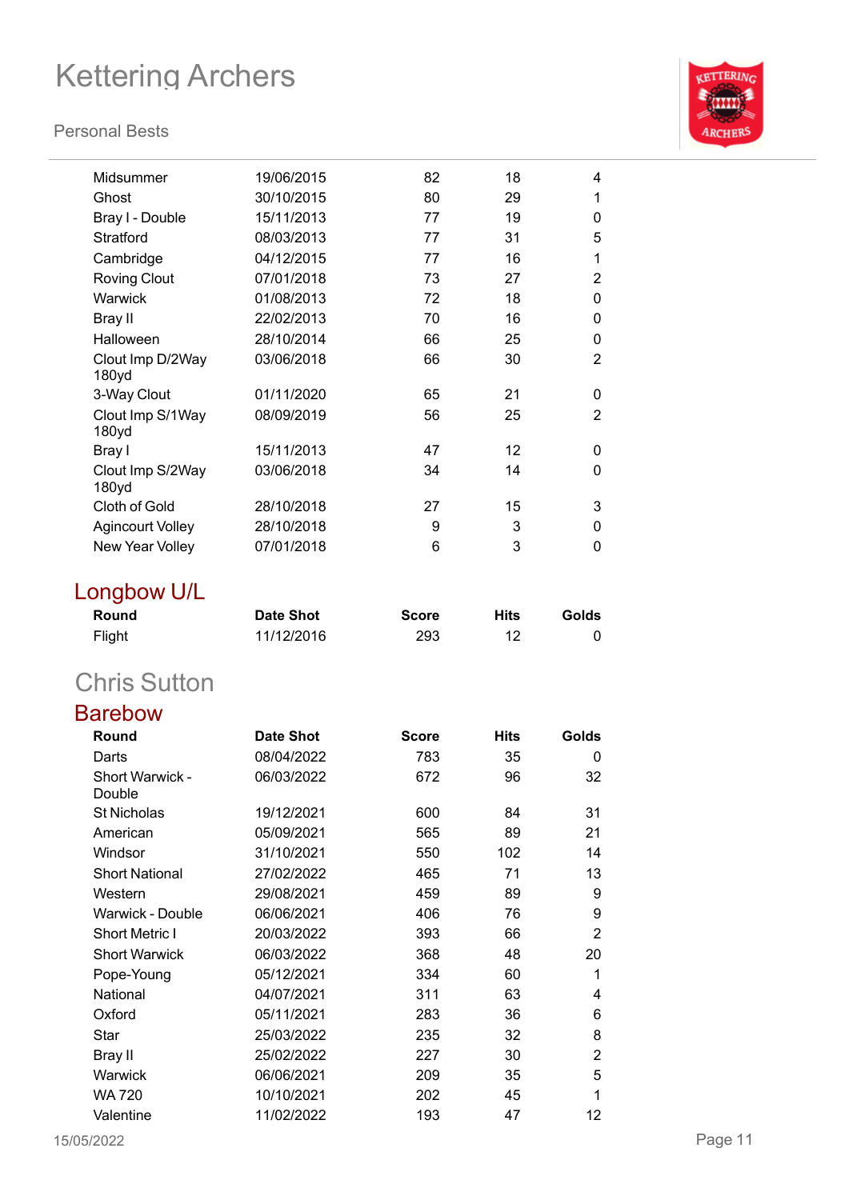| Round | Date Shot | Score | Hits | Golds |
|---|---|---|---|---|
| Midsummer | 19/06/2015 | 82 | 18 | 4 |
| Ghost | 30/10/2015 | 80 | 29 | 1 |
| Bray I - Double | 15/11/2013 | 77 | 19 | 0 |
| Stratford | 08/03/2013 | 77 | 31 | 5 |
| Cambridge | 04/12/2015 | 77 | 16 | 1 |
| Roving Clout | 07/01/2018 | 73 | 27 | 2 |
| Warwick | 01/08/2013 | 72 | 18 | 0 |
| Bray II | 22/02/2013 | 70 | 16 | 0 |
| Halloween | 28/10/2014 | 66 | 25 | 0 |
| Clout Imp D/2Way 180yd | 03/06/2018 | 66 | 30 | 2 |
| 3-Way Clout | 01/11/2020 | 65 | 21 | 0 |
| Clout Imp S/1Way 180yd | 08/09/2019 | 56 | 25 | 2 |
| Bray I | 15/11/2013 | 47 | 12 | 0 |
| Clout Imp S/2Way 180yd | 03/06/2018 | 34 | 14 | 0 |
| Cloth of Gold | 28/10/2018 | 27 | 15 | 3 |
| Agincourt Volley | 28/10/2018 | 9 | 3 | 0 |
| New Year Volley | 07/01/2018 | 6 | 3 | 0 |

### Longbow U/L

| Round | Date Shot | Score | Hits | Golds |
|---|---|---|---|---|
| Flight | 11/12/2016 | 293 | 12 | 0 |

## Chris Sutton

### Barebow

| Round | Date Shot | Score | Hits | Golds |
|---|---|---|---|---|
| Darts | 08/04/2022 | 783 | 35 | 0 |
| Short Warwick - Double | 06/03/2022 | 672 | 96 | 32 |
| St Nicholas | 19/12/2021 | 600 | 84 | 31 |
| American | 05/09/2021 | 565 | 89 | 21 |
| Windsor | 31/10/2021 | 550 | 102 | 14 |
| Short National | 27/02/2022 | 465 | 71 | 13 |
| Western | 29/08/2021 | 459 | 89 | 9 |
| Warwick - Double | 06/06/2021 | 406 | 76 | 9 |
| Short Metric I | 20/03/2022 | 393 | 66 | 2 |
| Short Warwick | 06/03/2022 | 368 | 48 | 20 |
| Pope-Young | 05/12/2021 | 334 | 60 | 1 |
| National | 04/07/2021 | 311 | 63 | 4 |
| Oxford | 05/11/2021 | 283 | 36 | 6 |
| Star | 25/03/2022 | 235 | 32 | 8 |
| Bray II | 25/02/2022 | 227 | 30 | 2 |
| Warwick | 06/06/2021 | 209 | 35 | 5 |
| WA 720 | 10/10/2021 | 202 | 45 | 1 |
| Valentine | 11/02/2022 | 193 | 47 | 12 |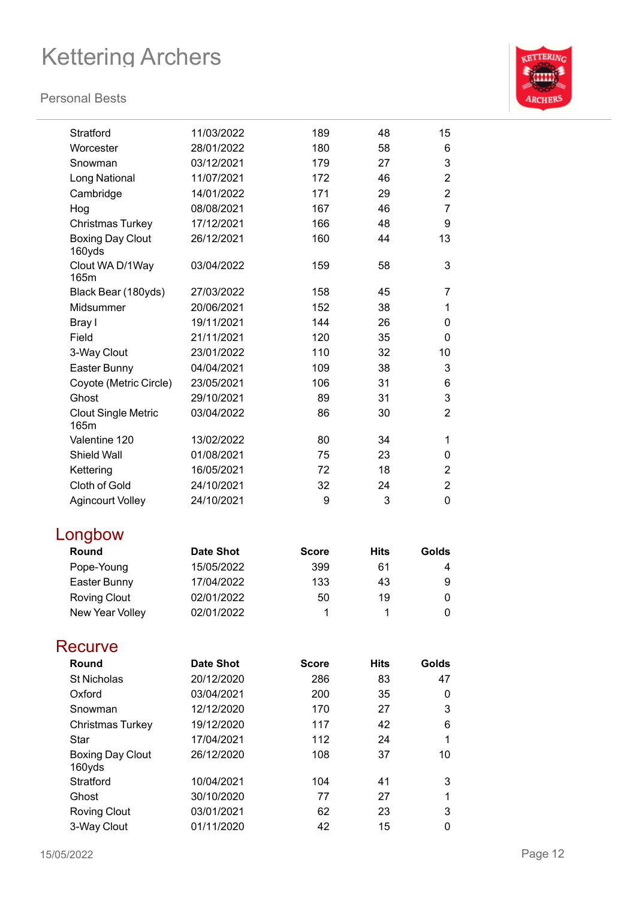| Round | Date Shot | Score | Hits | Golds |
|---|---|---|---|---|
| Stratford | 11/03/2022 | 189 | 48 | 15 |
| Worcester | 28/01/2022 | 180 | 58 | 6 |
| Snowman | 03/12/2021 | 179 | 27 | 3 |
| Long National | 11/07/2021 | 172 | 46 | 2 |
| Cambridge | 14/01/2022 | 171 | 29 | 2 |
| Hog | 08/08/2021 | 167 | 46 | 7 |
| Christmas Turkey | 17/12/2021 | 166 | 48 | 9 |
| Boxing Day Clout 160yds | 26/12/2021 | 160 | 44 | 13 |
| Clout WA D/1Way 165m | 03/04/2022 | 159 | 58 | 3 |
| Black Bear (180yds) | 27/03/2022 | 158 | 45 | 7 |
| Midsummer | 20/06/2021 | 152 | 38 | 1 |
| Bray I | 19/11/2021 | 144 | 26 | 0 |
| Field | 21/11/2021 | 120 | 35 | 0 |
| 3-Way Clout | 23/01/2022 | 110 | 32 | 10 |
| Easter Bunny | 04/04/2021 | 109 | 38 | 3 |
| Coyote (Metric Circle) | 23/05/2021 | 106 | 31 | 6 |
| Ghost | 29/10/2021 | 89 | 31 | 3 |
| Clout Single Metric 165m | 03/04/2022 | 86 | 30 | 2 |
| Valentine 120 | 13/02/2022 | 80 | 34 | 1 |
| Shield Wall | 01/08/2021 | 75 | 23 | 0 |
| Kettering | 16/05/2021 | 72 | 18 | 2 |
| Cloth of Gold | 24/10/2021 | 32 | 24 | 2 |
| Agincourt Volley | 24/10/2021 | 9 | 3 | 0 |

## Longbow

| Round | Date Shot | Score | Hits | Golds |
|---|---|---|---|---|
| Pope-Young | 15/05/2022 | 399 | 61 | 4 |
| Easter Bunny | 17/04/2022 | 133 | 43 | 9 |
| Roving Clout | 02/01/2022 | 50 | 19 | 0 |
| New Year Volley | 02/01/2022 | 1 | 1 | 0 |

## Recurve

| Round | Date Shot | Score | Hits | Golds |
|---|---|---|---|---|
| St Nicholas | 20/12/2020 | 286 | 83 | 47 |
| Oxford | 03/04/2021 | 200 | 35 | 0 |
| Snowman | 12/12/2020 | 170 | 27 | 3 |
| Christmas Turkey | 19/12/2020 | 117 | 42 | 6 |
| Star | 17/04/2021 | 112 | 24 | 1 |
| Boxing Day Clout 160yds | 26/12/2020 | 108 | 37 | 10 |
| Stratford | 10/04/2021 | 104 | 41 | 3 |
| Ghost | 30/10/2020 | 77 | 27 | 1 |
| Roving Clout | 03/01/2021 | 62 | 23 | 3 |
| 3-Way Clout | 01/11/2020 | 42 | 15 | 0 |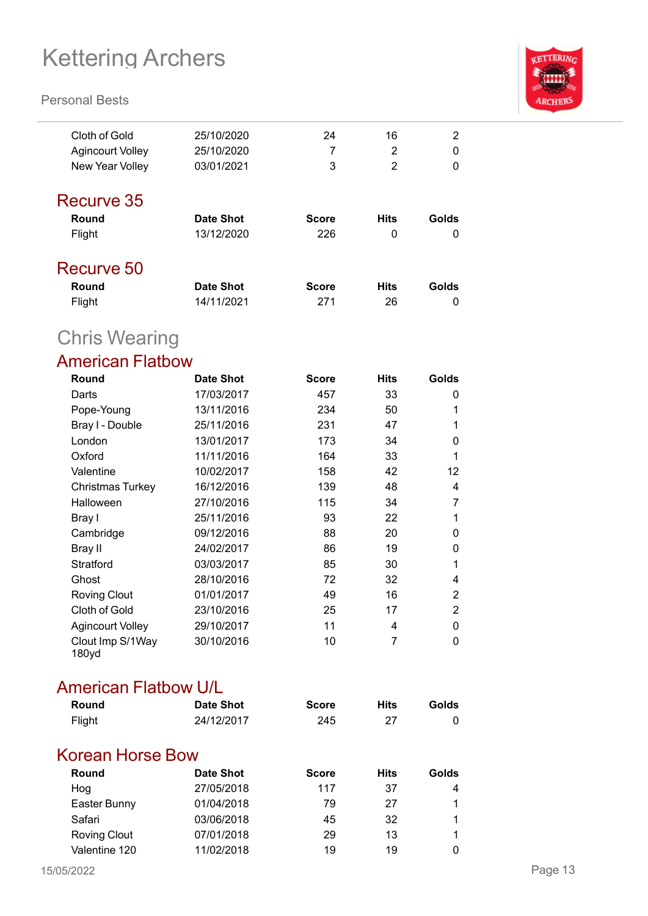| | | | | |
|---|---|---|---|---|
| Cloth of Gold | 25/10/2020 | 24 | 16 | 2 |
| Agincourt Volley | 25/10/2020 | 7 | 2 | 0 |
| New Year Volley | 03/01/2021 | 3 | 2 | 0 |

### Recurve 35

| Round | Date Shot | Score | Hits | Golds |
|---|---|---|---|---|
| Flight | 13/12/2020 | 226 | 0 | 0 |

### Recurve 50

| Round | Date Shot | Score | Hits | Golds |
|---|---|---|---|---|
| Flight | 14/11/2021 | 271 | 26 | 0 |

## Chris Wearing

### American Flatbow

| Round | Date Shot | Score | Hits | Golds |
|---|---|---|---|---|
| Darts | 17/03/2017 | 457 | 33 | 0 |
| Pope-Young | 13/11/2016 | 234 | 50 | 1 |
| Bray I - Double | 25/11/2016 | 231 | 47 | 1 |
| London | 13/01/2017 | 173 | 34 | 0 |
| Oxford | 11/11/2016 | 164 | 33 | 1 |
| Valentine | 10/02/2017 | 158 | 42 | 12 |
| Christmas Turkey | 16/12/2016 | 139 | 48 | 4 |
| Halloween | 27/10/2016 | 115 | 34 | 7 |
| Bray I | 25/11/2016 | 93 | 22 | 1 |
| Cambridge | 09/12/2016 | 88 | 20 | 0 |
| Bray II | 24/02/2017 | 86 | 19 | 0 |
| Stratford | 03/03/2017 | 85 | 30 | 1 |
| Ghost | 28/10/2016 | 72 | 32 | 4 |
| Roving Clout | 01/01/2017 | 49 | 16 | 2 |
| Cloth of Gold | 23/10/2016 | 25 | 17 | 2 |
| Agincourt Volley | 29/10/2017 | 11 | 4 | 0 |
| Clout Imp S/1Way 180yd | 30/10/2016 | 10 | 7 | 0 |

### American Flatbow U/L

| Round | Date Shot | Score | Hits | Golds |
|---|---|---|---|---|
| Flight | 24/12/2017 | 245 | 27 | 0 |

### Korean Horse Bow

| Round | Date Shot | Score | Hits | Golds |
|---|---|---|---|---|
| Hog | 27/05/2018 | 117 | 37 | 4 |
| Easter Bunny | 01/04/2018 | 79 | 27 | 1 |
| Safari | 03/06/2018 | 45 | 32 | 1 |
| Roving Clout | 07/01/2018 | 29 | 13 | 1 |
| Valentine 120 | 11/02/2018 | 19 | 19 | 0 |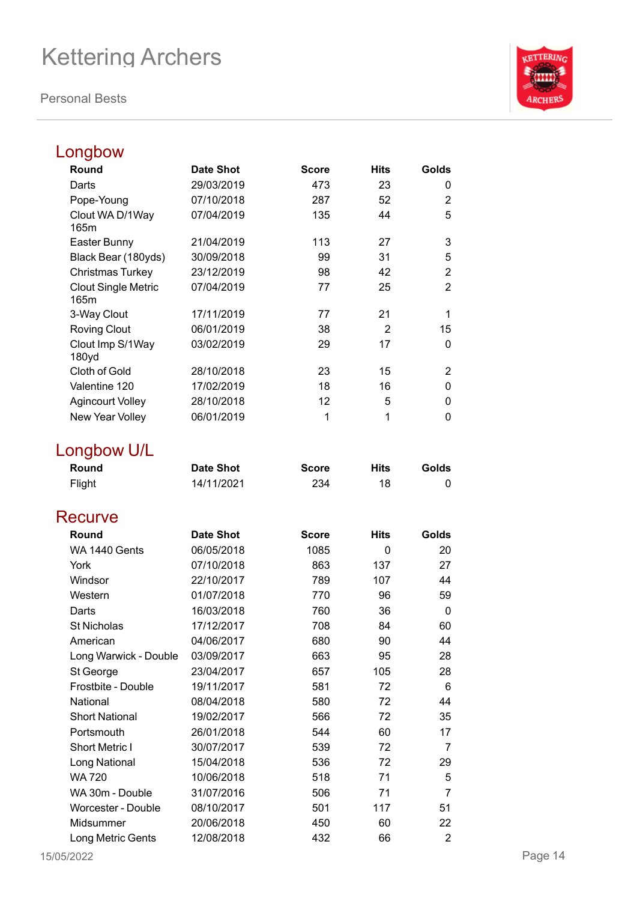# Kettering Archers

Personal Bests

## Longbow

| Round | Date Shot | Score | Hits | Golds |
|---|---|---|---|---|
| Darts | 29/03/2019 | 473 | 23 | 0 |
| Pope-Young | 07/10/2018 | 287 | 52 | 2 |
| Clout WA D/1Way 165m | 07/04/2019 | 135 | 44 | 5 |
| Easter Bunny | 21/04/2019 | 113 | 27 | 3 |
| Black Bear (180yds) | 30/09/2018 | 99 | 31 | 5 |
| Christmas Turkey | 23/12/2019 | 98 | 42 | 2 |
| Clout Single Metric 165m | 07/04/2019 | 77 | 25 | 2 |
| 3-Way Clout | 17/11/2019 | 77 | 21 | 1 |
| Roving Clout | 06/01/2019 | 38 | 2 | 15 |
| Clout Imp S/1Way 180yd | 03/02/2019 | 29 | 17 | 0 |
| Cloth of Gold | 28/10/2018 | 23 | 15 | 2 |
| Valentine 120 | 17/02/2019 | 18 | 16 | 0 |
| Agincourt Volley | 28/10/2018 | 12 | 5 | 0 |
| New Year Volley | 06/01/2019 | 1 | 1 | 0 |

## Longbow U/L

| Round | Date Shot | Score | Hits | Golds |
|---|---|---|---|---|
| Flight | 14/11/2021 | 234 | 18 | 0 |

## Recurve

| Round | Date Shot | Score | Hits | Golds |
|---|---|---|---|---|
| WA 1440 Gents | 06/05/2018 | 1085 | 0 | 20 |
| York | 07/10/2018 | 863 | 137 | 27 |
| Windsor | 22/10/2017 | 789 | 107 | 44 |
| Western | 01/07/2018 | 770 | 96 | 59 |
| Darts | 16/03/2018 | 760 | 36 | 0 |
| St Nicholas | 17/12/2017 | 708 | 84 | 60 |
| American | 04/06/2017 | 680 | 90 | 44 |
| Long Warwick - Double | 03/09/2017 | 663 | 95 | 28 |
| St George | 23/04/2017 | 657 | 105 | 28 |
| Frostbite - Double | 19/11/2017 | 581 | 72 | 6 |
| National | 08/04/2018 | 580 | 72 | 44 |
| Short National | 19/02/2017 | 566 | 72 | 35 |
| Portsmouth | 26/01/2018 | 544 | 60 | 17 |
| Short Metric I | 30/07/2017 | 539 | 72 | 7 |
| Long National | 15/04/2018 | 536 | 72 | 29 |
| WA 720 | 10/06/2018 | 518 | 71 | 5 |
| WA 30m - Double | 31/07/2016 | 506 | 71 | 7 |
| Worcester - Double | 08/10/2017 | 501 | 117 | 51 |
| Midsummer | 20/06/2018 | 450 | 60 | 22 |
| Long Metric Gents | 12/08/2018 | 432 | 66 | 2 |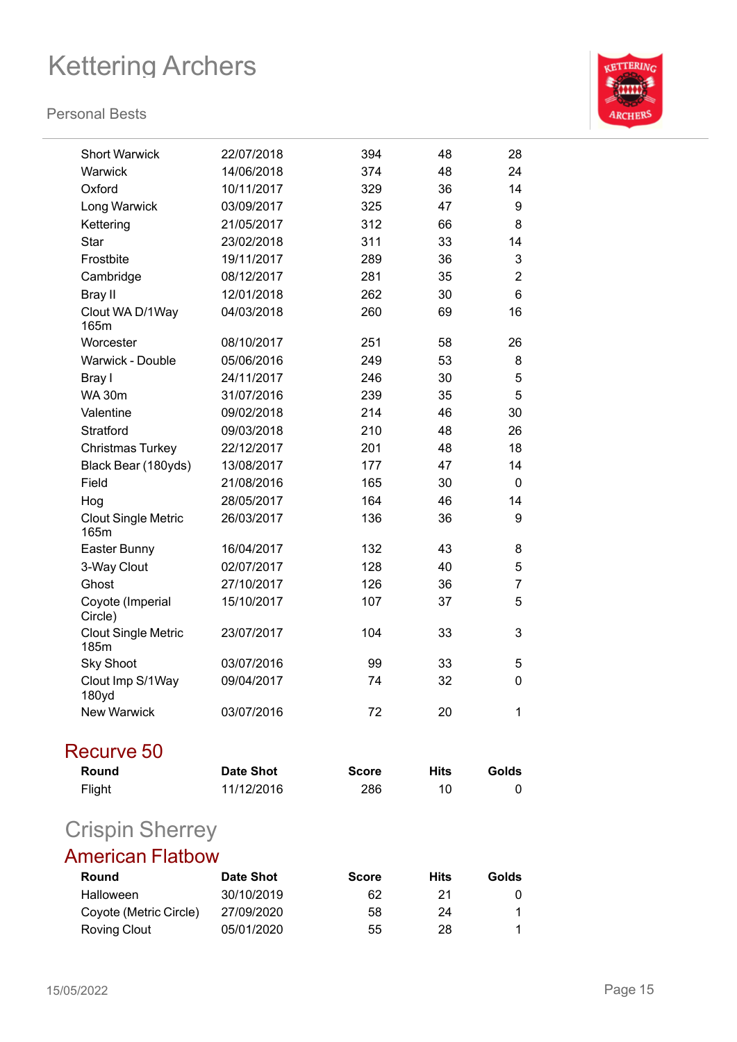| Round | Date Shot | Score | Hits | Golds |
|---|---|---|---|---|
| Short Warwick | 22/07/2018 | 394 | 48 | 28 |
| Warwick | 14/06/2018 | 374 | 48 | 24 |
| Oxford | 10/11/2017 | 329 | 36 | 14 |
| Long Warwick | 03/09/2017 | 325 | 47 | 9 |
| Kettering | 21/05/2017 | 312 | 66 | 8 |
| Star | 23/02/2018 | 311 | 33 | 14 |
| Frostbite | 19/11/2017 | 289 | 36 | 3 |
| Cambridge | 08/12/2017 | 281 | 35 | 2 |
| Bray II | 12/01/2018 | 262 | 30 | 6 |
| Clout WA D/1Way 165m | 04/03/2018 | 260 | 69 | 16 |
| Worcester | 08/10/2017 | 251 | 58 | 26 |
| Warwick - Double | 05/06/2016 | 249 | 53 | 8 |
| Bray I | 24/11/2017 | 246 | 30 | 5 |
| WA 30m | 31/07/2016 | 239 | 35 | 5 |
| Valentine | 09/02/2018 | 214 | 46 | 30 |
| Stratford | 09/03/2018 | 210 | 48 | 26 |
| Christmas Turkey | 22/12/2017 | 201 | 48 | 18 |
| Black Bear (180yds) | 13/08/2017 | 177 | 47 | 14 |
| Field | 21/08/2016 | 165 | 30 | 0 |
| Hog | 28/05/2017 | 164 | 46 | 14 |
| Clout Single Metric 165m | 26/03/2017 | 136 | 36 | 9 |
| Easter Bunny | 16/04/2017 | 132 | 43 | 8 |
| 3-Way Clout | 02/07/2017 | 128 | 40 | 5 |
| Ghost | 27/10/2017 | 126 | 36 | 7 |
| Coyote (Imperial Circle) | 15/10/2017 | 107 | 37 | 5 |
| Clout Single Metric 185m | 23/07/2017 | 104 | 33 | 3 |
| Sky Shoot | 03/07/2016 | 99 | 33 | 5 |
| Clout Imp S/1Way 180yd | 09/04/2017 | 74 | 32 | 0 |
| New Warwick | 03/07/2016 | 72 | 20 | 1 |

## Recurve 50

| Round | Date Shot | Score | Hits | Golds |
|---|---|---|---|---|
| Flight | 11/12/2016 | 286 | 10 | 0 |

# Crispin Sherrey

## American Flatbow

| Round | Date Shot | Score | Hits | Golds |
|---|---|---|---|---|
| Halloween | 30/10/2019 | 62 | 21 | 0 |
| Coyote (Metric Circle) | 27/09/2020 | 58 | 24 | 1 |
| Roving Clout | 05/01/2020 | 55 | 28 | 1 |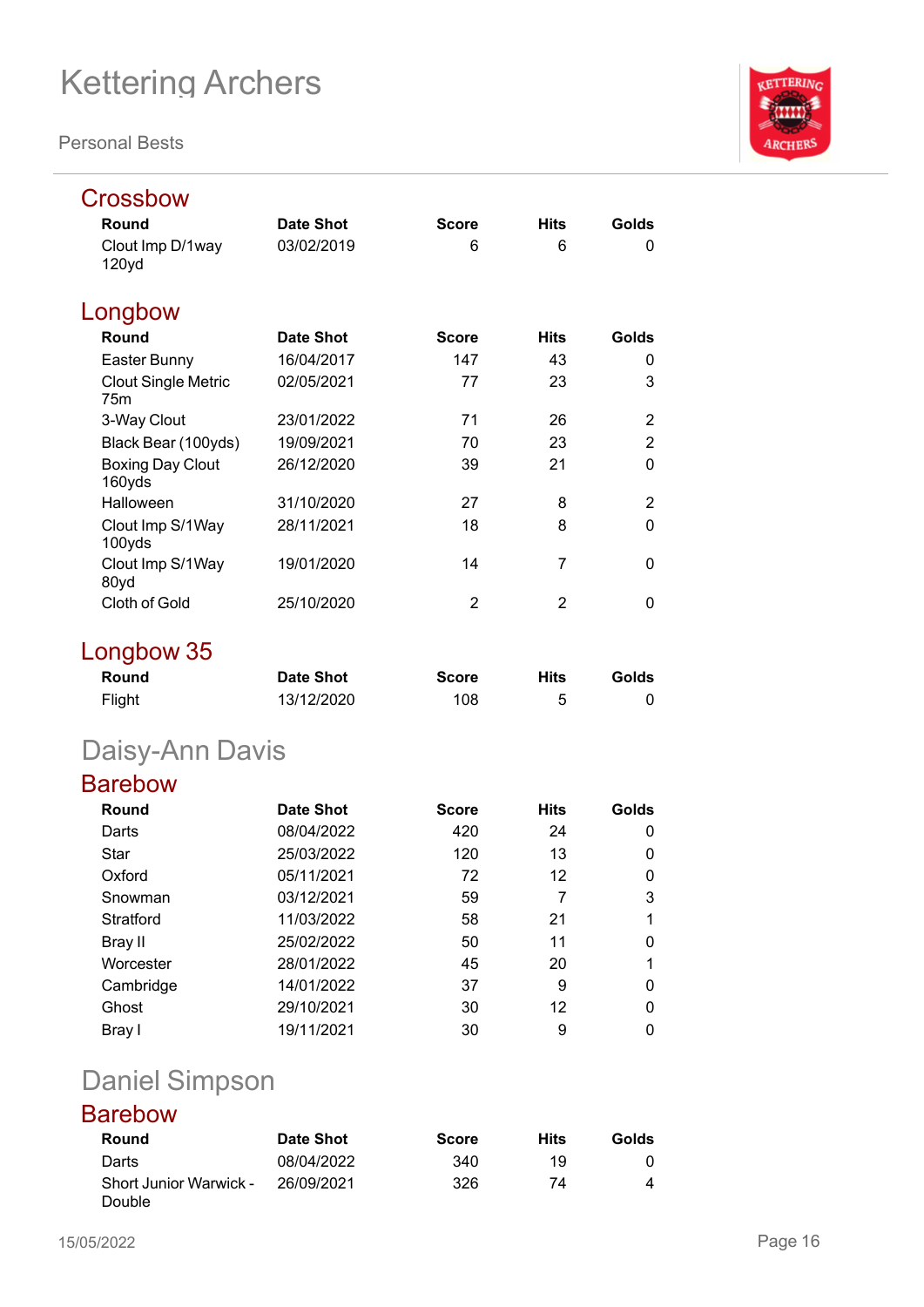## Crossbow

| Round | Date Shot | Score | Hits | Golds |
|---|---|---|---|---|
| Clout Imp D/1way 120yd | 03/02/2019 | 6 | 6 | 0 |

## Longbow

| Round | Date Shot | Score | Hits | Golds |
|---|---|---|---|---|
| Easter Bunny | 16/04/2017 | 147 | 43 | 0 |
| Clout Single Metric 75m | 02/05/2021 | 77 | 23 | 3 |
| 3-Way Clout | 23/01/2022 | 71 | 26 | 2 |
| Black Bear (100yds) | 19/09/2021 | 70 | 23 | 2 |
| Boxing Day Clout 160yds | 26/12/2020 | 39 | 21 | 0 |
| Halloween | 31/10/2020 | 27 | 8 | 2 |
| Clout Imp S/1Way 100yds | 28/11/2021 | 18 | 8 | 0 |
| Clout Imp S/1Way 80yd | 19/01/2020 | 14 | 7 | 0 |
| Cloth of Gold | 25/10/2020 | 2 | 2 | 0 |

## Longbow 35

| Round | Date Shot | Score | Hits | Golds |
|---|---|---|---|---|
| Flight | 13/12/2020 | 108 | 5 | 0 |

# Daisy-Ann Davis

## Barebow

| Round | Date Shot | Score | Hits | Golds |
|---|---|---|---|---|
| Darts | 08/04/2022 | 420 | 24 | 0 |
| Star | 25/03/2022 | 120 | 13 | 0 |
| Oxford | 05/11/2021 | 72 | 12 | 0 |
| Snowman | 03/12/2021 | 59 | 7 | 3 |
| Stratford | 11/03/2022 | 58 | 21 | 1 |
| Bray II | 25/02/2022 | 50 | 11 | 0 |
| Worcester | 28/01/2022 | 45 | 20 | 1 |
| Cambridge | 14/01/2022 | 37 | 9 | 0 |
| Ghost | 29/10/2021 | 30 | 12 | 0 |
| Bray I | 19/11/2021 | 30 | 9 | 0 |

# Daniel Simpson

## Barebow

| Round | Date Shot | Score | Hits | Golds |
|---|---|---|---|---|
| Darts | 08/04/2022 | 340 | 19 | 0 |
| Short Junior Warwick - Double | 26/09/2021 | 326 | 74 | 4 |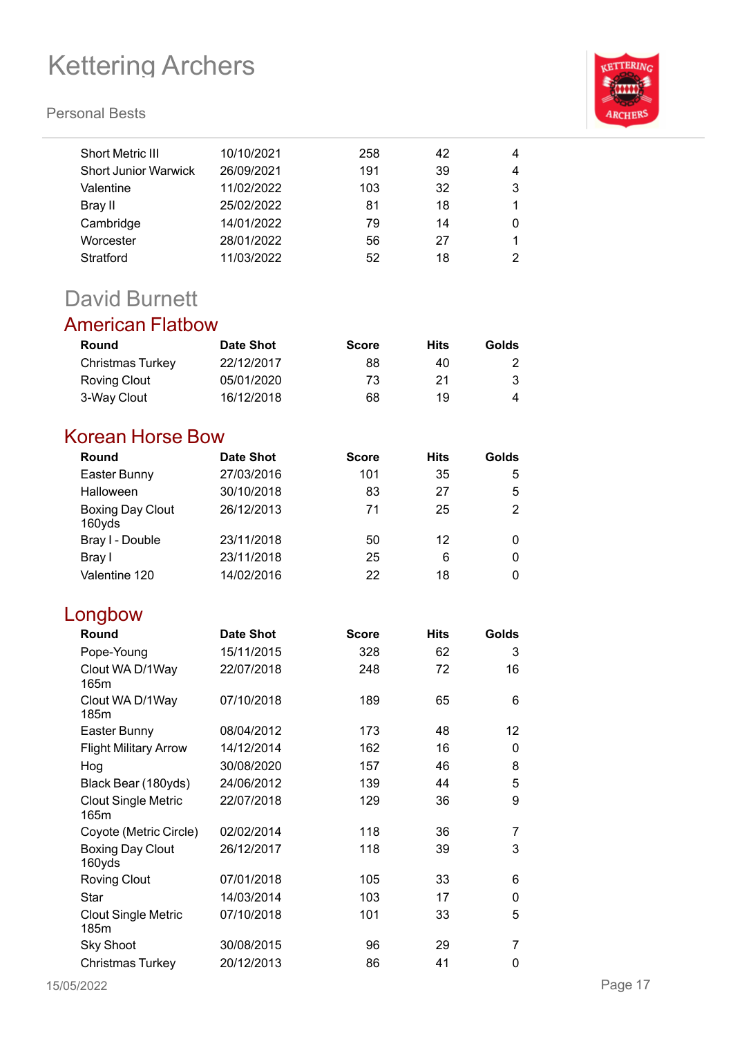| | | | | |
|---|---|---|---|---|
| Short Metric III | 10/10/2021 | 258 | 42 | 4 |
| Short Junior Warwick | 26/09/2021 | 191 | 39 | 4 |
| Valentine | 11/02/2022 | 103 | 32 | 3 |
| Bray II | 25/02/2022 | 81 | 18 | 1 |
| Cambridge | 14/01/2022 | 79 | 14 | 0 |
| Worcester | 28/01/2022 | 56 | 27 | 1 |
| Stratford | 11/03/2022 | 52 | 18 | 2 |

# David Burnett

## American Flatbow

| Round | Date Shot | Score | Hits | Golds |
|---|---|---|---|---|
| Christmas Turkey | 22/12/2017 | 88 | 40 | 2 |
| Roving Clout | 05/01/2020 | 73 | 21 | 3 |
| 3-Way Clout | 16/12/2018 | 68 | 19 | 4 |

## Korean Horse Bow

| Round | Date Shot | Score | Hits | Golds |
|---|---|---|---|---|
| Easter Bunny | 27/03/2016 | 101 | 35 | 5 |
| Halloween | 30/10/2018 | 83 | 27 | 5 |
| Boxing Day Clout 160yds | 26/12/2013 | 71 | 25 | 2 |
| Bray I - Double | 23/11/2018 | 50 | 12 | 0 |
| Bray I | 23/11/2018 | 25 | 6 | 0 |
| Valentine 120 | 14/02/2016 | 22 | 18 | 0 |

## Longbow

| Round | Date Shot | Score | Hits | Golds |
|---|---|---|---|---|
| Pope-Young | 15/11/2015 | 328 | 62 | 3 |
| Clout WA D/1Way 165m | 22/07/2018 | 248 | 72 | 16 |
| Clout WA D/1Way 185m | 07/10/2018 | 189 | 65 | 6 |
| Easter Bunny | 08/04/2012 | 173 | 48 | 12 |
| Flight Military Arrow | 14/12/2014 | 162 | 16 | 0 |
| Hog | 30/08/2020 | 157 | 46 | 8 |
| Black Bear (180yds) | 24/06/2012 | 139 | 44 | 5 |
| Clout Single Metric 165m | 22/07/2018 | 129 | 36 | 9 |
| Coyote (Metric Circle) | 02/02/2014 | 118 | 36 | 7 |
| Boxing Day Clout 160yds | 26/12/2017 | 118 | 39 | 3 |
| Roving Clout | 07/01/2018 | 105 | 33 | 6 |
| Star | 14/03/2014 | 103 | 17 | 0 |
| Clout Single Metric 185m | 07/10/2018 | 101 | 33 | 5 |
| Sky Shoot | 30/08/2015 | 96 | 29 | 7 |
| Christmas Turkey | 20/12/2013 | 86 | 41 | 0 |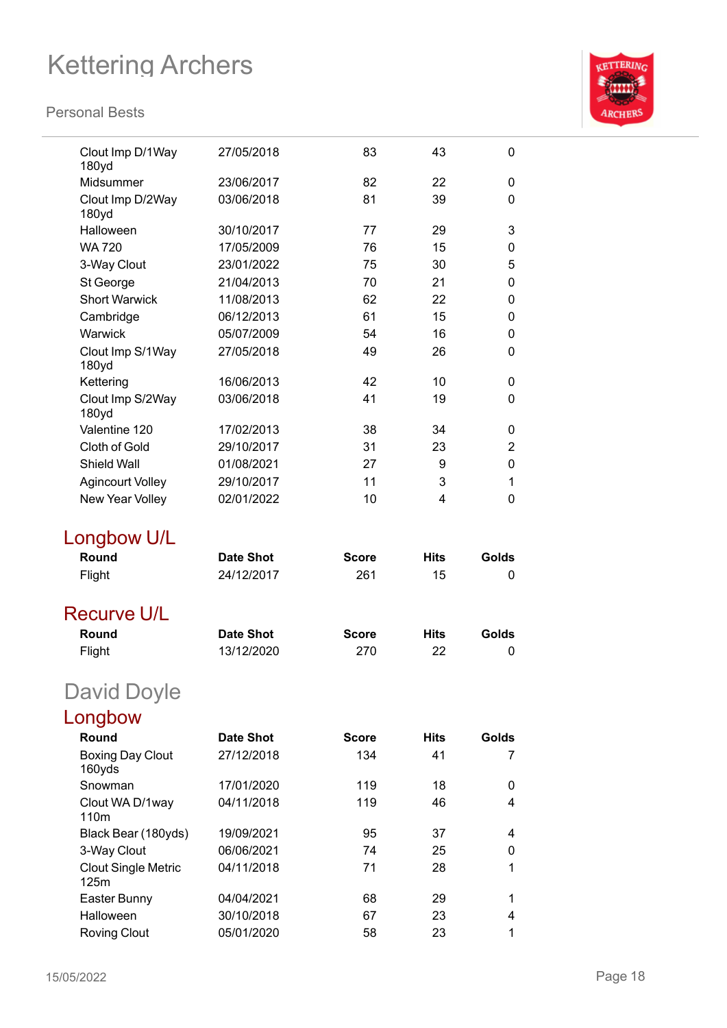| Round | Date Shot | Score | Hits | Golds |
|---|---|---|---|---|
| Clout Imp D/1Way 180yd | 27/05/2018 | 83 | 43 | 0 |
| Midsummer | 23/06/2017 | 82 | 22 | 0 |
| Clout Imp D/2Way 180yd | 03/06/2018 | 81 | 39 | 0 |
| Halloween | 30/10/2017 | 77 | 29 | 3 |
| WA 720 | 17/05/2009 | 76 | 15 | 0 |
| 3-Way Clout | 23/01/2022 | 75 | 30 | 5 |
| St George | 21/04/2013 | 70 | 21 | 0 |
| Short Warwick | 11/08/2013 | 62 | 22 | 0 |
| Cambridge | 06/12/2013 | 61 | 15 | 0 |
| Warwick | 05/07/2009 | 54 | 16 | 0 |
| Clout Imp S/1Way 180yd | 27/05/2018 | 49 | 26 | 0 |
| Kettering | 16/06/2013 | 42 | 10 | 0 |
| Clout Imp S/2Way 180yd | 03/06/2018 | 41 | 19 | 0 |
| Valentine 120 | 17/02/2013 | 38 | 34 | 0 |
| Cloth of Gold | 29/10/2017 | 31 | 23 | 2 |
| Shield Wall | 01/08/2021 | 27 | 9 | 0 |
| Agincourt Volley | 29/10/2017 | 11 | 3 | 1 |
| New Year Volley | 02/01/2022 | 10 | 4 | 0 |

## Longbow U/L

| Round | Date Shot | Score | Hits | Golds |
|---|---|---|---|---|
| Flight | 24/12/2017 | 261 | 15 | 0 |

## Recurve U/L

| Round | Date Shot | Score | Hits | Golds |
|---|---|---|---|---|
| Flight | 13/12/2020 | 270 | 22 | 0 |

# David Doyle

## Longbow

| Round | Date Shot | Score | Hits | Golds |
|---|---|---|---|---|
| Boxing Day Clout 160yds | 27/12/2018 | 134 | 41 | 7 |
| Snowman | 17/01/2020 | 119 | 18 | 0 |
| Clout WA D/1way 110m | 04/11/2018 | 119 | 46 | 4 |
| Black Bear (180yds) | 19/09/2021 | 95 | 37 | 4 |
| 3-Way Clout | 06/06/2021 | 74 | 25 | 0 |
| Clout Single Metric 125m | 04/11/2018 | 71 | 28 | 1 |
| Easter Bunny | 04/04/2021 | 68 | 29 | 1 |
| Halloween | 30/10/2018 | 67 | 23 | 4 |
| Roving Clout | 05/01/2020 | 58 | 23 | 1 |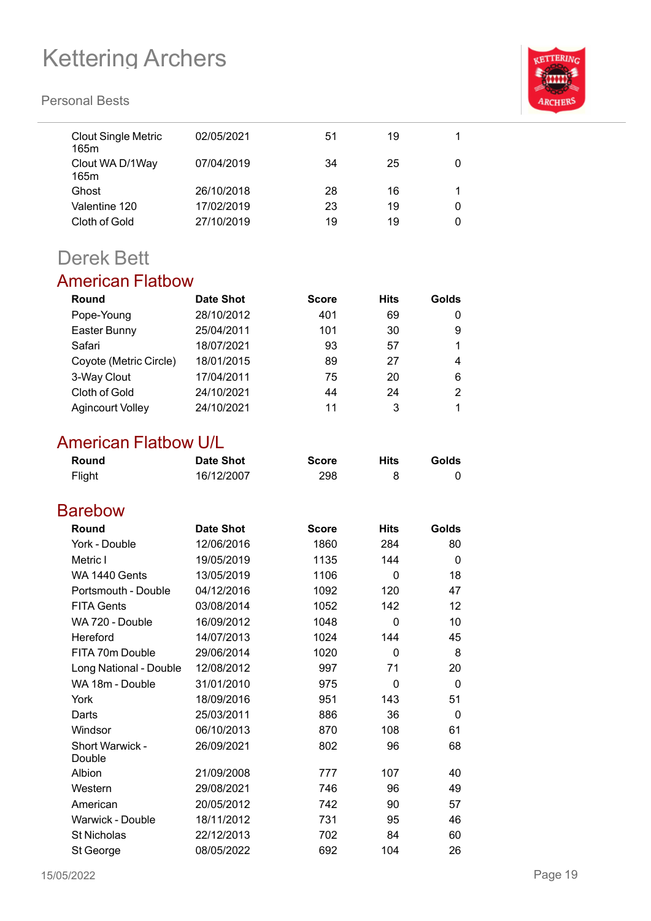| Round | Date Shot | Score | Hits | Golds |
|---|---|---|---|---|
| Clout Single Metric 165m | 02/05/2021 | 51 | 19 | 1 |
| Clout WA D/1Way 165m | 07/04/2019 | 34 | 25 | 0 |
| Ghost | 26/10/2018 | 28 | 16 | 1 |
| Valentine 120 | 17/02/2019 | 23 | 19 | 0 |
| Cloth of Gold | 27/10/2019 | 19 | 19 | 0 |

# Derek Bett

## American Flatbow

| Round | Date Shot | Score | Hits | Golds |
|---|---|---|---|---|
| Pope-Young | 28/10/2012 | 401 | 69 | 0 |
| Easter Bunny | 25/04/2011 | 101 | 30 | 9 |
| Safari | 18/07/2021 | 93 | 57 | 1 |
| Coyote (Metric Circle) | 18/01/2015 | 89 | 27 | 4 |
| 3-Way Clout | 17/04/2011 | 75 | 20 | 6 |
| Cloth of Gold | 24/10/2021 | 44 | 24 | 2 |
| Agincourt Volley | 24/10/2021 | 11 | 3 | 1 |

## American Flatbow U/L

| Round | Date Shot | Score | Hits | Golds |
|---|---|---|---|---|
| Flight | 16/12/2007 | 298 | 8 | 0 |

## Barebow

| Round | Date Shot | Score | Hits | Golds |
|---|---|---|---|---|
| York - Double | 12/06/2016 | 1860 | 284 | 80 |
| Metric I | 19/05/2019 | 1135 | 144 | 0 |
| WA 1440 Gents | 13/05/2019 | 1106 | 0 | 18 |
| Portsmouth - Double | 04/12/2016 | 1092 | 120 | 47 |
| FITA Gents | 03/08/2014 | 1052 | 142 | 12 |
| WA 720 - Double | 16/09/2012 | 1048 | 0 | 10 |
| Hereford | 14/07/2013 | 1024 | 144 | 45 |
| FITA 70m Double | 29/06/2014 | 1020 | 0 | 8 |
| Long National - Double | 12/08/2012 | 997 | 71 | 20 |
| WA 18m - Double | 31/01/2010 | 975 | 0 | 0 |
| York | 18/09/2016 | 951 | 143 | 51 |
| Darts | 25/03/2011 | 886 | 36 | 0 |
| Windsor | 06/10/2013 | 870 | 108 | 61 |
| Short Warwick - Double | 26/09/2021 | 802 | 96 | 68 |
| Albion | 21/09/2008 | 777 | 107 | 40 |
| Western | 29/08/2021 | 746 | 96 | 49 |
| American | 20/05/2012 | 742 | 90 | 57 |
| Warwick - Double | 18/11/2012 | 731 | 95 | 46 |
| St Nicholas | 22/12/2013 | 702 | 84 | 60 |
| St George | 08/05/2022 | 692 | 104 | 26 |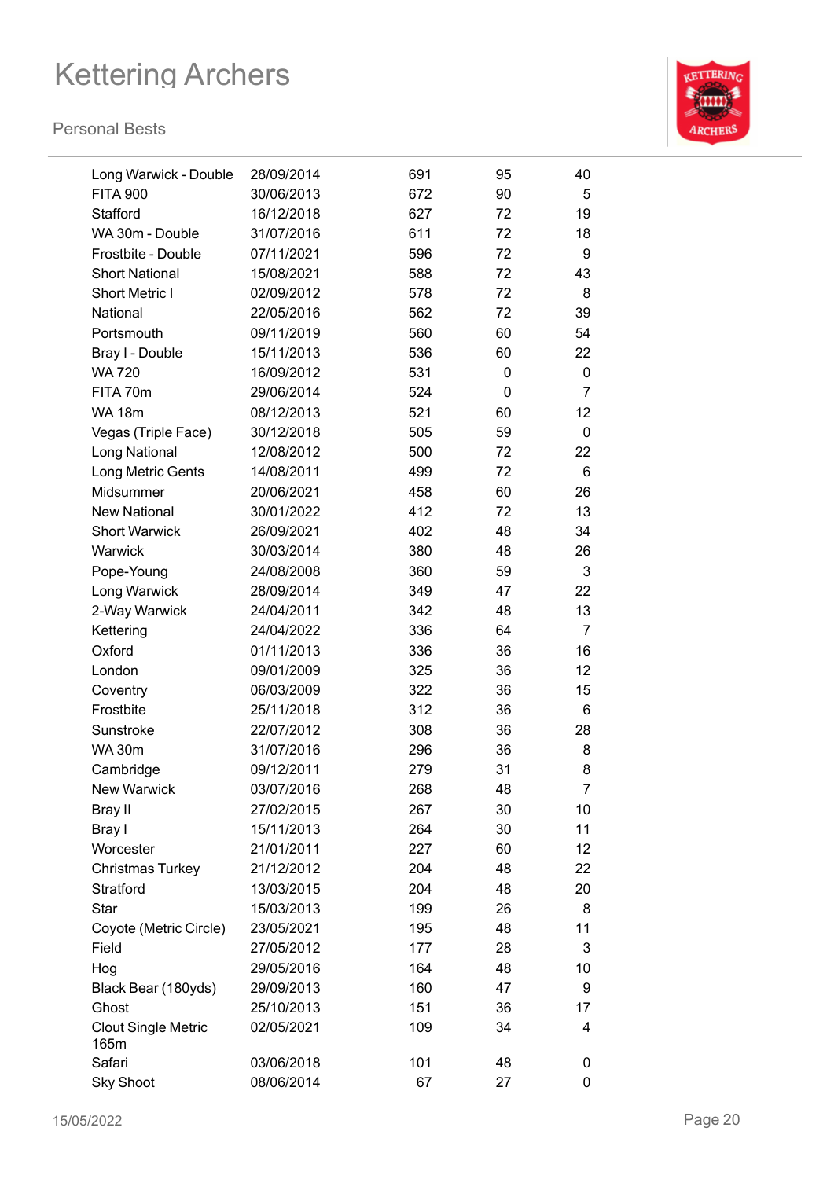# Kettering Archers

Personal Bests

| | | | | |
|---|---|---|---|---|
| Long Warwick - Double | 28/09/2014 | 691 | 95 | 40 |
| FITA 900 | 30/06/2013 | 672 | 90 | 5 |
| Stafford | 16/12/2018 | 627 | 72 | 19 |
| WA 30m - Double | 31/07/2016 | 611 | 72 | 18 |
| Frostbite - Double | 07/11/2021 | 596 | 72 | 9 |
| Short National | 15/08/2021 | 588 | 72 | 43 |
| Short Metric I | 02/09/2012 | 578 | 72 | 8 |
| National | 22/05/2016 | 562 | 72 | 39 |
| Portsmouth | 09/11/2019 | 560 | 60 | 54 |
| Bray I - Double | 15/11/2013 | 536 | 60 | 22 |
| WA 720 | 16/09/2012 | 531 | 0 | 0 |
| FITA 70m | 29/06/2014 | 524 | 0 | 7 |
| WA 18m | 08/12/2013 | 521 | 60 | 12 |
| Vegas (Triple Face) | 30/12/2018 | 505 | 59 | 0 |
| Long National | 12/08/2012 | 500 | 72 | 22 |
| Long Metric Gents | 14/08/2011 | 499 | 72 | 6 |
| Midsummer | 20/06/2021 | 458 | 60 | 26 |
| New National | 30/01/2022 | 412 | 72 | 13 |
| Short Warwick | 26/09/2021 | 402 | 48 | 34 |
| Warwick | 30/03/2014 | 380 | 48 | 26 |
| Pope-Young | 24/08/2008 | 360 | 59 | 3 |
| Long Warwick | 28/09/2014 | 349 | 47 | 22 |
| 2-Way Warwick | 24/04/2011 | 342 | 48 | 13 |
| Kettering | 24/04/2022 | 336 | 64 | 7 |
| Oxford | 01/11/2013 | 336 | 36 | 16 |
| London | 09/01/2009 | 325 | 36 | 12 |
| Coventry | 06/03/2009 | 322 | 36 | 15 |
| Frostbite | 25/11/2018 | 312 | 36 | 6 |
| Sunstroke | 22/07/2012 | 308 | 36 | 28 |
| WA 30m | 31/07/2016 | 296 | 36 | 8 |
| Cambridge | 09/12/2011 | 279 | 31 | 8 |
| New Warwick | 03/07/2016 | 268 | 48 | 7 |
| Bray II | 27/02/2015 | 267 | 30 | 10 |
| Bray I | 15/11/2013 | 264 | 30 | 11 |
| Worcester | 21/01/2011 | 227 | 60 | 12 |
| Christmas Turkey | 21/12/2012 | 204 | 48 | 22 |
| Stratford | 13/03/2015 | 204 | 48 | 20 |
| Star | 15/03/2013 | 199 | 26 | 8 |
| Coyote (Metric Circle) | 23/05/2021 | 195 | 48 | 11 |
| Field | 27/05/2012 | 177 | 28 | 3 |
| Hog | 29/05/2016 | 164 | 48 | 10 |
| Black Bear (180yds) | 29/09/2013 | 160 | 47 | 9 |
| Ghost | 25/10/2013 | 151 | 36 | 17 |
| Clout Single Metric 165m | 02/05/2021 | 109 | 34 | 4 |
| Safari | 03/06/2018 | 101 | 48 | 0 |
| Sky Shoot | 08/06/2014 | 67 | 27 | 0 |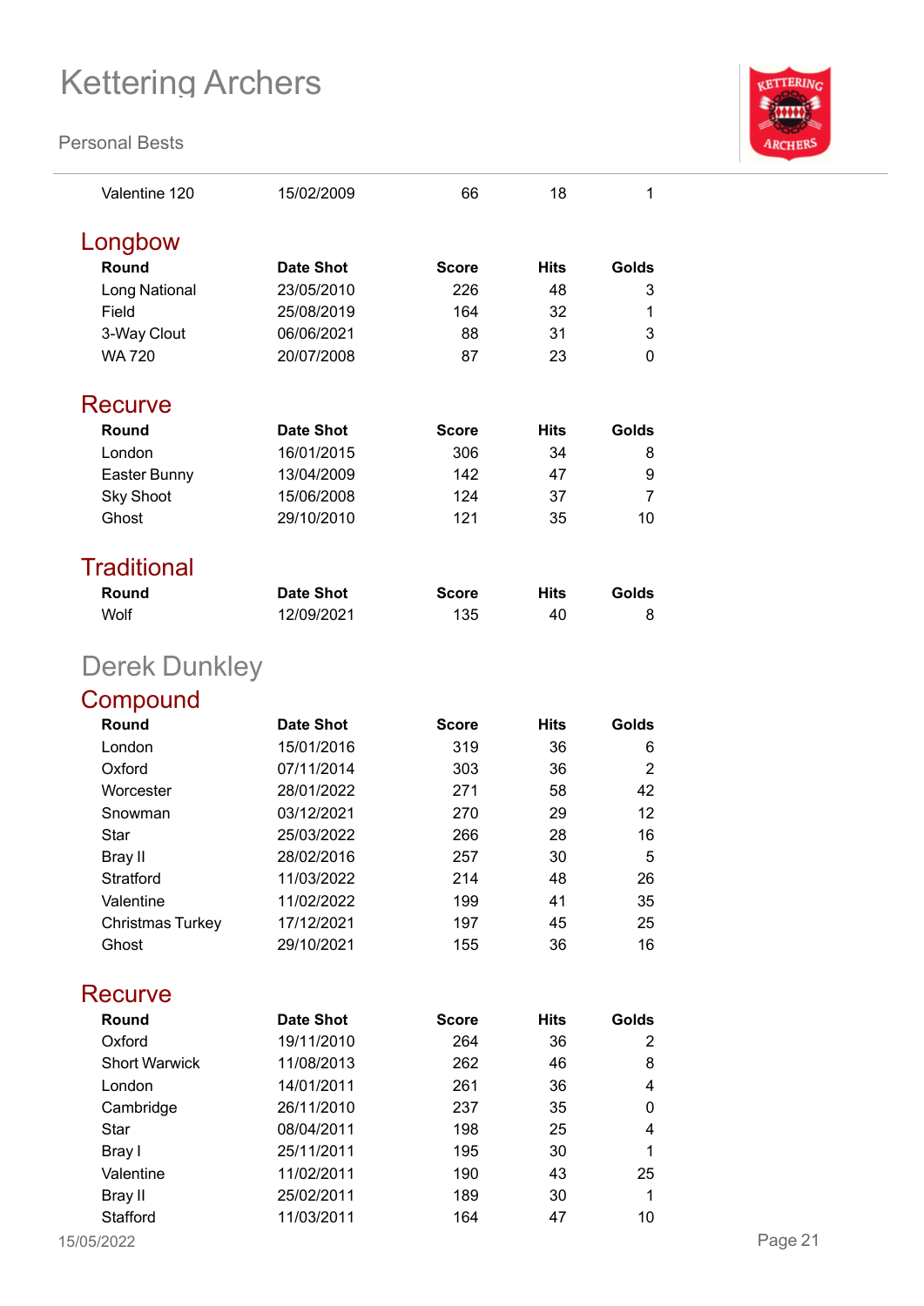| Valentine 120 | 15/02/2009 | 66 | 18 | 1 |
|---|---|---|---|---|

## Longbow

| Round | Date Shot | Score | Hits | Golds |
|---|---|---|---|---|
| Long National | 23/05/2010 | 226 | 48 | 3 |
| Field | 25/08/2019 | 164 | 32 | 1 |
| 3-Way Clout | 06/06/2021 | 88 | 31 | 3 |
| WA 720 | 20/07/2008 | 87 | 23 | 0 |

## Recurve

| Round | Date Shot | Score | Hits | Golds |
|---|---|---|---|---|
| London | 16/01/2015 | 306 | 34 | 8 |
| Easter Bunny | 13/04/2009 | 142 | 47 | 9 |
| Sky Shoot | 15/06/2008 | 124 | 37 | 7 |
| Ghost | 29/10/2010 | 121 | 35 | 10 |

## Traditional

| Round | Date Shot | Score | Hits | Golds |
|---|---|---|---|---|
| Wolf | 12/09/2021 | 135 | 40 | 8 |

# Derek Dunkley

## Compound

| Round | Date Shot | Score | Hits | Golds |
|---|---|---|---|---|
| London | 15/01/2016 | 319 | 36 | 6 |
| Oxford | 07/11/2014 | 303 | 36 | 2 |
| Worcester | 28/01/2022 | 271 | 58 | 42 |
| Snowman | 03/12/2021 | 270 | 29 | 12 |
| Star | 25/03/2022 | 266 | 28 | 16 |
| Bray II | 28/02/2016 | 257 | 30 | 5 |
| Stratford | 11/03/2022 | 214 | 48 | 26 |
| Valentine | 11/02/2022 | 199 | 41 | 35 |
| Christmas Turkey | 17/12/2021 | 197 | 45 | 25 |
| Ghost | 29/10/2021 | 155 | 36 | 16 |

## Recurve

| Round | Date Shot | Score | Hits | Golds |
|---|---|---|---|---|
| Oxford | 19/11/2010 | 264 | 36 | 2 |
| Short Warwick | 11/08/2013 | 262 | 46 | 8 |
| London | 14/01/2011 | 261 | 36 | 4 |
| Cambridge | 26/11/2010 | 237 | 35 | 0 |
| Star | 08/04/2011 | 198 | 25 | 4 |
| Bray I | 25/11/2011 | 195 | 30 | 1 |
| Valentine | 11/02/2011 | 190 | 43 | 25 |
| Bray II | 25/02/2011 | 189 | 30 | 1 |
| Stafford | 11/03/2011 | 164 | 47 | 10 |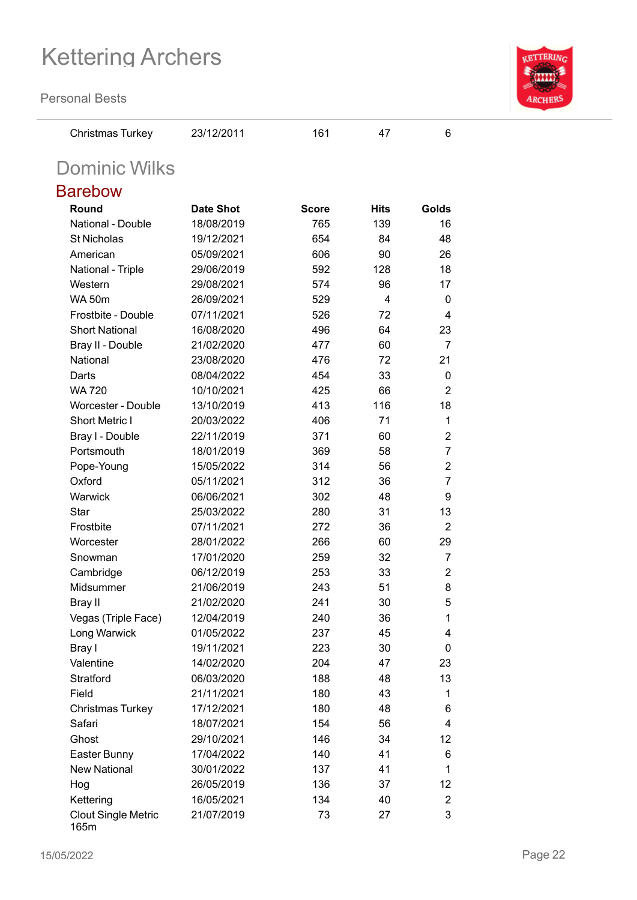| Christmas Turkey | 23/12/2011 | 161 | 47 | 6 |
|---|---|---|---|---|

## Dominic Wilks

### Barebow

| Round | Date Shot | Score | Hits | Golds |
|---|---|---|---|---|
| National - Double | 18/08/2019 | 765 | 139 | 16 |
| St Nicholas | 19/12/2021 | 654 | 84 | 48 |
| American | 05/09/2021 | 606 | 90 | 26 |
| National - Triple | 29/06/2019 | 592 | 128 | 18 |
| Western | 29/08/2021 | 574 | 96 | 17 |
| WA 50m | 26/09/2021 | 529 | 4 | 0 |
| Frostbite - Double | 07/11/2021 | 526 | 72 | 4 |
| Short National | 16/08/2020 | 496 | 64 | 23 |
| Bray II - Double | 21/02/2020 | 477 | 60 | 7 |
| National | 23/08/2020 | 476 | 72 | 21 |
| Darts | 08/04/2022 | 454 | 33 | 0 |
| WA 720 | 10/10/2021 | 425 | 66 | 2 |
| Worcester - Double | 13/10/2019 | 413 | 116 | 18 |
| Short Metric I | 20/03/2022 | 406 | 71 | 1 |
| Bray I - Double | 22/11/2019 | 371 | 60 | 2 |
| Portsmouth | 18/01/2019 | 369 | 58 | 7 |
| Pope-Young | 15/05/2022 | 314 | 56 | 2 |
| Oxford | 05/11/2021 | 312 | 36 | 7 |
| Warwick | 06/06/2021 | 302 | 48 | 9 |
| Star | 25/03/2022 | 280 | 31 | 13 |
| Frostbite | 07/11/2021 | 272 | 36 | 2 |
| Worcester | 28/01/2022 | 266 | 60 | 29 |
| Snowman | 17/01/2020 | 259 | 32 | 7 |
| Cambridge | 06/12/2019 | 253 | 33 | 2 |
| Midsummer | 21/06/2019 | 243 | 51 | 8 |
| Bray II | 21/02/2020 | 241 | 30 | 5 |
| Vegas (Triple Face) | 12/04/2019 | 240 | 36 | 1 |
| Long Warwick | 01/05/2022 | 237 | 45 | 4 |
| Bray I | 19/11/2021 | 223 | 30 | 0 |
| Valentine | 14/02/2020 | 204 | 47 | 23 |
| Stratford | 06/03/2020 | 188 | 48 | 13 |
| Field | 21/11/2021 | 180 | 43 | 1 |
| Christmas Turkey | 17/12/2021 | 180 | 48 | 6 |
| Safari | 18/07/2021 | 154 | 56 | 4 |
| Ghost | 29/10/2021 | 146 | 34 | 12 |
| Easter Bunny | 17/04/2022 | 140 | 41 | 6 |
| New National | 30/01/2022 | 137 | 41 | 1 |
| Hog | 26/05/2019 | 136 | 37 | 12 |
| Kettering | 16/05/2021 | 134 | 40 | 2 |
| Clout Single Metric 165m | 21/07/2019 | 73 | 27 | 3 |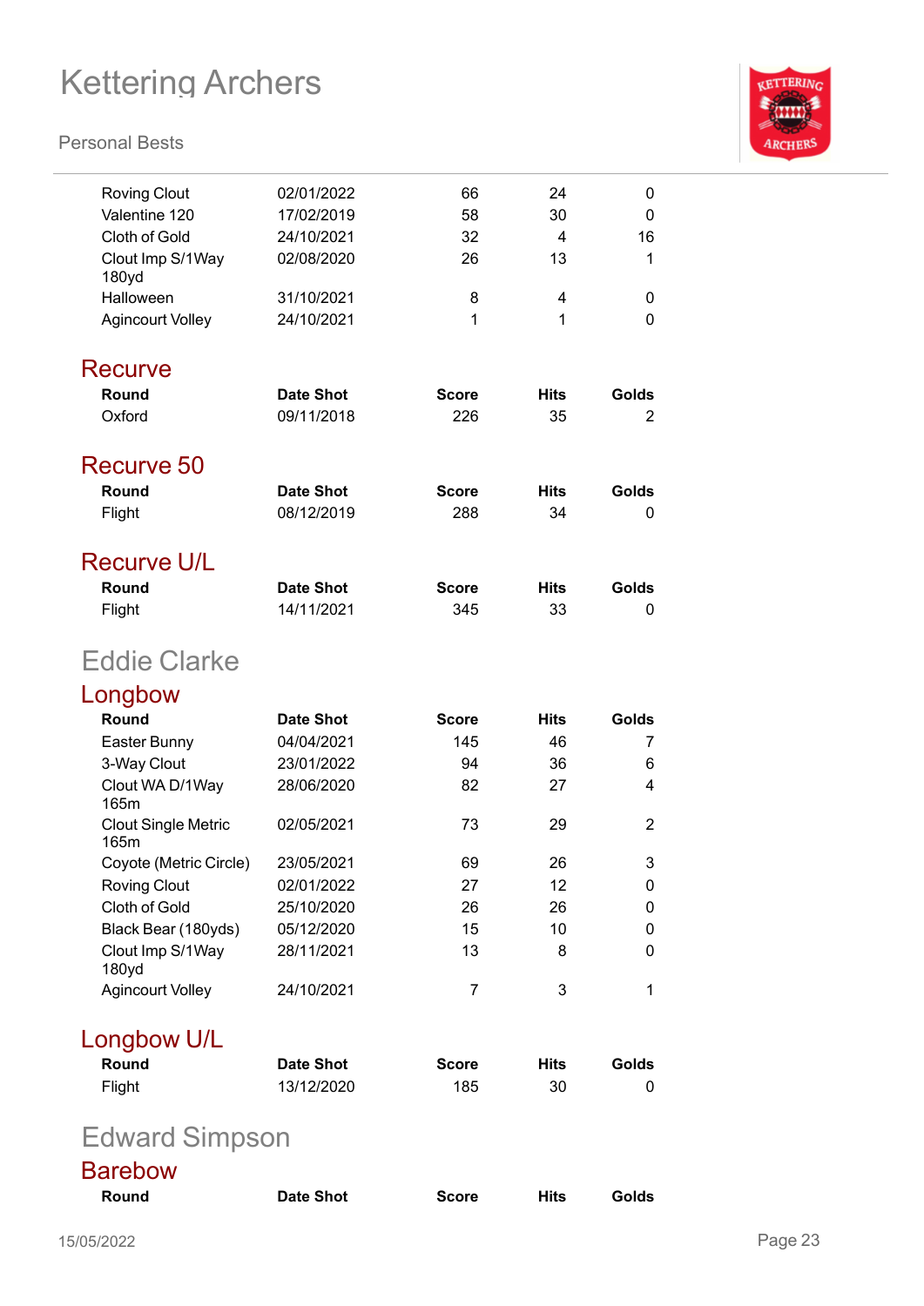| Round | Date Shot | Score | Hits | Golds |
|---|---|---|---|---|
| Roving Clout | 02/01/2022 | 66 | 24 | 0 |
| Valentine 120 | 17/02/2019 | 58 | 30 | 0 |
| Cloth of Gold | 24/10/2021 | 32 | 4 | 16 |
| Clout Imp S/1Way 180yd | 02/08/2020 | 26 | 13 | 1 |
| Halloween | 31/10/2021 | 8 | 4 | 0 |
| Agincourt Volley | 24/10/2021 | 1 | 1 | 0 |

### Recurve

| Round | Date Shot | Score | Hits | Golds |
|---|---|---|---|---|
| Oxford | 09/11/2018 | 226 | 35 | 2 |

### Recurve 50

| Round | Date Shot | Score | Hits | Golds |
|---|---|---|---|---|
| Flight | 08/12/2019 | 288 | 34 | 0 |

### Recurve U/L

| Round | Date Shot | Score | Hits | Golds |
|---|---|---|---|---|
| Flight | 14/11/2021 | 345 | 33 | 0 |

## Eddie Clarke

### Longbow

| Round | Date Shot | Score | Hits | Golds |
|---|---|---|---|---|
| Easter Bunny | 04/04/2021 | 145 | 46 | 7 |
| 3-Way Clout | 23/01/2022 | 94 | 36 | 6 |
| Clout WA D/1Way 165m | 28/06/2020 | 82 | 27 | 4 |
| Clout Single Metric 165m | 02/05/2021 | 73 | 29 | 2 |
| Coyote (Metric Circle) | 23/05/2021 | 69 | 26 | 3 |
| Roving Clout | 02/01/2022 | 27 | 12 | 0 |
| Cloth of Gold | 25/10/2020 | 26 | 26 | 0 |
| Black Bear (180yds) | 05/12/2020 | 15 | 10 | 0 |
| Clout Imp S/1Way 180yd | 28/11/2021 | 13 | 8 | 0 |
| Agincourt Volley | 24/10/2021 | 7 | 3 | 1 |

### Longbow U/L

| Round | Date Shot | Score | Hits | Golds |
|---|---|---|---|---|
| Flight | 13/12/2020 | 185 | 30 | 0 |

## Edward Simpson

### Barebow

| Round | Date Shot | Score | Hits | Golds |
|---|---|---|---|---|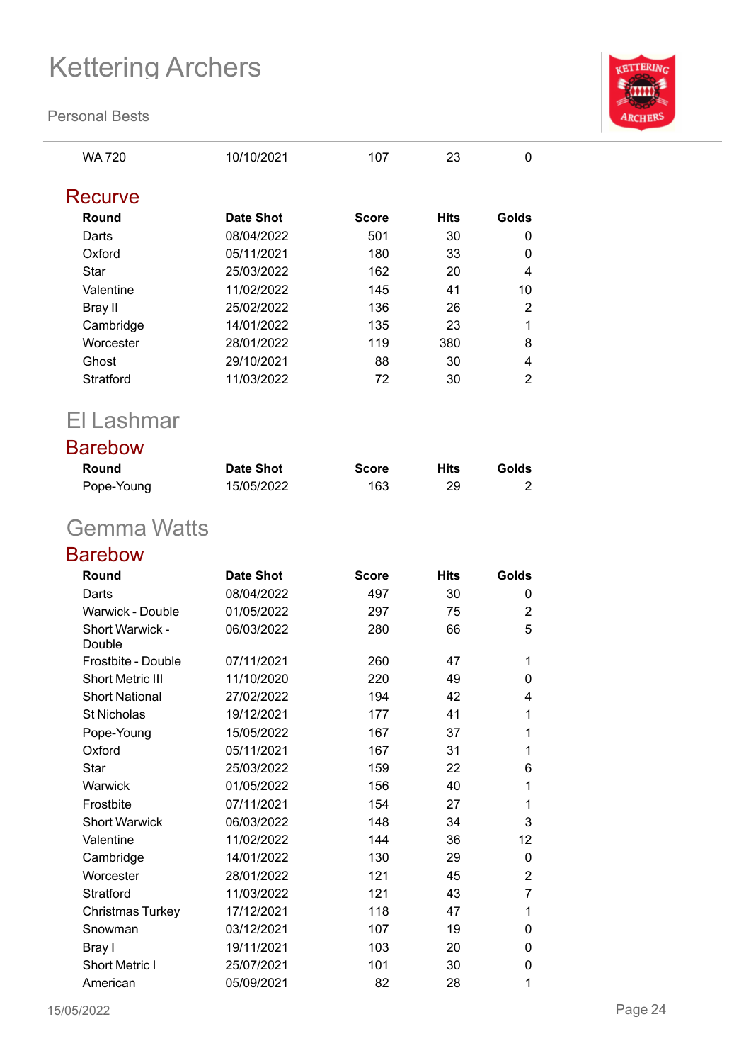| Round | Date Shot | Score | Hits | Golds |
|---|---|---|---|---|
| WA 720 | 10/10/2021 | 107 | 23 | 0 |

### Recurve

| Round | Date Shot | Score | Hits | Golds |
|---|---|---|---|---|
| Darts | 08/04/2022 | 501 | 30 | 0 |
| Oxford | 05/11/2021 | 180 | 33 | 0 |
| Star | 25/03/2022 | 162 | 20 | 4 |
| Valentine | 11/02/2022 | 145 | 41 | 10 |
| Bray II | 25/02/2022 | 136 | 26 | 2 |
| Cambridge | 14/01/2022 | 135 | 23 | 1 |
| Worcester | 28/01/2022 | 119 | 380 | 8 |
| Ghost | 29/10/2021 | 88 | 30 | 4 |
| Stratford | 11/03/2022 | 72 | 30 | 2 |

## El Lashmar

### Barebow

| Round | Date Shot | Score | Hits | Golds |
|---|---|---|---|---|
| Pope-Young | 15/05/2022 | 163 | 29 | 2 |

## Gemma Watts

### Barebow

| Round | Date Shot | Score | Hits | Golds |
|---|---|---|---|---|
| Darts | 08/04/2022 | 497 | 30 | 0 |
| Warwick - Double | 01/05/2022 | 297 | 75 | 2 |
| Short Warwick - Double | 06/03/2022 | 280 | 66 | 5 |
| Frostbite - Double | 07/11/2021 | 260 | 47 | 1 |
| Short Metric III | 11/10/2020 | 220 | 49 | 0 |
| Short National | 27/02/2022 | 194 | 42 | 4 |
| St Nicholas | 19/12/2021 | 177 | 41 | 1 |
| Pope-Young | 15/05/2022 | 167 | 37 | 1 |
| Oxford | 05/11/2021 | 167 | 31 | 1 |
| Star | 25/03/2022 | 159 | 22 | 6 |
| Warwick | 01/05/2022 | 156 | 40 | 1 |
| Frostbite | 07/11/2021 | 154 | 27 | 1 |
| Short Warwick | 06/03/2022 | 148 | 34 | 3 |
| Valentine | 11/02/2022 | 144 | 36 | 12 |
| Cambridge | 14/01/2022 | 130 | 29 | 0 |
| Worcester | 28/01/2022 | 121 | 45 | 2 |
| Stratford | 11/03/2022 | 121 | 43 | 7 |
| Christmas Turkey | 17/12/2021 | 118 | 47 | 1 |
| Snowman | 03/12/2021 | 107 | 19 | 0 |
| Bray I | 19/11/2021 | 103 | 20 | 0 |
| Short Metric I | 25/07/2021 | 101 | 30 | 0 |
| American | 05/09/2021 | 82 | 28 | 1 |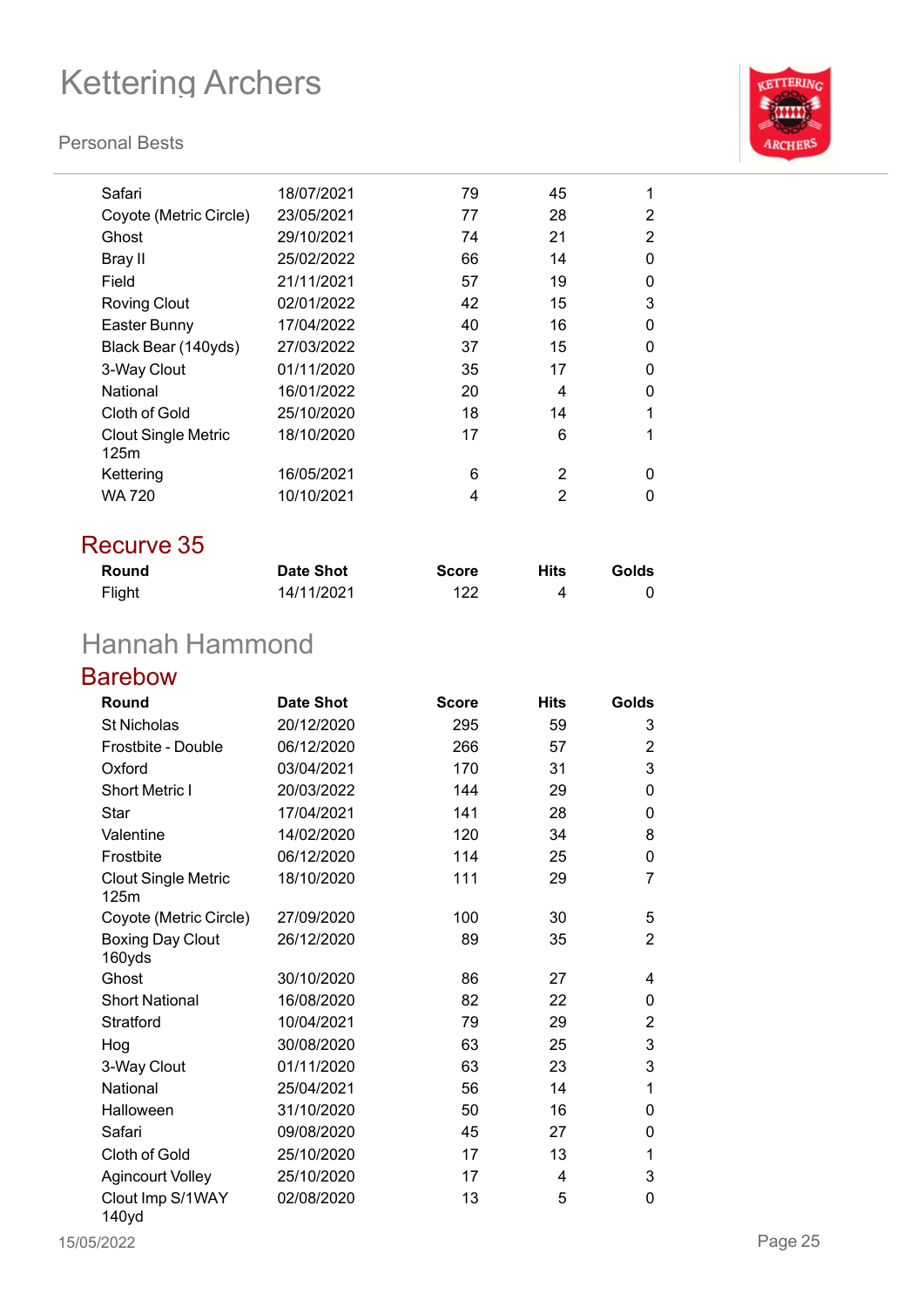| Round | Date Shot | Score | Hits | Golds |
|---|---|---|---|---|
| Safari | 18/07/2021 | 79 | 45 | 1 |
| Coyote (Metric Circle) | 23/05/2021 | 77 | 28 | 2 |
| Ghost | 29/10/2021 | 74 | 21 | 2 |
| Bray II | 25/02/2022 | 66 | 14 | 0 |
| Field | 21/11/2021 | 57 | 19 | 0 |
| Roving Clout | 02/01/2022 | 42 | 15 | 3 |
| Easter Bunny | 17/04/2022 | 40 | 16 | 0 |
| Black Bear (140yds) | 27/03/2022 | 37 | 15 | 0 |
| 3-Way Clout | 01/11/2020 | 35 | 17 | 0 |
| National | 16/01/2022 | 20 | 4 | 0 |
| Cloth of Gold | 25/10/2020 | 18 | 14 | 1 |
| Clout Single Metric 125m | 18/10/2020 | 17 | 6 | 1 |
| Kettering | 16/05/2021 | 6 | 2 | 0 |
| WA 720 | 10/10/2021 | 4 | 2 | 0 |

## Recurve 35

| Round | Date Shot | Score | Hits | Golds |
|---|---|---|---|---|
| Flight | 14/11/2021 | 122 | 4 | 0 |

# Hannah Hammond

## Barebow

| Round | Date Shot | Score | Hits | Golds |
|---|---|---|---|---|
| St Nicholas | 20/12/2020 | 295 | 59 | 3 |
| Frostbite - Double | 06/12/2020 | 266 | 57 | 2 |
| Oxford | 03/04/2021 | 170 | 31 | 3 |
| Short Metric I | 20/03/2022 | 144 | 29 | 0 |
| Star | 17/04/2021 | 141 | 28 | 0 |
| Valentine | 14/02/2020 | 120 | 34 | 8 |
| Frostbite | 06/12/2020 | 114 | 25 | 0 |
| Clout Single Metric 125m | 18/10/2020 | 111 | 29 | 7 |
| Coyote (Metric Circle) | 27/09/2020 | 100 | 30 | 5 |
| Boxing Day Clout 160yds | 26/12/2020 | 89 | 35 | 2 |
| Ghost | 30/10/2020 | 86 | 27 | 4 |
| Short National | 16/08/2020 | 82 | 22 | 0 |
| Stratford | 10/04/2021 | 79 | 29 | 2 |
| Hog | 30/08/2020 | 63 | 25 | 3 |
| 3-Way Clout | 01/11/2020 | 63 | 23 | 3 |
| National | 25/04/2021 | 56 | 14 | 1 |
| Halloween | 31/10/2020 | 50 | 16 | 0 |
| Safari | 09/08/2020 | 45 | 27 | 0 |
| Cloth of Gold | 25/10/2020 | 17 | 13 | 1 |
| Agincourt Volley | 25/10/2020 | 17 | 4 | 3 |
| Clout Imp S/1WAY 140yd | 02/08/2020 | 13 | 5 | 0 |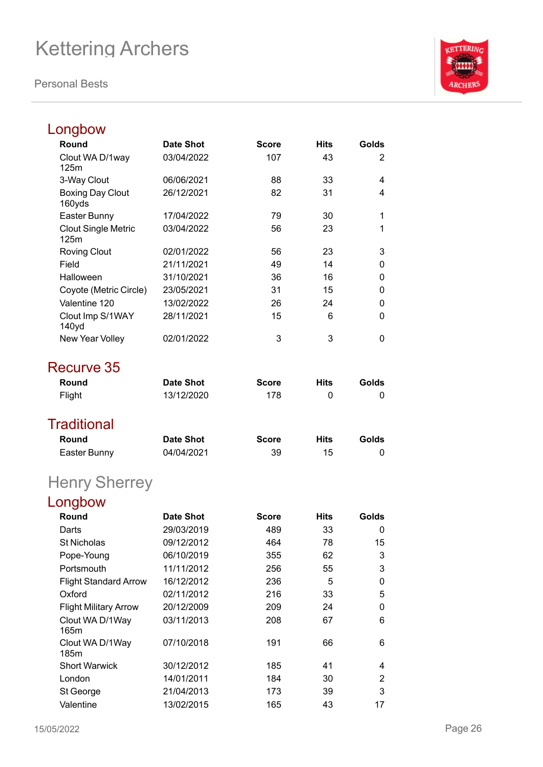## Longbow

| Round | Date Shot | Score | Hits | Golds |
|---|---|---|---|---|
| Clout WA D/1way 125m | 03/04/2022 | 107 | 43 | 2 |
| 3-Way Clout | 06/06/2021 | 88 | 33 | 4 |
| Boxing Day Clout 160yds | 26/12/2021 | 82 | 31 | 4 |
| Easter Bunny | 17/04/2022 | 79 | 30 | 1 |
| Clout Single Metric 125m | 03/04/2022 | 56 | 23 | 1 |
| Roving Clout | 02/01/2022 | 56 | 23 | 3 |
| Field | 21/11/2021 | 49 | 14 | 0 |
| Halloween | 31/10/2021 | 36 | 16 | 0 |
| Coyote (Metric Circle) | 23/05/2021 | 31 | 15 | 0 |
| Valentine 120 | 13/02/2022 | 26 | 24 | 0 |
| Clout Imp S/1WAY 140yd | 28/11/2021 | 15 | 6 | 0 |
| New Year Volley | 02/01/2022 | 3 | 3 | 0 |

## Recurve 35

| Round | Date Shot | Score | Hits | Golds |
|---|---|---|---|---|
| Flight | 13/12/2020 | 178 | 0 | 0 |

## Traditional

| Round | Date Shot | Score | Hits | Golds |
|---|---|---|---|---|
| Easter Bunny | 04/04/2021 | 39 | 15 | 0 |

# Henry Sherrey

## Longbow

| Round | Date Shot | Score | Hits | Golds |
|---|---|---|---|---|
| Darts | 29/03/2019 | 489 | 33 | 0 |
| St Nicholas | 09/12/2012 | 464 | 78 | 15 |
| Pope-Young | 06/10/2019 | 355 | 62 | 3 |
| Portsmouth | 11/11/2012 | 256 | 55 | 3 |
| Flight Standard Arrow | 16/12/2012 | 236 | 5 | 0 |
| Oxford | 02/11/2012 | 216 | 33 | 5 |
| Flight Military Arrow | 20/12/2009 | 209 | 24 | 0 |
| Clout WA D/1Way 165m | 03/11/2013 | 208 | 67 | 6 |
| Clout WA D/1Way 185m | 07/10/2018 | 191 | 66 | 6 |
| Short Warwick | 30/12/2012 | 185 | 41 | 4 |
| London | 14/01/2011 | 184 | 30 | 2 |
| St George | 21/04/2013 | 173 | 39 | 3 |
| Valentine | 13/02/2015 | 165 | 43 | 17 |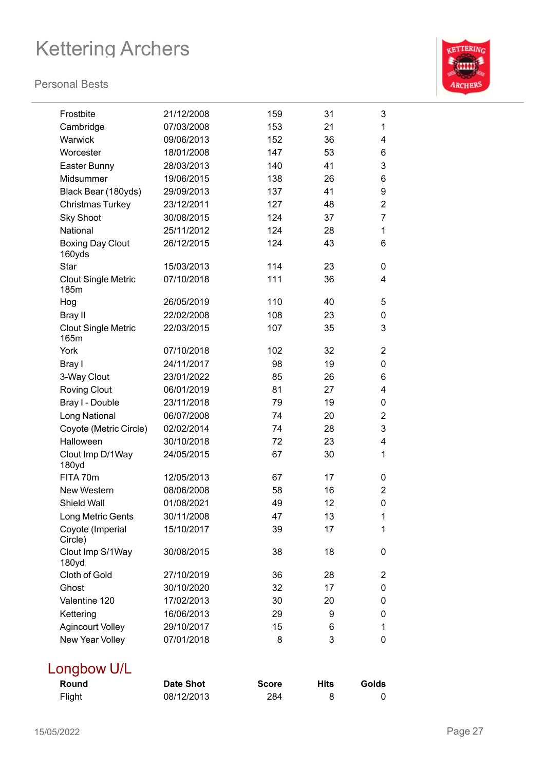| Round | Date Shot | Score | Hits | Golds |
|---|---|---|---|---|
| Frostbite | 21/12/2008 | 159 | 31 | 3 |
| Cambridge | 07/03/2008 | 153 | 21 | 1 |
| Warwick | 09/06/2013 | 152 | 36 | 4 |
| Worcester | 18/01/2008 | 147 | 53 | 6 |
| Easter Bunny | 28/03/2013 | 140 | 41 | 3 |
| Midsummer | 19/06/2015 | 138 | 26 | 6 |
| Black Bear (180yds) | 29/09/2013 | 137 | 41 | 9 |
| Christmas Turkey | 23/12/2011 | 127 | 48 | 2 |
| Sky Shoot | 30/08/2015 | 124 | 37 | 7 |
| National | 25/11/2012 | 124 | 28 | 1 |
| Boxing Day Clout 160yds | 26/12/2015 | 124 | 43 | 6 |
| Star | 15/03/2013 | 114 | 23 | 0 |
| Clout Single Metric 185m | 07/10/2018 | 111 | 36 | 4 |
| Hog | 26/05/2019 | 110 | 40 | 5 |
| Bray II | 22/02/2008 | 108 | 23 | 0 |
| Clout Single Metric 165m | 22/03/2015 | 107 | 35 | 3 |
| York | 07/10/2018 | 102 | 32 | 2 |
| Bray I | 24/11/2017 | 98 | 19 | 0 |
| 3-Way Clout | 23/01/2022 | 85 | 26 | 6 |
| Roving Clout | 06/01/2019 | 81 | 27 | 4 |
| Bray I - Double | 23/11/2018 | 79 | 19 | 0 |
| Long National | 06/07/2008 | 74 | 20 | 2 |
| Coyote (Metric Circle) | 02/02/2014 | 74 | 28 | 3 |
| Halloween | 30/10/2018 | 72 | 23 | 4 |
| Clout Imp D/1Way 180yd | 24/05/2015 | 67 | 30 | 1 |
| FITA 70m | 12/05/2013 | 67 | 17 | 0 |
| New Western | 08/06/2008 | 58 | 16 | 2 |
| Shield Wall | 01/08/2021 | 49 | 12 | 0 |
| Long Metric Gents | 30/11/2008 | 47 | 13 | 1 |
| Coyote (Imperial Circle) | 15/10/2017 | 39 | 17 | 1 |
| Clout Imp S/1Way 180yd | 30/08/2015 | 38 | 18 | 0 |
| Cloth of Gold | 27/10/2019 | 36 | 28 | 2 |
| Ghost | 30/10/2020 | 32 | 17 | 0 |
| Valentine 120 | 17/02/2013 | 30 | 20 | 0 |
| Kettering | 16/06/2013 | 29 | 9 | 0 |
| Agincourt Volley | 29/10/2017 | 15 | 6 | 1 |
| New Year Volley | 07/01/2018 | 8 | 3 | 0 |

## Longbow U/L

| Round | Date Shot | Score | Hits | Golds |
|---|---|---|---|---|
| Flight | 08/12/2013 | 284 | 8 | 0 |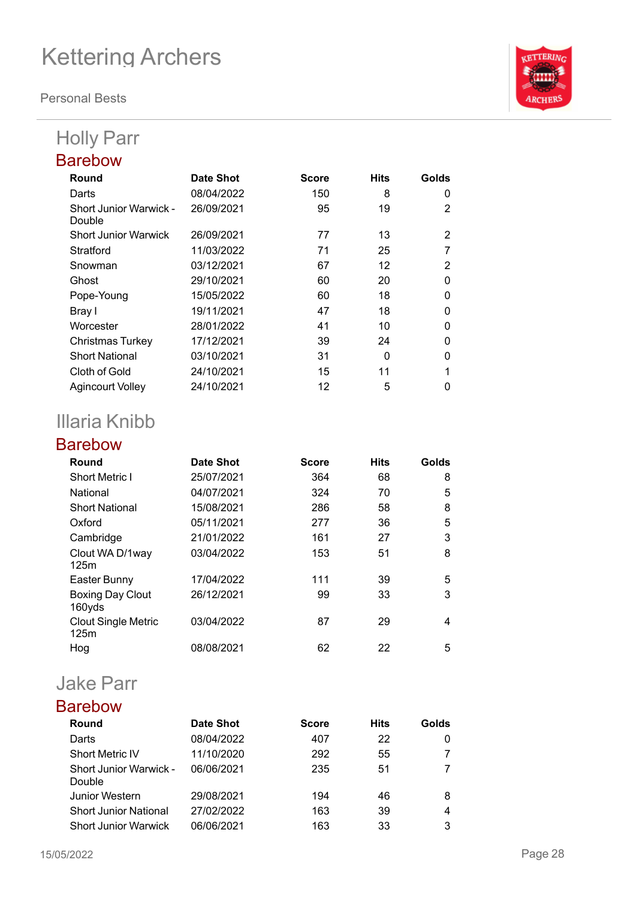# Kettering Archers

Personal Bests

## Holly Parr

### Barebow

| Round | Date Shot | Score | Hits | Golds |
|---|---|---|---|---|
| Darts | 08/04/2022 | 150 | 8 | 0 |
| Short Junior Warwick - Double | 26/09/2021 | 95 | 19 | 2 |
| Short Junior Warwick | 26/09/2021 | 77 | 13 | 2 |
| Stratford | 11/03/2022 | 71 | 25 | 7 |
| Snowman | 03/12/2021 | 67 | 12 | 2 |
| Ghost | 29/10/2021 | 60 | 20 | 0 |
| Pope-Young | 15/05/2022 | 60 | 18 | 0 |
| Bray I | 19/11/2021 | 47 | 18 | 0 |
| Worcester | 28/01/2022 | 41 | 10 | 0 |
| Christmas Turkey | 17/12/2021 | 39 | 24 | 0 |
| Short National | 03/10/2021 | 31 | 0 | 0 |
| Cloth of Gold | 24/10/2021 | 15 | 11 | 1 |
| Agincourt Volley | 24/10/2021 | 12 | 5 | 0 |

## Illaria Knibb

### Barebow

| Round | Date Shot | Score | Hits | Golds |
|---|---|---|---|---|
| Short Metric I | 25/07/2021 | 364 | 68 | 8 |
| National | 04/07/2021 | 324 | 70 | 5 |
| Short National | 15/08/2021 | 286 | 58 | 8 |
| Oxford | 05/11/2021 | 277 | 36 | 5 |
| Cambridge | 21/01/2022 | 161 | 27 | 3 |
| Clout WA D/1way 125m | 03/04/2022 | 153 | 51 | 8 |
| Easter Bunny | 17/04/2022 | 111 | 39 | 5 |
| Boxing Day Clout 160yds | 26/12/2021 | 99 | 33 | 3 |
| Clout Single Metric 125m | 03/04/2022 | 87 | 29 | 4 |
| Hog | 08/08/2021 | 62 | 22 | 5 |

## Jake Parr

### Barebow

| Round | Date Shot | Score | Hits | Golds |
|---|---|---|---|---|
| Darts | 08/04/2022 | 407 | 22 | 0 |
| Short Metric IV | 11/10/2020 | 292 | 55 | 7 |
| Short Junior Warwick - Double | 06/06/2021 | 235 | 51 | 7 |
| Junior Western | 29/08/2021 | 194 | 46 | 8 |
| Short Junior National | 27/02/2022 | 163 | 39 | 4 |
| Short Junior Warwick | 06/06/2021 | 163 | 33 | 3 |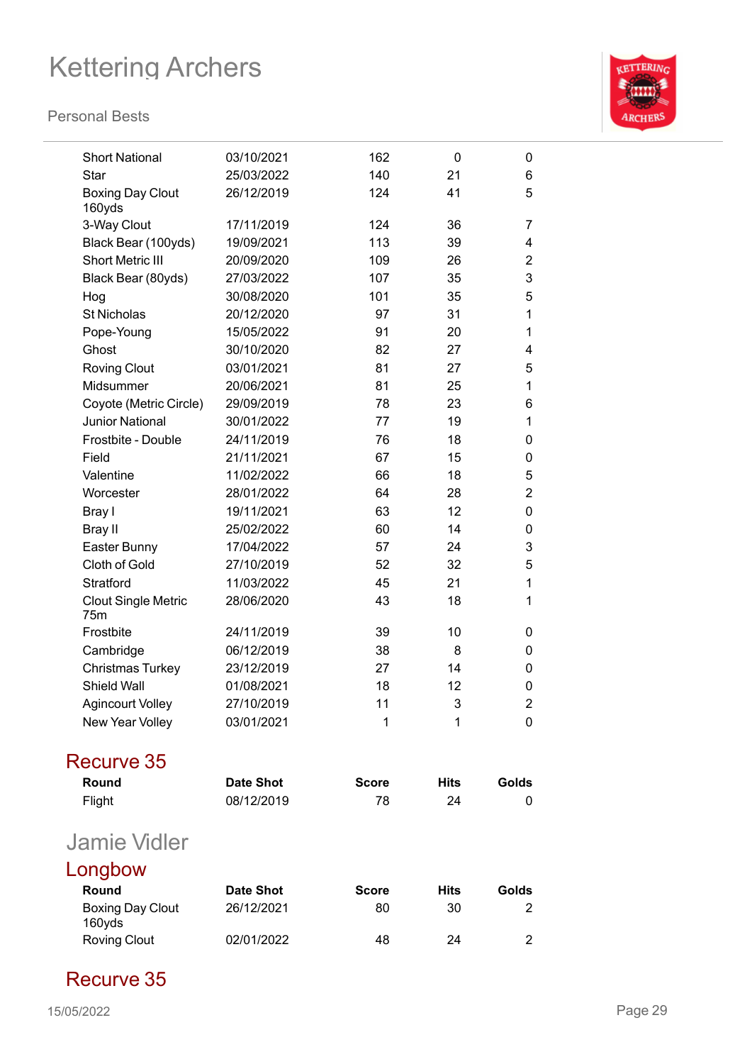| Round | Date Shot | Score | Hits | Golds |
| --- | --- | --- | --- | --- |
| Short National | 03/10/2021 | 162 | 0 | 0 |
| Star | 25/03/2022 | 140 | 21 | 6 |
| Boxing Day Clout 160yds | 26/12/2019 | 124 | 41 | 5 |
| 3-Way Clout | 17/11/2019 | 124 | 36 | 7 |
| Black Bear (100yds) | 19/09/2021 | 113 | 39 | 4 |
| Short Metric III | 20/09/2020 | 109 | 26 | 2 |
| Black Bear (80yds) | 27/03/2022 | 107 | 35 | 3 |
| Hog | 30/08/2020 | 101 | 35 | 5 |
| St Nicholas | 20/12/2020 | 97 | 31 | 1 |
| Pope-Young | 15/05/2022 | 91 | 20 | 1 |
| Ghost | 30/10/2020 | 82 | 27 | 4 |
| Roving Clout | 03/01/2021 | 81 | 27 | 5 |
| Midsummer | 20/06/2021 | 81 | 25 | 1 |
| Coyote (Metric Circle) | 29/09/2019 | 78 | 23 | 6 |
| Junior National | 30/01/2022 | 77 | 19 | 1 |
| Frostbite - Double | 24/11/2019 | 76 | 18 | 0 |
| Field | 21/11/2021 | 67 | 15 | 0 |
| Valentine | 11/02/2022 | 66 | 18 | 5 |
| Worcester | 28/01/2022 | 64 | 28 | 2 |
| Bray I | 19/11/2021 | 63 | 12 | 0 |
| Bray II | 25/02/2022 | 60 | 14 | 0 |
| Easter Bunny | 17/04/2022 | 57 | 24 | 3 |
| Cloth of Gold | 27/10/2019 | 52 | 32 | 5 |
| Stratford | 11/03/2022 | 45 | 21 | 1 |
| Clout Single Metric 75m | 28/06/2020 | 43 | 18 | 1 |
| Frostbite | 24/11/2019 | 39 | 10 | 0 |
| Cambridge | 06/12/2019 | 38 | 8 | 0 |
| Christmas Turkey | 23/12/2019 | 27 | 14 | 0 |
| Shield Wall | 01/08/2021 | 18 | 12 | 0 |
| Agincourt Volley | 27/10/2019 | 11 | 3 | 2 |
| New Year Volley | 03/01/2021 | 1 | 1 | 0 |

## Recurve 35

| Round | Date Shot | Score | Hits | Golds |
| --- | --- | --- | --- | --- |
| Flight | 08/12/2019 | 78 | 24 | 0 |

# Jamie Vidler

## Longbow

| Round | Date Shot | Score | Hits | Golds |
| --- | --- | --- | --- | --- |
| Boxing Day Clout 160yds | 26/12/2021 | 80 | 30 | 2 |
| Roving Clout | 02/01/2022 | 48 | 24 | 2 |

## Recurve 35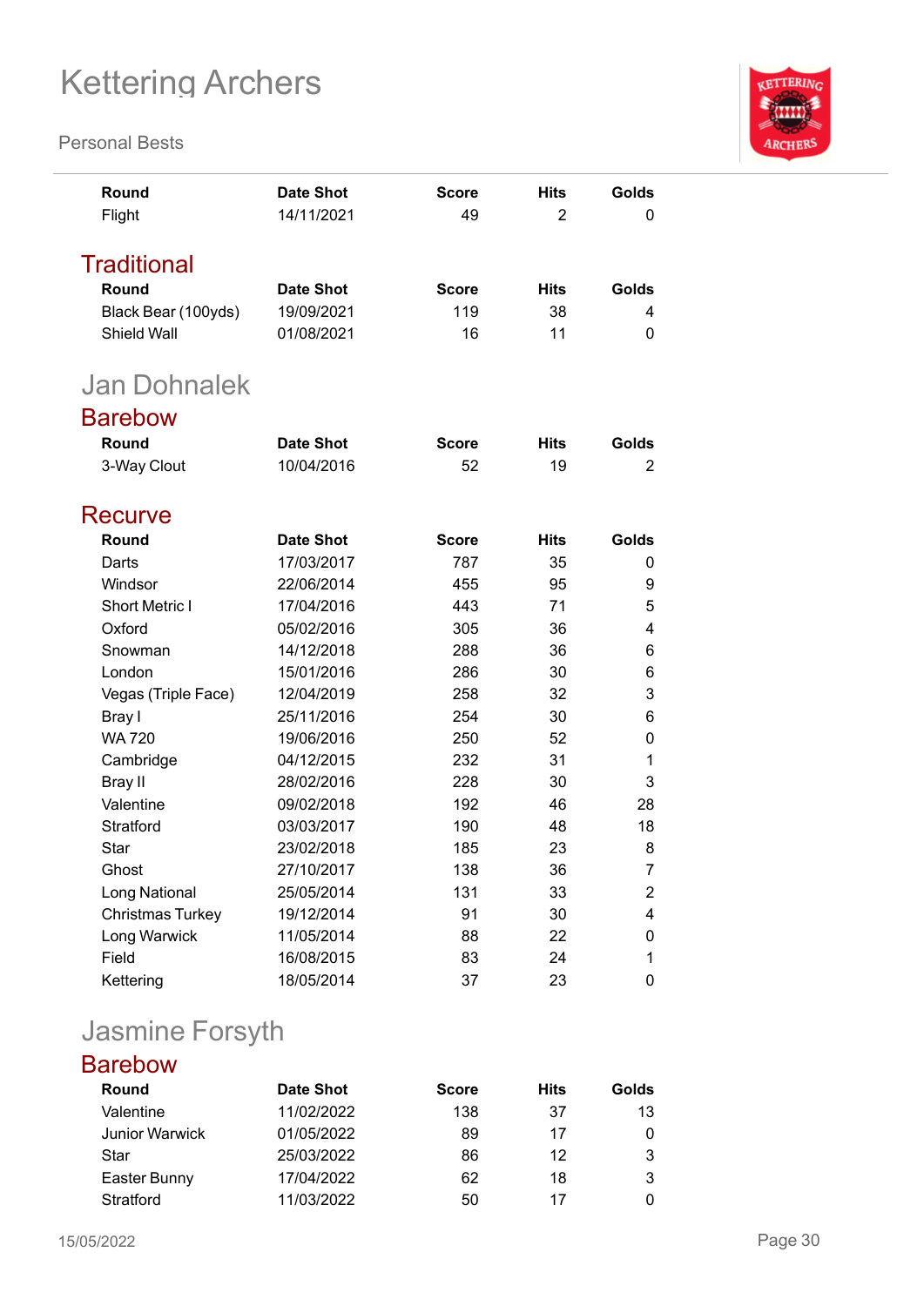| Round | Date Shot | Score | Hits | Golds |
| --- | --- | --- | --- | --- |
| Flight | 14/11/2021 | 49 | 2 | 0 |

### Traditional

| Round | Date Shot | Score | Hits | Golds |
| --- | --- | --- | --- | --- |
| Black Bear (100yds) | 19/09/2021 | 119 | 38 | 4 |
| Shield Wall | 01/08/2021 | 16 | 11 | 0 |

## Jan Dohnalek

### Barebow

| Round | Date Shot | Score | Hits | Golds |
| --- | --- | --- | --- | --- |
| 3-Way Clout | 10/04/2016 | 52 | 19 | 2 |

### Recurve

| Round | Date Shot | Score | Hits | Golds |
| --- | --- | --- | --- | --- |
| Darts | 17/03/2017 | 787 | 35 | 0 |
| Windsor | 22/06/2014 | 455 | 95 | 9 |
| Short Metric I | 17/04/2016 | 443 | 71 | 5 |
| Oxford | 05/02/2016 | 305 | 36 | 4 |
| Snowman | 14/12/2018 | 288 | 36 | 6 |
| London | 15/01/2016 | 286 | 30 | 6 |
| Vegas (Triple Face) | 12/04/2019 | 258 | 32 | 3 |
| Bray I | 25/11/2016 | 254 | 30 | 6 |
| WA 720 | 19/06/2016 | 250 | 52 | 0 |
| Cambridge | 04/12/2015 | 232 | 31 | 1 |
| Bray II | 28/02/2016 | 228 | 30 | 3 |
| Valentine | 09/02/2018 | 192 | 46 | 28 |
| Stratford | 03/03/2017 | 190 | 48 | 18 |
| Star | 23/02/2018 | 185 | 23 | 8 |
| Ghost | 27/10/2017 | 138 | 36 | 7 |
| Long National | 25/05/2014 | 131 | 33 | 2 |
| Christmas Turkey | 19/12/2014 | 91 | 30 | 4 |
| Long Warwick | 11/05/2014 | 88 | 22 | 0 |
| Field | 16/08/2015 | 83 | 24 | 1 |
| Kettering | 18/05/2014 | 37 | 23 | 0 |

## Jasmine Forsyth

### Barebow

| Round | Date Shot | Score | Hits | Golds |
| --- | --- | --- | --- | --- |
| Valentine | 11/02/2022 | 138 | 37 | 13 |
| Junior Warwick | 01/05/2022 | 89 | 17 | 0 |
| Star | 25/03/2022 | 86 | 12 | 3 |
| Easter Bunny | 17/04/2022 | 62 | 18 | 3 |
| Stratford | 11/03/2022 | 50 | 17 | 0 |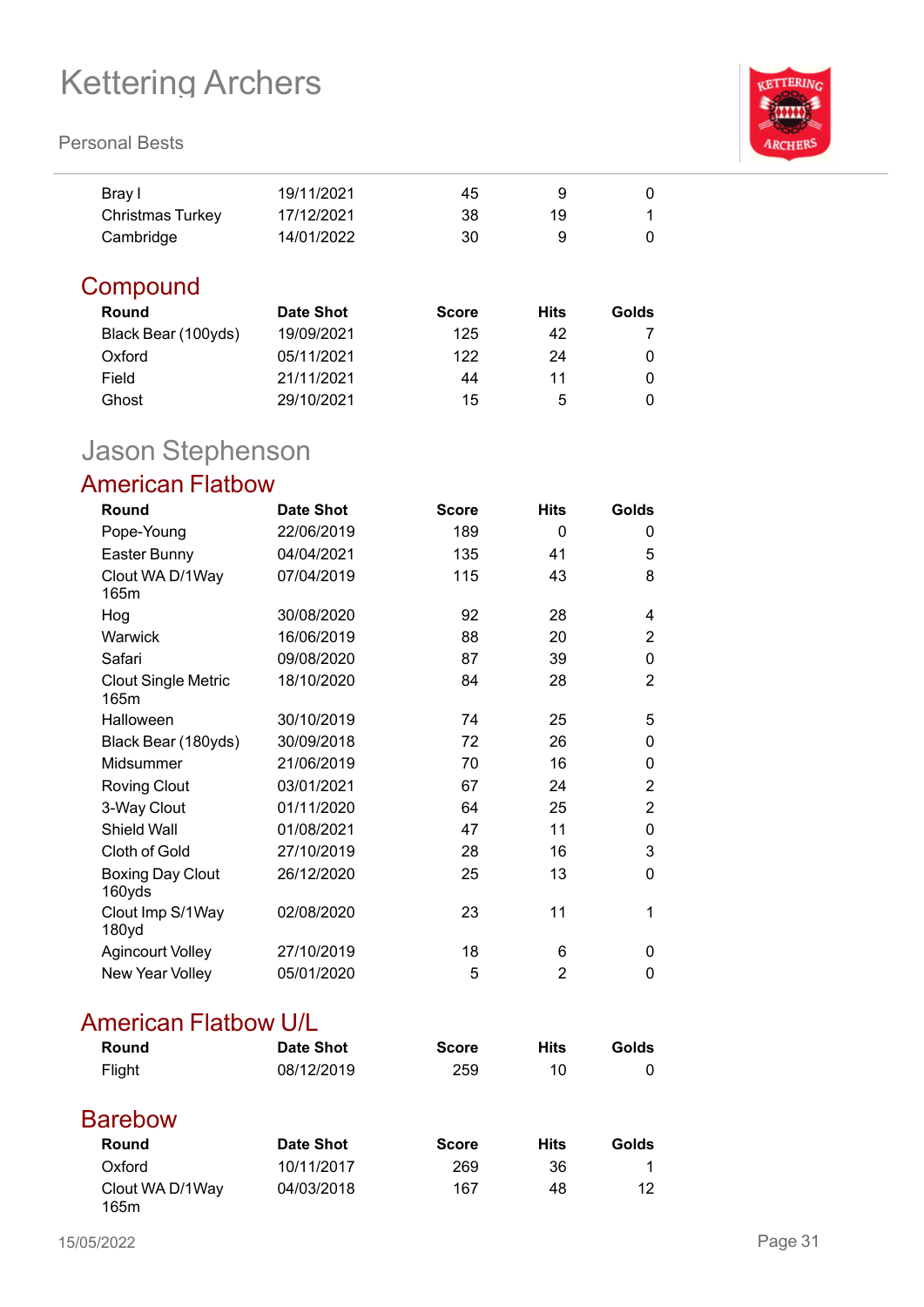| Round | Date Shot | Score | Hits | Golds |
|---|---|---|---|---|
| Bray I | 19/11/2021 | 45 | 9 | 0 |
| Christmas Turkey | 17/12/2021 | 38 | 19 | 1 |
| Cambridge | 14/01/2022 | 30 | 9 | 0 |

### Compound

| Round | Date Shot | Score | Hits | Golds |
|---|---|---|---|---|
| Black Bear (100yds) | 19/09/2021 | 125 | 42 | 7 |
| Oxford | 05/11/2021 | 122 | 24 | 0 |
| Field | 21/11/2021 | 44 | 11 | 0 |
| Ghost | 29/10/2021 | 15 | 5 | 0 |

## Jason Stephenson

### American Flatbow

| Round | Date Shot | Score | Hits | Golds |
|---|---|---|---|---|
| Pope-Young | 22/06/2019 | 189 | 0 | 0 |
| Easter Bunny | 04/04/2021 | 135 | 41 | 5 |
| Clout WA D/1Way 165m | 07/04/2019 | 115 | 43 | 8 |
| Hog | 30/08/2020 | 92 | 28 | 4 |
| Warwick | 16/06/2019 | 88 | 20 | 2 |
| Safari | 09/08/2020 | 87 | 39 | 0 |
| Clout Single Metric 165m | 18/10/2020 | 84 | 28 | 2 |
| Halloween | 30/10/2019 | 74 | 25 | 5 |
| Black Bear (180yds) | 30/09/2018 | 72 | 26 | 0 |
| Midsummer | 21/06/2019 | 70 | 16 | 0 |
| Roving Clout | 03/01/2021 | 67 | 24 | 2 |
| 3-Way Clout | 01/11/2020 | 64 | 25 | 2 |
| Shield Wall | 01/08/2021 | 47 | 11 | 0 |
| Cloth of Gold | 27/10/2019 | 28 | 16 | 3 |
| Boxing Day Clout 160yds | 26/12/2020 | 25 | 13 | 0 |
| Clout Imp S/1Way 180yd | 02/08/2020 | 23 | 11 | 1 |
| Agincourt Volley | 27/10/2019 | 18 | 6 | 0 |
| New Year Volley | 05/01/2020 | 5 | 2 | 0 |

### American Flatbow U/L

| Round | Date Shot | Score | Hits | Golds |
|---|---|---|---|---|
| Flight | 08/12/2019 | 259 | 10 | 0 |

### Barebow

| Round | Date Shot | Score | Hits | Golds |
|---|---|---|---|---|
| Oxford | 10/11/2017 | 269 | 36 | 1 |
| Clout WA D/1Way 165m | 04/03/2018 | 167 | 48 | 12 |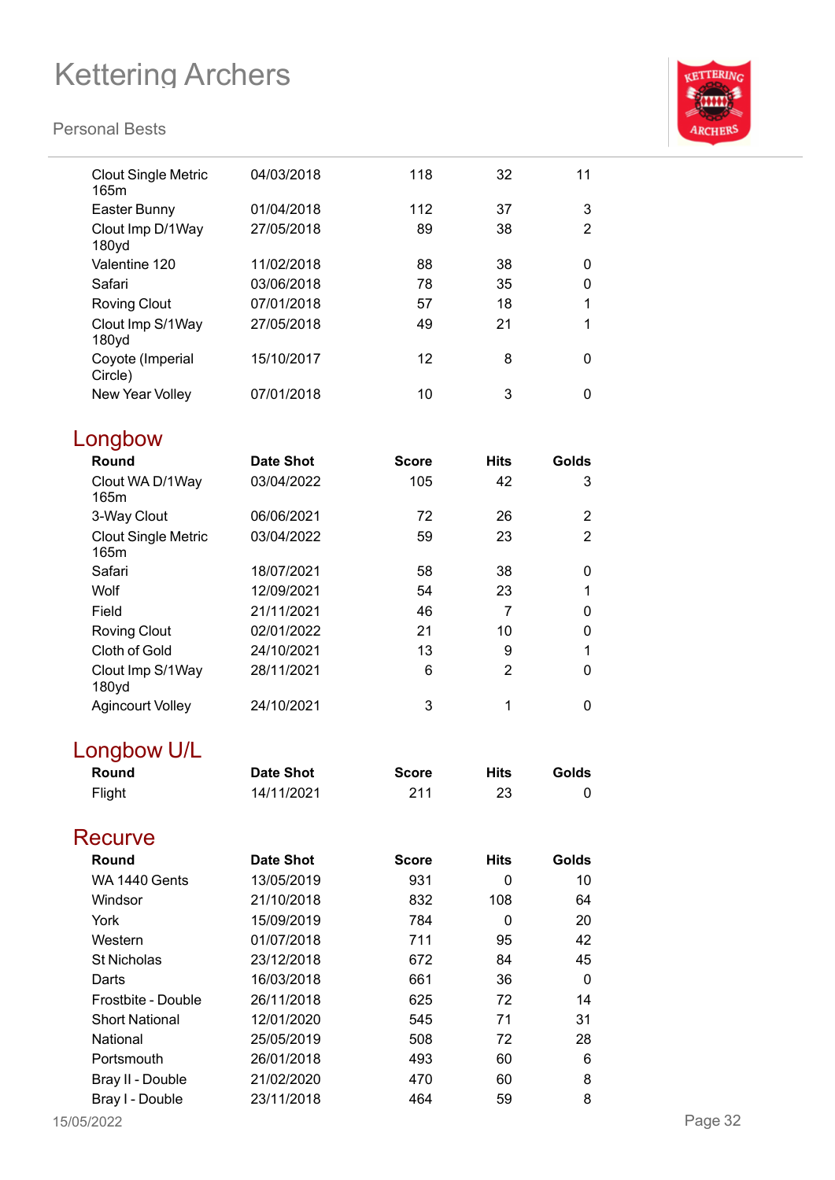| Round | Date Shot | Score | Hits | Golds |
|---|---|---|---|---|
| Clout Single Metric 165m | 04/03/2018 | 118 | 32 | 11 |
| Easter Bunny | 01/04/2018 | 112 | 37 | 3 |
| Clout Imp D/1Way 180yd | 27/05/2018 | 89 | 38 | 2 |
| Valentine 120 | 11/02/2018 | 88 | 38 | 0 |
| Safari | 03/06/2018 | 78 | 35 | 0 |
| Roving Clout | 07/01/2018 | 57 | 18 | 1 |
| Clout Imp S/1Way 180yd | 27/05/2018 | 49 | 21 | 1 |
| Coyote (Imperial Circle) | 15/10/2017 | 12 | 8 | 0 |
| New Year Volley | 07/01/2018 | 10 | 3 | 0 |

## Longbow

| Round | Date Shot | Score | Hits | Golds |
|---|---|---|---|---|
| Clout WA D/1Way 165m | 03/04/2022 | 105 | 42 | 3 |
| 3-Way Clout | 06/06/2021 | 72 | 26 | 2 |
| Clout Single Metric 165m | 03/04/2022 | 59 | 23 | 2 |
| Safari | 18/07/2021 | 58 | 38 | 0 |
| Wolf | 12/09/2021 | 54 | 23 | 1 |
| Field | 21/11/2021 | 46 | 7 | 0 |
| Roving Clout | 02/01/2022 | 21 | 10 | 0 |
| Cloth of Gold | 24/10/2021 | 13 | 9 | 1 |
| Clout Imp S/1Way 180yd | 28/11/2021 | 6 | 2 | 0 |
| Agincourt Volley | 24/10/2021 | 3 | 1 | 0 |

## Longbow U/L

| Round | Date Shot | Score | Hits | Golds |
|---|---|---|---|---|
| Flight | 14/11/2021 | 211 | 23 | 0 |

## Recurve

| Round | Date Shot | Score | Hits | Golds |
|---|---|---|---|---|
| WA 1440 Gents | 13/05/2019 | 931 | 0 | 10 |
| Windsor | 21/10/2018 | 832 | 108 | 64 |
| York | 15/09/2019 | 784 | 0 | 20 |
| Western | 01/07/2018 | 711 | 95 | 42 |
| St Nicholas | 23/12/2018 | 672 | 84 | 45 |
| Darts | 16/03/2018 | 661 | 36 | 0 |
| Frostbite - Double | 26/11/2018 | 625 | 72 | 14 |
| Short National | 12/01/2020 | 545 | 71 | 31 |
| National | 25/05/2019 | 508 | 72 | 28 |
| Portsmouth | 26/01/2018 | 493 | 60 | 6 |
| Bray II - Double | 21/02/2020 | 470 | 60 | 8 |
| Bray I - Double | 23/11/2018 | 464 | 59 | 8 |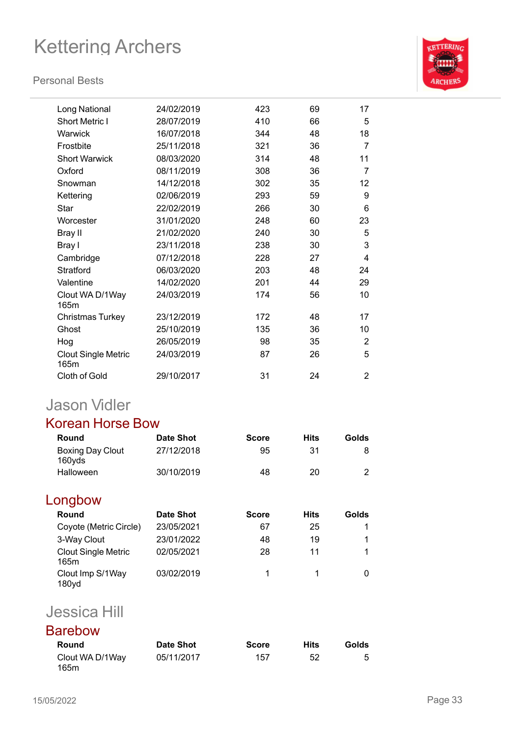| Round | Date Shot | Score | Hits | Golds |
|---|---|---|---|---|
| Long National | 24/02/2019 | 423 | 69 | 17 |
| Short Metric I | 28/07/2019 | 410 | 66 | 5 |
| Warwick | 16/07/2018 | 344 | 48 | 18 |
| Frostbite | 25/11/2018 | 321 | 36 | 7 |
| Short Warwick | 08/03/2020 | 314 | 48 | 11 |
| Oxford | 08/11/2019 | 308 | 36 | 7 |
| Snowman | 14/12/2018 | 302 | 35 | 12 |
| Kettering | 02/06/2019 | 293 | 59 | 9 |
| Star | 22/02/2019 | 266 | 30 | 6 |
| Worcester | 31/01/2020 | 248 | 60 | 23 |
| Bray II | 21/02/2020 | 240 | 30 | 5 |
| Bray I | 23/11/2018 | 238 | 30 | 3 |
| Cambridge | 07/12/2018 | 228 | 27 | 4 |
| Stratford | 06/03/2020 | 203 | 48 | 24 |
| Valentine | 14/02/2020 | 201 | 44 | 29 |
| Clout WA D/1Way 165m | 24/03/2019 | 174 | 56 | 10 |
| Christmas Turkey | 23/12/2019 | 172 | 48 | 17 |
| Ghost | 25/10/2019 | 135 | 36 | 10 |
| Hog | 26/05/2019 | 98 | 35 | 2 |
| Clout Single Metric 165m | 24/03/2019 | 87 | 26 | 5 |
| Cloth of Gold | 29/10/2017 | 31 | 24 | 2 |

# Jason Vidler

## Korean Horse Bow

| Round | Date Shot | Score | Hits | Golds |
|---|---|---|---|---|
| Boxing Day Clout 160yds | 27/12/2018 | 95 | 31 | 8 |
| Halloween | 30/10/2019 | 48 | 20 | 2 |

## Longbow

| Round | Date Shot | Score | Hits | Golds |
|---|---|---|---|---|
| Coyote (Metric Circle) | 23/05/2021 | 67 | 25 | 1 |
| 3-Way Clout | 23/01/2022 | 48 | 19 | 1 |
| Clout Single Metric 165m | 02/05/2021 | 28 | 11 | 1 |
| Clout Imp S/1Way 180yd | 03/02/2019 | 1 | 1 | 0 |

# Jessica Hill

## Barebow

| Round | Date Shot | Score | Hits | Golds |
|---|---|---|---|---|
| Clout WA D/1Way 165m | 05/11/2017 | 157 | 52 | 5 |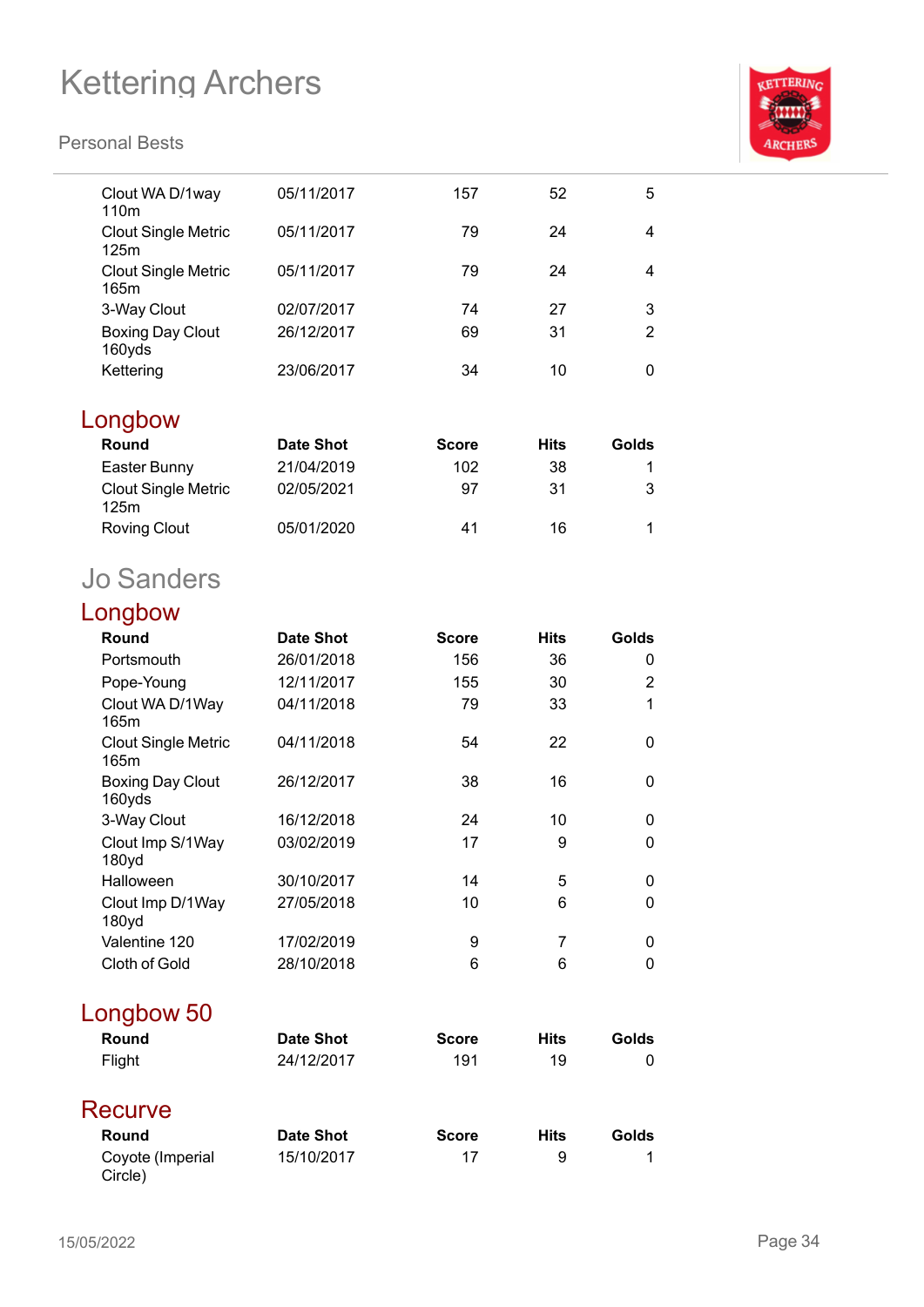| Round | Date Shot | Score | Hits | Golds |
|---|---|---|---|---|
| Clout WA D/1way 110m | 05/11/2017 | 157 | 52 | 5 |
| Clout Single Metric 125m | 05/11/2017 | 79 | 24 | 4 |
| Clout Single Metric 165m | 05/11/2017 | 79 | 24 | 4 |
| 3-Way Clout | 02/07/2017 | 74 | 27 | 3 |
| Boxing Day Clout 160yds | 26/12/2017 | 69 | 31 | 2 |
| Kettering | 23/06/2017 | 34 | 10 | 0 |

## Longbow

| Round | Date Shot | Score | Hits | Golds |
|---|---|---|---|---|
| Easter Bunny | 21/04/2019 | 102 | 38 | 1 |
| Clout Single Metric 125m | 02/05/2021 | 97 | 31 | 3 |
| Roving Clout | 05/01/2020 | 41 | 16 | 1 |

# Jo Sanders

## Longbow

| Round | Date Shot | Score | Hits | Golds |
|---|---|---|---|---|
| Portsmouth | 26/01/2018 | 156 | 36 | 0 |
| Pope-Young | 12/11/2017 | 155 | 30 | 2 |
| Clout WA D/1Way 165m | 04/11/2018 | 79 | 33 | 1 |
| Clout Single Metric 165m | 04/11/2018 | 54 | 22 | 0 |
| Boxing Day Clout 160yds | 26/12/2017 | 38 | 16 | 0 |
| 3-Way Clout | 16/12/2018 | 24 | 10 | 0 |
| Clout Imp S/1Way 180yd | 03/02/2019 | 17 | 9 | 0 |
| Halloween | 30/10/2017 | 14 | 5 | 0 |
| Clout Imp D/1Way 180yd | 27/05/2018 | 10 | 6 | 0 |
| Valentine 120 | 17/02/2019 | 9 | 7 | 0 |
| Cloth of Gold | 28/10/2018 | 6 | 6 | 0 |

## Longbow 50

| Round | Date Shot | Score | Hits | Golds |
|---|---|---|---|---|
| Flight | 24/12/2017 | 191 | 19 | 0 |

## Recurve

| Round | Date Shot | Score | Hits | Golds |
|---|---|---|---|---|
| Coyote (Imperial Circle) | 15/10/2017 | 17 | 9 | 1 |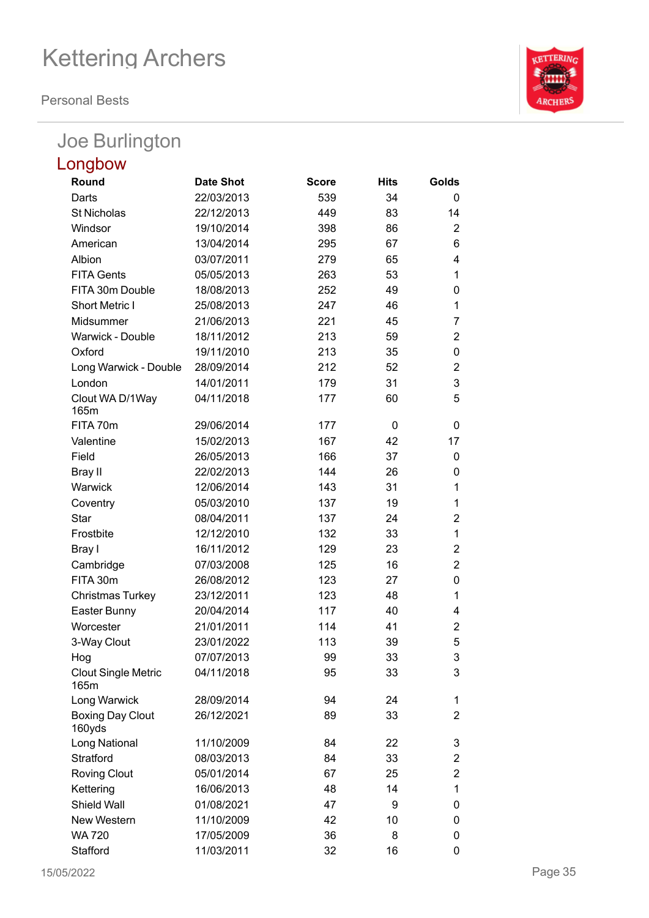# Kettering Archers

Personal Bests

## Joe Burlington

### Longbow

| Round | Date Shot | Score | Hits | Golds |
|---|---|---|---|---|
| Darts | 22/03/2013 | 539 | 34 | 0 |
| St Nicholas | 22/12/2013 | 449 | 83 | 14 |
| Windsor | 19/10/2014 | 398 | 86 | 2 |
| American | 13/04/2014 | 295 | 67 | 6 |
| Albion | 03/07/2011 | 279 | 65 | 4 |
| FITA Gents | 05/05/2013 | 263 | 53 | 1 |
| FITA 30m Double | 18/08/2013 | 252 | 49 | 0 |
| Short Metric I | 25/08/2013 | 247 | 46 | 1 |
| Midsummer | 21/06/2013 | 221 | 45 | 7 |
| Warwick - Double | 18/11/2012 | 213 | 59 | 2 |
| Oxford | 19/11/2010 | 213 | 35 | 0 |
| Long Warwick - Double | 28/09/2014 | 212 | 52 | 2 |
| London | 14/01/2011 | 179 | 31 | 3 |
| Clout WA D/1Way 165m | 04/11/2018 | 177 | 60 | 5 |
| FITA 70m | 29/06/2014 | 177 | 0 | 0 |
| Valentine | 15/02/2013 | 167 | 42 | 17 |
| Field | 26/05/2013 | 166 | 37 | 0 |
| Bray II | 22/02/2013 | 144 | 26 | 0 |
| Warwick | 12/06/2014 | 143 | 31 | 1 |
| Coventry | 05/03/2010 | 137 | 19 | 1 |
| Star | 08/04/2011 | 137 | 24 | 2 |
| Frostbite | 12/12/2010 | 132 | 33 | 1 |
| Bray I | 16/11/2012 | 129 | 23 | 2 |
| Cambridge | 07/03/2008 | 125 | 16 | 2 |
| FITA 30m | 26/08/2012 | 123 | 27 | 0 |
| Christmas Turkey | 23/12/2011 | 123 | 48 | 1 |
| Easter Bunny | 20/04/2014 | 117 | 40 | 4 |
| Worcester | 21/01/2011 | 114 | 41 | 2 |
| 3-Way Clout | 23/01/2022 | 113 | 39 | 5 |
| Hog | 07/07/2013 | 99 | 33 | 3 |
| Clout Single Metric 165m | 04/11/2018 | 95 | 33 | 3 |
| Long Warwick | 28/09/2014 | 94 | 24 | 1 |
| Boxing Day Clout 160yds | 26/12/2021 | 89 | 33 | 2 |
| Long National | 11/10/2009 | 84 | 22 | 3 |
| Stratford | 08/03/2013 | 84 | 33 | 2 |
| Roving Clout | 05/01/2014 | 67 | 25 | 2 |
| Kettering | 16/06/2013 | 48 | 14 | 1 |
| Shield Wall | 01/08/2021 | 47 | 9 | 0 |
| New Western | 11/10/2009 | 42 | 10 | 0 |
| WA 720 | 17/05/2009 | 36 | 8 | 0 |
| Stafford | 11/03/2011 | 32 | 16 | 0 |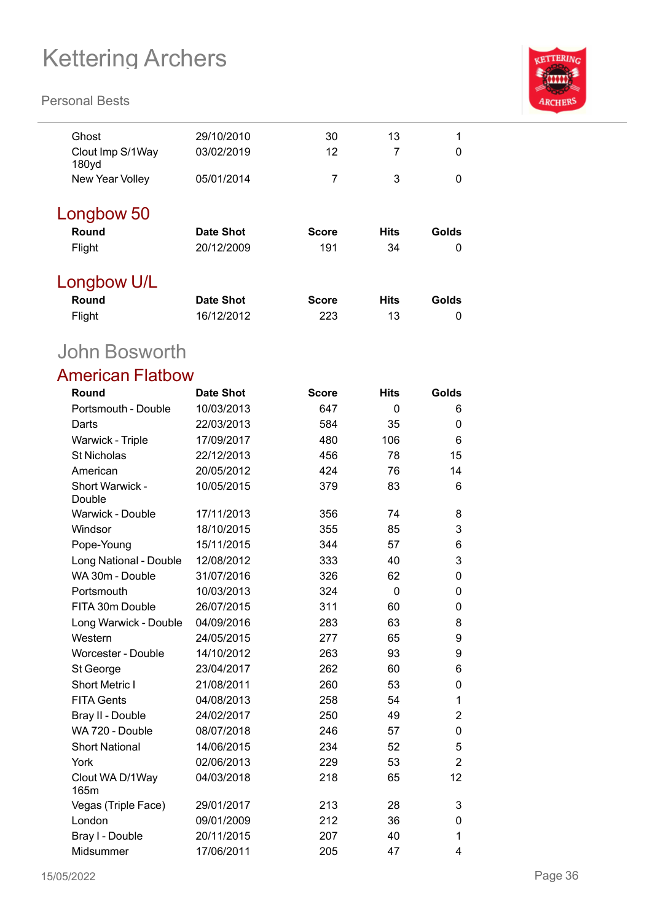| Round | Date Shot | Score | Hits | Golds |
|---|---|---|---|---|
| Ghost | 29/10/2010 | 30 | 13 | 1 |
| Clout Imp S/1Way 180yd | 03/02/2019 | 12 | 7 | 0 |
| New Year Volley | 05/01/2014 | 7 | 3 | 0 |

## Longbow 50

| Round | Date Shot | Score | Hits | Golds |
|---|---|---|---|---|
| Flight | 20/12/2009 | 191 | 34 | 0 |

## Longbow U/L

| Round | Date Shot | Score | Hits | Golds |
|---|---|---|---|---|
| Flight | 16/12/2012 | 223 | 13 | 0 |

# John Bosworth

## American Flatbow

| Round | Date Shot | Score | Hits | Golds |
|---|---|---|---|---|
| Portsmouth - Double | 10/03/2013 | 647 | 0 | 6 |
| Darts | 22/03/2013 | 584 | 35 | 0 |
| Warwick - Triple | 17/09/2017 | 480 | 106 | 6 |
| St Nicholas | 22/12/2013 | 456 | 78 | 15 |
| American | 20/05/2012 | 424 | 76 | 14 |
| Short Warwick - Double | 10/05/2015 | 379 | 83 | 6 |
| Warwick - Double | 17/11/2013 | 356 | 74 | 8 |
| Windsor | 18/10/2015 | 355 | 85 | 3 |
| Pope-Young | 15/11/2015 | 344 | 57 | 6 |
| Long National - Double | 12/08/2012 | 333 | 40 | 3 |
| WA 30m - Double | 31/07/2016 | 326 | 62 | 0 |
| Portsmouth | 10/03/2013 | 324 | 0 | 0 |
| FITA 30m Double | 26/07/2015 | 311 | 60 | 0 |
| Long Warwick - Double | 04/09/2016 | 283 | 63 | 8 |
| Western | 24/05/2015 | 277 | 65 | 9 |
| Worcester - Double | 14/10/2012 | 263 | 93 | 9 |
| St George | 23/04/2017 | 262 | 60 | 6 |
| Short Metric I | 21/08/2011 | 260 | 53 | 0 |
| FITA Gents | 04/08/2013 | 258 | 54 | 1 |
| Bray II - Double | 24/02/2017 | 250 | 49 | 2 |
| WA 720 - Double | 08/07/2018 | 246 | 57 | 0 |
| Short National | 14/06/2015 | 234 | 52 | 5 |
| York | 02/06/2013 | 229 | 53 | 2 |
| Clout WA D/1Way 165m | 04/03/2018 | 218 | 65 | 12 |
| Vegas (Triple Face) | 29/01/2017 | 213 | 28 | 3 |
| London | 09/01/2009 | 212 | 36 | 0 |
| Bray I - Double | 20/11/2015 | 207 | 40 | 1 |
| Midsummer | 17/06/2011 | 205 | 47 | 4 |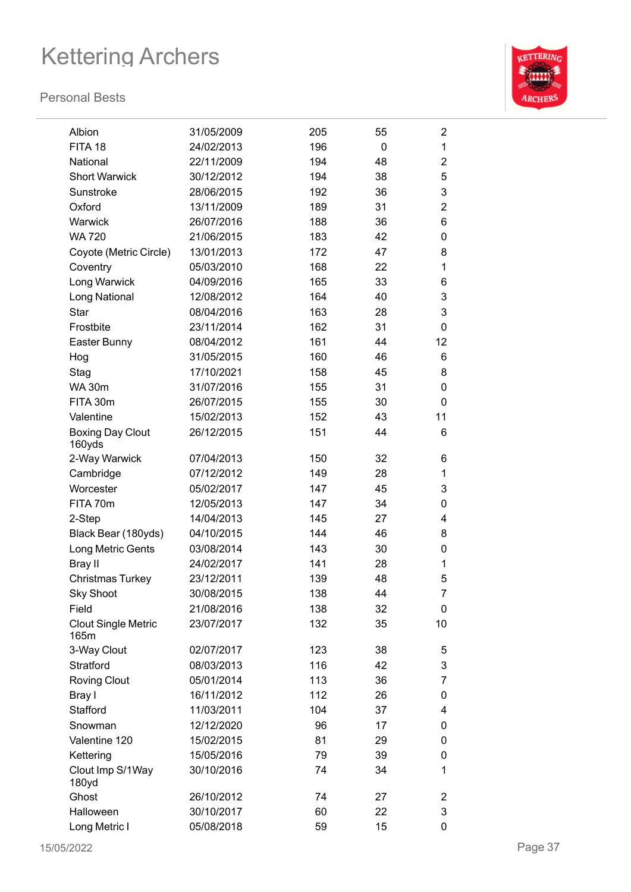# Kettering Archers

## Personal Bests

| | | | | |
|---|---|---|---|---|
| Albion | 31/05/2009 | 205 | 55 | 2 |
| FITA 18 | 24/02/2013 | 196 | 0 | 1 |
| National | 22/11/2009 | 194 | 48 | 2 |
| Short Warwick | 30/12/2012 | 194 | 38 | 5 |
| Sunstroke | 28/06/2015 | 192 | 36 | 3 |
| Oxford | 13/11/2009 | 189 | 31 | 2 |
| Warwick | 26/07/2016 | 188 | 36 | 6 |
| WA 720 | 21/06/2015 | 183 | 42 | 0 |
| Coyote (Metric Circle) | 13/01/2013 | 172 | 47 | 8 |
| Coventry | 05/03/2010 | 168 | 22 | 1 |
| Long Warwick | 04/09/2016 | 165 | 33 | 6 |
| Long National | 12/08/2012 | 164 | 40 | 3 |
| Star | 08/04/2016 | 163 | 28 | 3 |
| Frostbite | 23/11/2014 | 162 | 31 | 0 |
| Easter Bunny | 08/04/2012 | 161 | 44 | 12 |
| Hog | 31/05/2015 | 160 | 46 | 6 |
| Stag | 17/10/2021 | 158 | 45 | 8 |
| WA 30m | 31/07/2016 | 155 | 31 | 0 |
| FITA 30m | 26/07/2015 | 155 | 30 | 0 |
| Valentine | 15/02/2013 | 152 | 43 | 11 |
| Boxing Day Clout 160yds | 26/12/2015 | 151 | 44 | 6 |
| 2-Way Warwick | 07/04/2013 | 150 | 32 | 6 |
| Cambridge | 07/12/2012 | 149 | 28 | 1 |
| Worcester | 05/02/2017 | 147 | 45 | 3 |
| FITA 70m | 12/05/2013 | 147 | 34 | 0 |
| 2-Step | 14/04/2013 | 145 | 27 | 4 |
| Black Bear (180yds) | 04/10/2015 | 144 | 46 | 8 |
| Long Metric Gents | 03/08/2014 | 143 | 30 | 0 |
| Bray II | 24/02/2017 | 141 | 28 | 1 |
| Christmas Turkey | 23/12/2011 | 139 | 48 | 5 |
| Sky Shoot | 30/08/2015 | 138 | 44 | 7 |
| Field | 21/08/2016 | 138 | 32 | 0 |
| Clout Single Metric 165m | 23/07/2017 | 132 | 35 | 10 |
| 3-Way Clout | 02/07/2017 | 123 | 38 | 5 |
| Stratford | 08/03/2013 | 116 | 42 | 3 |
| Roving Clout | 05/01/2014 | 113 | 36 | 7 |
| Bray I | 16/11/2012 | 112 | 26 | 0 |
| Stafford | 11/03/2011 | 104 | 37 | 4 |
| Snowman | 12/12/2020 | 96 | 17 | 0 |
| Valentine 120 | 15/02/2015 | 81 | 29 | 0 |
| Kettering | 15/05/2016 | 79 | 39 | 0 |
| Clout Imp S/1Way 180yd | 30/10/2016 | 74 | 34 | 1 |
| Ghost | 26/10/2012 | 74 | 27 | 2 |
| Halloween | 30/10/2017 | 60 | 22 | 3 |
| Long Metric I | 05/08/2018 | 59 | 15 | 0 |

15/05/2022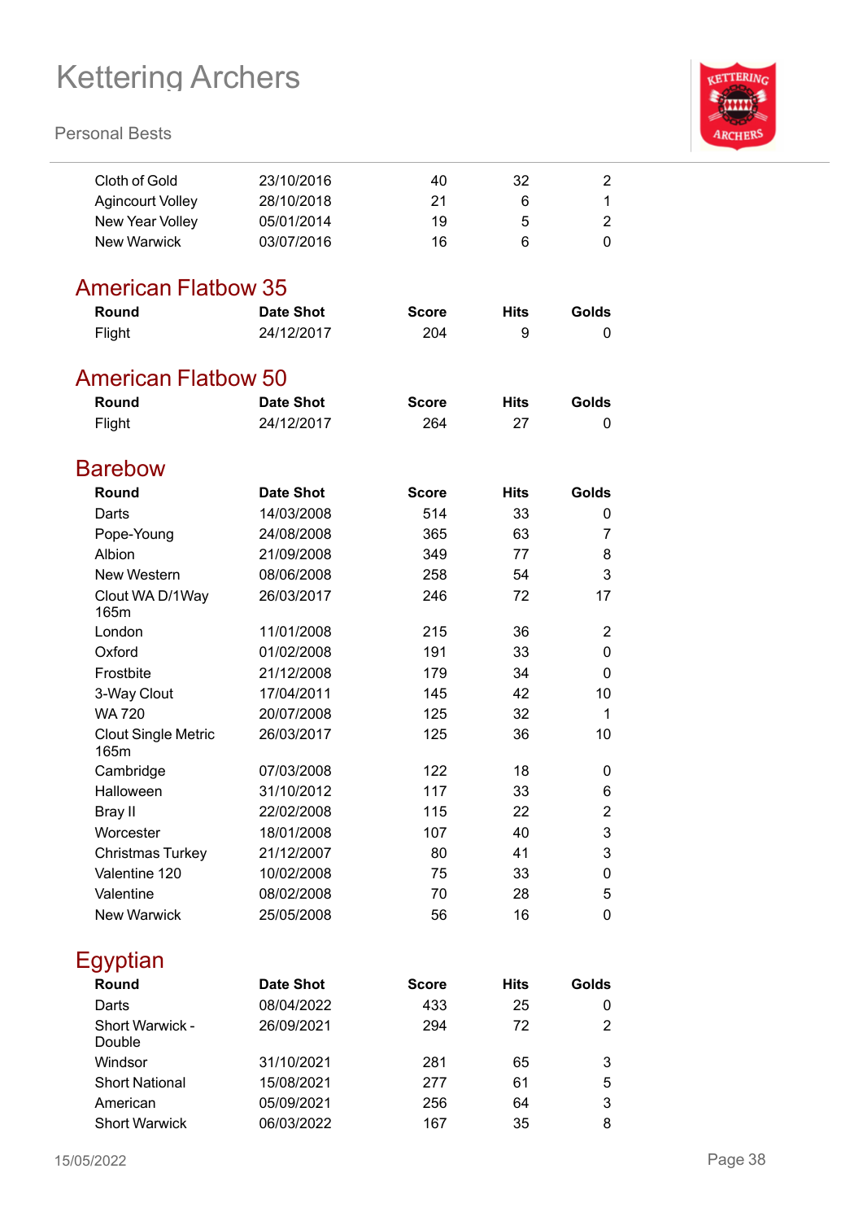| Round | Date Shot | Score | Hits | Golds |
|---|---|---|---|---|
| Cloth of Gold | 23/10/2016 | 40 | 32 | 2 |
| Agincourt Volley | 28/10/2018 | 21 | 6 | 1 |
| New Year Volley | 05/01/2014 | 19 | 5 | 2 |
| New Warwick | 03/07/2016 | 16 | 6 | 0 |

## American Flatbow 35

| Round | Date Shot | Score | Hits | Golds |
|---|---|---|---|---|
| Flight | 24/12/2017 | 204 | 9 | 0 |

## American Flatbow 50

| Round | Date Shot | Score | Hits | Golds |
|---|---|---|---|---|
| Flight | 24/12/2017 | 264 | 27 | 0 |

## Barebow

| Round | Date Shot | Score | Hits | Golds |
|---|---|---|---|---|
| Darts | 14/03/2008 | 514 | 33 | 0 |
| Pope-Young | 24/08/2008 | 365 | 63 | 7 |
| Albion | 21/09/2008 | 349 | 77 | 8 |
| New Western | 08/06/2008 | 258 | 54 | 3 |
| Clout WA D/1Way 165m | 26/03/2017 | 246 | 72 | 17 |
| London | 11/01/2008 | 215 | 36 | 2 |
| Oxford | 01/02/2008 | 191 | 33 | 0 |
| Frostbite | 21/12/2008 | 179 | 34 | 0 |
| 3-Way Clout | 17/04/2011 | 145 | 42 | 10 |
| WA 720 | 20/07/2008 | 125 | 32 | 1 |
| Clout Single Metric 165m | 26/03/2017 | 125 | 36 | 10 |
| Cambridge | 07/03/2008 | 122 | 18 | 0 |
| Halloween | 31/10/2012 | 117 | 33 | 6 |
| Bray II | 22/02/2008 | 115 | 22 | 2 |
| Worcester | 18/01/2008 | 107 | 40 | 3 |
| Christmas Turkey | 21/12/2007 | 80 | 41 | 3 |
| Valentine 120 | 10/02/2008 | 75 | 33 | 0 |
| Valentine | 08/02/2008 | 70 | 28 | 5 |
| New Warwick | 25/05/2008 | 56 | 16 | 0 |

## Egyptian

| Round | Date Shot | Score | Hits | Golds |
|---|---|---|---|---|
| Darts | 08/04/2022 | 433 | 25 | 0 |
| Short Warwick - Double | 26/09/2021 | 294 | 72 | 2 |
| Windsor | 31/10/2021 | 281 | 65 | 3 |
| Short National | 15/08/2021 | 277 | 61 | 5 |
| American | 05/09/2021 | 256 | 64 | 3 |
| Short Warwick | 06/03/2022 | 167 | 35 | 8 |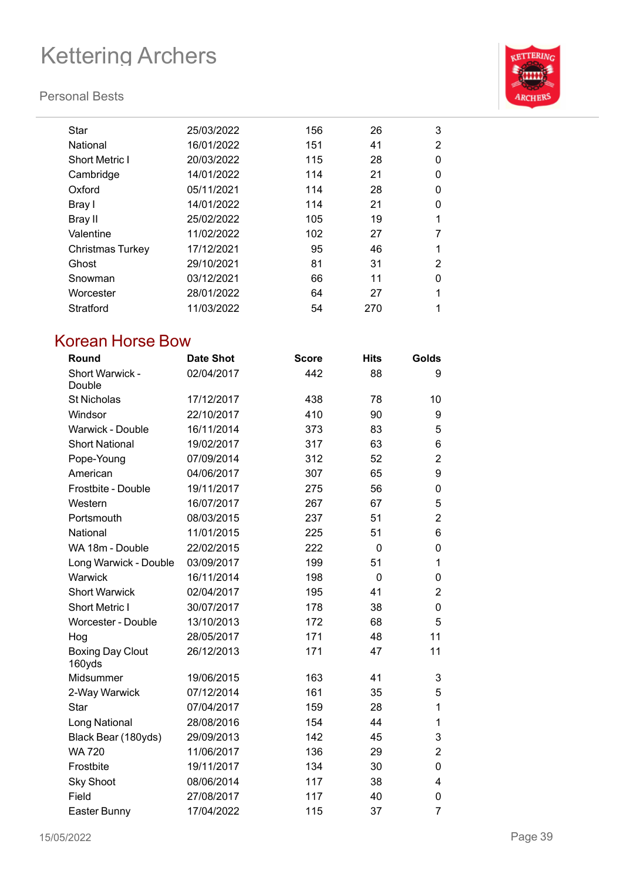| | | | | |
|---|---|---|---|---|
| Star | 25/03/2022 | 156 | 26 | 3 |
| National | 16/01/2022 | 151 | 41 | 2 |
| Short Metric I | 20/03/2022 | 115 | 28 | 0 |
| Cambridge | 14/01/2022 | 114 | 21 | 0 |
| Oxford | 05/11/2021 | 114 | 28 | 0 |
| Bray I | 14/01/2022 | 114 | 21 | 0 |
| Bray II | 25/02/2022 | 105 | 19 | 1 |
| Valentine | 11/02/2022 | 102 | 27 | 7 |
| Christmas Turkey | 17/12/2021 | 95 | 46 | 1 |
| Ghost | 29/10/2021 | 81 | 31 | 2 |
| Snowman | 03/12/2021 | 66 | 11 | 0 |
| Worcester | 28/01/2022 | 64 | 27 | 1 |
| Stratford | 11/03/2022 | 54 | 270 | 1 |

## Korean Horse Bow

| Round | Date Shot | Score | Hits | Golds |
|---|---|---|---|---|
| Short Warwick - Double | 02/04/2017 | 442 | 88 | 9 |
| St Nicholas | 17/12/2017 | 438 | 78 | 10 |
| Windsor | 22/10/2017 | 410 | 90 | 9 |
| Warwick - Double | 16/11/2014 | 373 | 83 | 5 |
| Short National | 19/02/2017 | 317 | 63 | 6 |
| Pope-Young | 07/09/2014 | 312 | 52 | 2 |
| American | 04/06/2017 | 307 | 65 | 9 |
| Frostbite - Double | 19/11/2017 | 275 | 56 | 0 |
| Western | 16/07/2017 | 267 | 67 | 5 |
| Portsmouth | 08/03/2015 | 237 | 51 | 2 |
| National | 11/01/2015 | 225 | 51 | 6 |
| WA 18m - Double | 22/02/2015 | 222 | 0 | 0 |
| Long Warwick - Double | 03/09/2017 | 199 | 51 | 1 |
| Warwick | 16/11/2014 | 198 | 0 | 0 |
| Short Warwick | 02/04/2017 | 195 | 41 | 2 |
| Short Metric I | 30/07/2017 | 178 | 38 | 0 |
| Worcester - Double | 13/10/2013 | 172 | 68 | 5 |
| Hog | 28/05/2017 | 171 | 48 | 11 |
| Boxing Day Clout 160yds | 26/12/2013 | 171 | 47 | 11 |
| Midsummer | 19/06/2015 | 163 | 41 | 3 |
| 2-Way Warwick | 07/12/2014 | 161 | 35 | 5 |
| Star | 07/04/2017 | 159 | 28 | 1 |
| Long National | 28/08/2016 | 154 | 44 | 1 |
| Black Bear (180yds) | 29/09/2013 | 142 | 45 | 3 |
| WA 720 | 11/06/2017 | 136 | 29 | 2 |
| Frostbite | 19/11/2017 | 134 | 30 | 0 |
| Sky Shoot | 08/06/2014 | 117 | 38 | 4 |
| Field | 27/08/2017 | 117 | 40 | 0 |
| Easter Bunny | 17/04/2022 | 115 | 37 | 7 |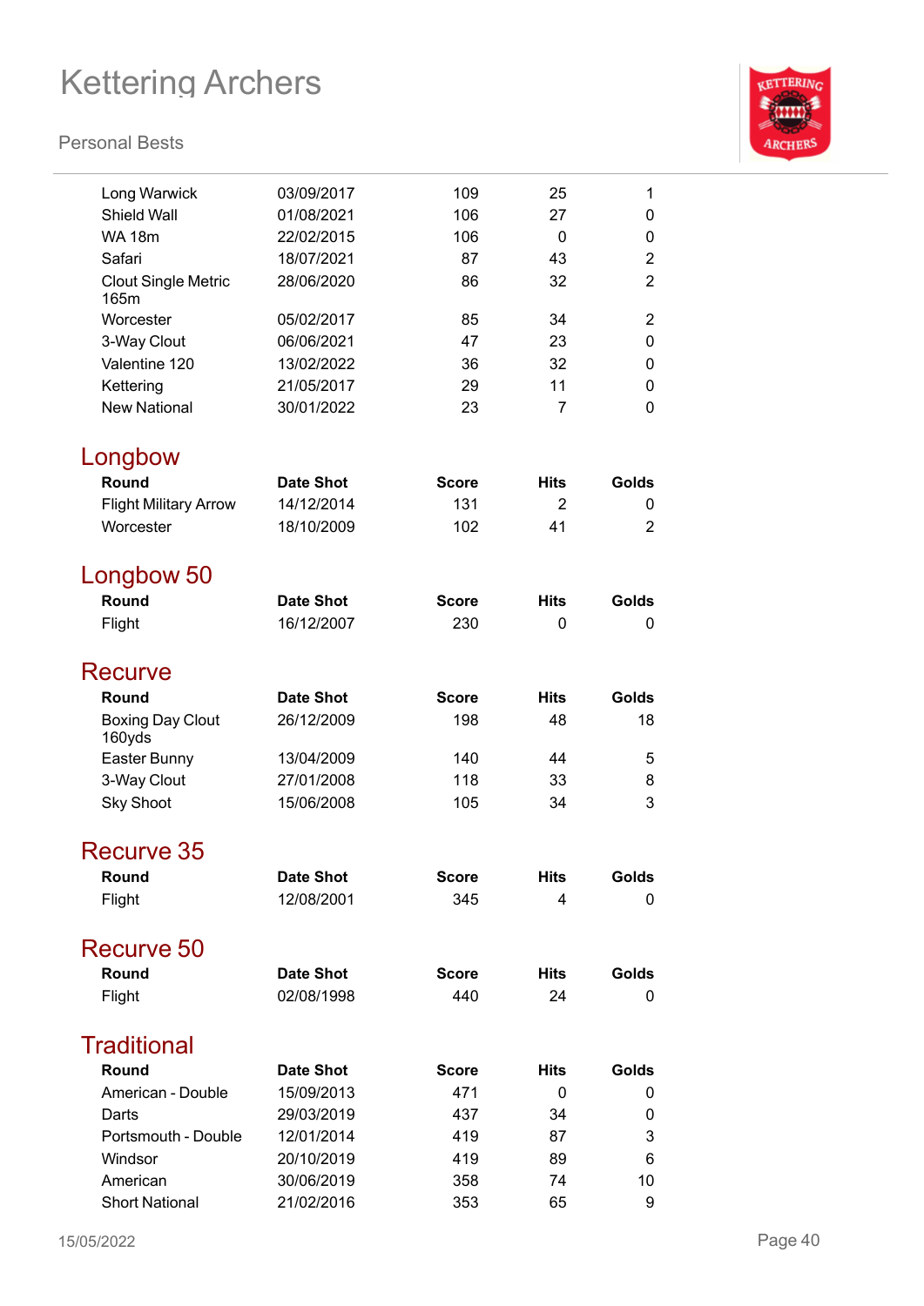| Round | Date Shot | Score | Hits | Golds |
|---|---|---|---|---|
| Long Warwick | 03/09/2017 | 109 | 25 | 1 |
| Shield Wall | 01/08/2021 | 106 | 27 | 0 |
| WA 18m | 22/02/2015 | 106 | 0 | 0 |
| Safari | 18/07/2021 | 87 | 43 | 2 |
| Clout Single Metric 165m | 28/06/2020 | 86 | 32 | 2 |
| Worcester | 05/02/2017 | 85 | 34 | 2 |
| 3-Way Clout | 06/06/2021 | 47 | 23 | 0 |
| Valentine 120 | 13/02/2022 | 36 | 32 | 0 |
| Kettering | 21/05/2017 | 29 | 11 | 0 |
| New National | 30/01/2022 | 23 | 7 | 0 |

## Longbow

| Round | Date Shot | Score | Hits | Golds |
|---|---|---|---|---|
| Flight Military Arrow | 14/12/2014 | 131 | 2 | 0 |
| Worcester | 18/10/2009 | 102 | 41 | 2 |

## Longbow 50

| Round | Date Shot | Score | Hits | Golds |
|---|---|---|---|---|
| Flight | 16/12/2007 | 230 | 0 | 0 |

## Recurve

| Round | Date Shot | Score | Hits | Golds |
|---|---|---|---|---|
| Boxing Day Clout 160yds | 26/12/2009 | 198 | 48 | 18 |
| Easter Bunny | 13/04/2009 | 140 | 44 | 5 |
| 3-Way Clout | 27/01/2008 | 118 | 33 | 8 |
| Sky Shoot | 15/06/2008 | 105 | 34 | 3 |

## Recurve 35

| Round | Date Shot | Score | Hits | Golds |
|---|---|---|---|---|
| Flight | 12/08/2001 | 345 | 4 | 0 |

## Recurve 50

| Round | Date Shot | Score | Hits | Golds |
|---|---|---|---|---|
| Flight | 02/08/1998 | 440 | 24 | 0 |

## Traditional

| Round | Date Shot | Score | Hits | Golds |
|---|---|---|---|---|
| American - Double | 15/09/2013 | 471 | 0 | 0 |
| Darts | 29/03/2019 | 437 | 34 | 0 |
| Portsmouth - Double | 12/01/2014 | 419 | 87 | 3 |
| Windsor | 20/10/2019 | 419 | 89 | 6 |
| American | 30/06/2019 | 358 | 74 | 10 |
| Short National | 21/02/2016 | 353 | 65 | 9 |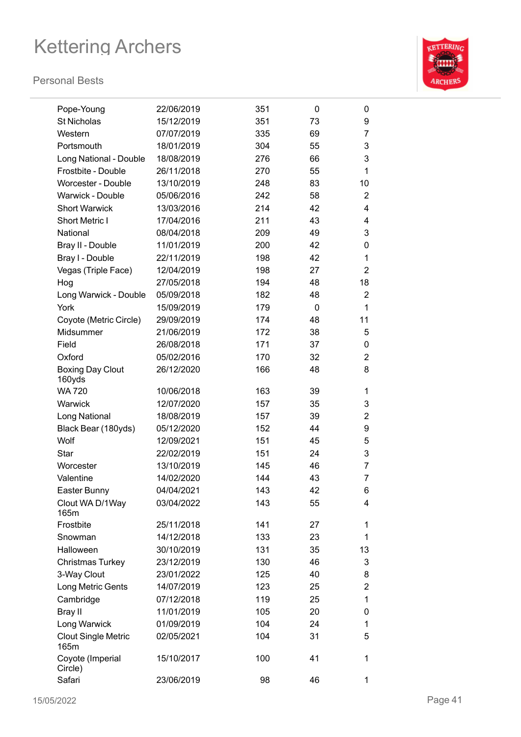# Kettering Archers

Personal Bests

| | | | | |
|---|---|---|---|---|
| Pope-Young | 22/06/2019 | 351 | 0 | 0 |
| St Nicholas | 15/12/2019 | 351 | 73 | 9 |
| Western | 07/07/2019 | 335 | 69 | 7 |
| Portsmouth | 18/01/2019 | 304 | 55 | 3 |
| Long National - Double | 18/08/2019 | 276 | 66 | 3 |
| Frostbite - Double | 26/11/2018 | 270 | 55 | 1 |
| Worcester - Double | 13/10/2019 | 248 | 83 | 10 |
| Warwick - Double | 05/06/2016 | 242 | 58 | 2 |
| Short Warwick | 13/03/2016 | 214 | 42 | 4 |
| Short Metric I | 17/04/2016 | 211 | 43 | 4 |
| National | 08/04/2018 | 209 | 49 | 3 |
| Bray II - Double | 11/01/2019 | 200 | 42 | 0 |
| Bray I - Double | 22/11/2019 | 198 | 42 | 1 |
| Vegas (Triple Face) | 12/04/2019 | 198 | 27 | 2 |
| Hog | 27/05/2018 | 194 | 48 | 18 |
| Long Warwick - Double | 05/09/2018 | 182 | 48 | 2 |
| York | 15/09/2019 | 179 | 0 | 1 |
| Coyote (Metric Circle) | 29/09/2019 | 174 | 48 | 11 |
| Midsummer | 21/06/2019 | 172 | 38 | 5 |
| Field | 26/08/2018 | 171 | 37 | 0 |
| Oxford | 05/02/2016 | 170 | 32 | 2 |
| Boxing Day Clout 160yds | 26/12/2020 | 166 | 48 | 8 |
| WA 720 | 10/06/2018 | 163 | 39 | 1 |
| Warwick | 12/07/2020 | 157 | 35 | 3 |
| Long National | 18/08/2019 | 157 | 39 | 2 |
| Black Bear (180yds) | 05/12/2020 | 152 | 44 | 9 |
| Wolf | 12/09/2021 | 151 | 45 | 5 |
| Star | 22/02/2019 | 151 | 24 | 3 |
| Worcester | 13/10/2019 | 145 | 46 | 7 |
| Valentine | 14/02/2020 | 144 | 43 | 7 |
| Easter Bunny | 04/04/2021 | 143 | 42 | 6 |
| Clout WA D/1Way 165m | 03/04/2022 | 143 | 55 | 4 |
| Frostbite | 25/11/2018 | 141 | 27 | 1 |
| Snowman | 14/12/2018 | 133 | 23 | 1 |
| Halloween | 30/10/2019 | 131 | 35 | 13 |
| Christmas Turkey | 23/12/2019 | 130 | 46 | 3 |
| 3-Way Clout | 23/01/2022 | 125 | 40 | 8 |
| Long Metric Gents | 14/07/2019 | 123 | 25 | 2 |
| Cambridge | 07/12/2018 | 119 | 25 | 1 |
| Bray II | 11/01/2019 | 105 | 20 | 0 |
| Long Warwick | 01/09/2019 | 104 | 24 | 1 |
| Clout Single Metric 165m | 02/05/2021 | 104 | 31 | 5 |
| Coyote (Imperial Circle) | 15/10/2017 | 100 | 41 | 1 |
| Safari | 23/06/2019 | 98 | 46 | 1 |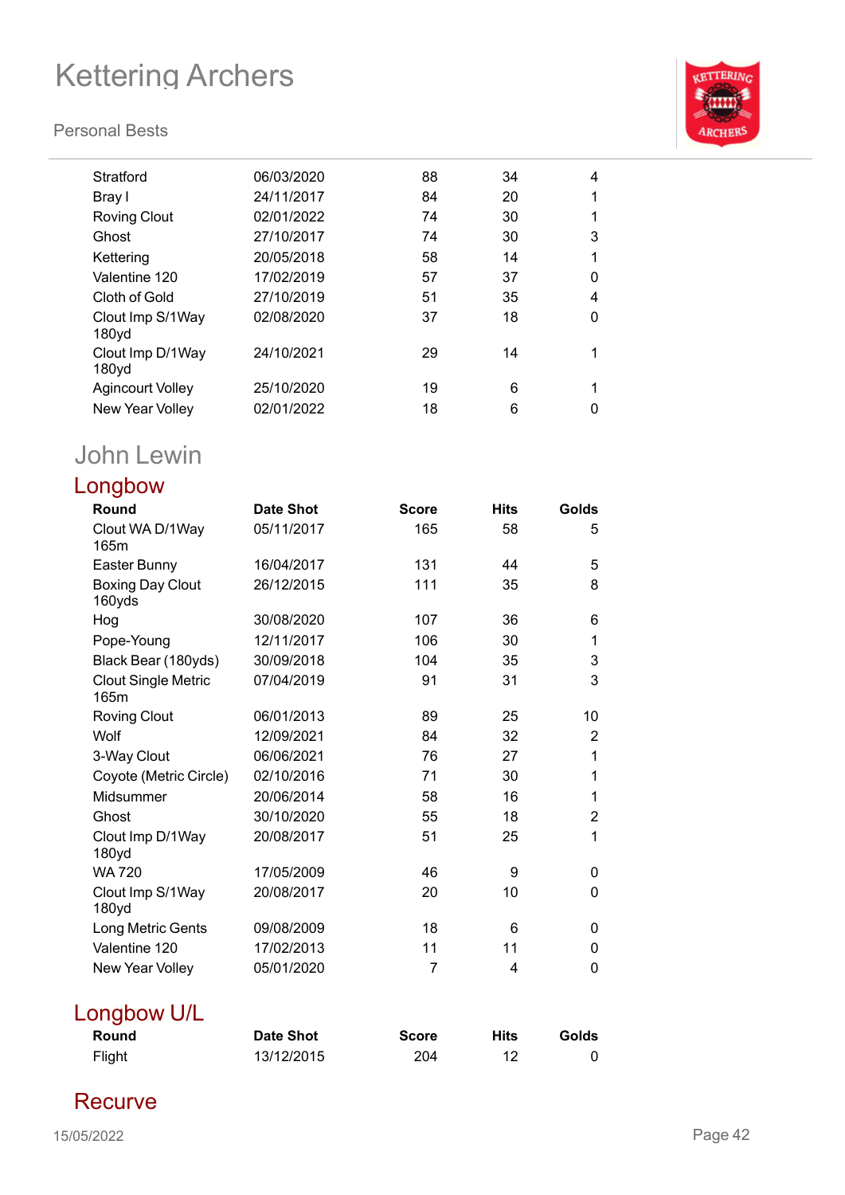| Round | Date Shot | Score | Hits | Golds |
|---|---|---|---|---|
| Stratford | 06/03/2020 | 88 | 34 | 4 |
| Bray I | 24/11/2017 | 84 | 20 | 1 |
| Roving Clout | 02/01/2022 | 74 | 30 | 1 |
| Ghost | 27/10/2017 | 74 | 30 | 3 |
| Kettering | 20/05/2018 | 58 | 14 | 1 |
| Valentine 120 | 17/02/2019 | 57 | 37 | 0 |
| Cloth of Gold | 27/10/2019 | 51 | 35 | 4 |
| Clout Imp S/1Way 180yd | 02/08/2020 | 37 | 18 | 0 |
| Clout Imp D/1Way 180yd | 24/10/2021 | 29 | 14 | 1 |
| Agincourt Volley | 25/10/2020 | 19 | 6 | 1 |
| New Year Volley | 02/01/2022 | 18 | 6 | 0 |

# John Lewin

## Longbow

| Round | Date Shot | Score | Hits | Golds |
|---|---|---|---|---|
| Clout WA D/1Way 165m | 05/11/2017 | 165 | 58 | 5 |
| Easter Bunny | 16/04/2017 | 131 | 44 | 5 |
| Boxing Day Clout 160yds | 26/12/2015 | 111 | 35 | 8 |
| Hog | 30/08/2020 | 107 | 36 | 6 |
| Pope-Young | 12/11/2017 | 106 | 30 | 1 |
| Black Bear (180yds) | 30/09/2018 | 104 | 35 | 3 |
| Clout Single Metric 165m | 07/04/2019 | 91 | 31 | 3 |
| Roving Clout | 06/01/2013 | 89 | 25 | 10 |
| Wolf | 12/09/2021 | 84 | 32 | 2 |
| 3-Way Clout | 06/06/2021 | 76 | 27 | 1 |
| Coyote (Metric Circle) | 02/10/2016 | 71 | 30 | 1 |
| Midsummer | 20/06/2014 | 58 | 16 | 1 |
| Ghost | 30/10/2020 | 55 | 18 | 2 |
| Clout Imp D/1Way 180yd | 20/08/2017 | 51 | 25 | 1 |
| WA 720 | 17/05/2009 | 46 | 9 | 0 |
| Clout Imp S/1Way 180yd | 20/08/2017 | 20 | 10 | 0 |
| Long Metric Gents | 09/08/2009 | 18 | 6 | 0 |
| Valentine 120 | 17/02/2013 | 11 | 11 | 0 |
| New Year Volley | 05/01/2020 | 7 | 4 | 0 |

## Longbow U/L

| Round | Date Shot | Score | Hits | Golds |
|---|---|---|---|---|
| Flight | 13/12/2015 | 204 | 12 | 0 |

## Recurve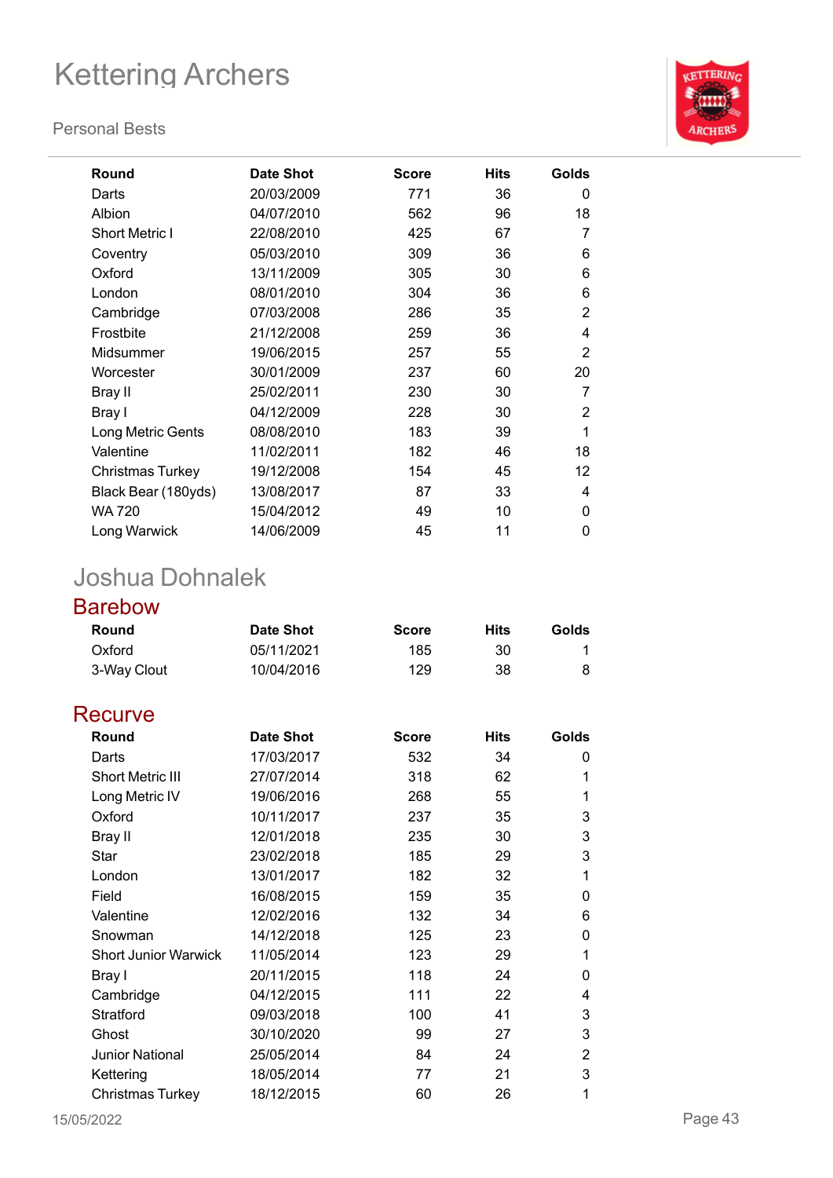| Round | Date Shot | Score | Hits | Golds |
|---|---|---|---|---|
| Darts | 20/03/2009 | 771 | 36 | 0 |
| Albion | 04/07/2010 | 562 | 96 | 18 |
| Short Metric I | 22/08/2010 | 425 | 67 | 7 |
| Coventry | 05/03/2010 | 309 | 36 | 6 |
| Oxford | 13/11/2009 | 305 | 30 | 6 |
| London | 08/01/2010 | 304 | 36 | 6 |
| Cambridge | 07/03/2008 | 286 | 35 | 2 |
| Frostbite | 21/12/2008 | 259 | 36 | 4 |
| Midsummer | 19/06/2015 | 257 | 55 | 2 |
| Worcester | 30/01/2009 | 237 | 60 | 20 |
| Bray II | 25/02/2011 | 230 | 30 | 7 |
| Bray I | 04/12/2009 | 228 | 30 | 2 |
| Long Metric Gents | 08/08/2010 | 183 | 39 | 1 |
| Valentine | 11/02/2011 | 182 | 46 | 18 |
| Christmas Turkey | 19/12/2008 | 154 | 45 | 12 |
| Black Bear (180yds) | 13/08/2017 | 87 | 33 | 4 |
| WA 720 | 15/04/2012 | 49 | 10 | 0 |
| Long Warwick | 14/06/2009 | 45 | 11 | 0 |

# Joshua Dohnalek

## Barebow

| Round | Date Shot | Score | Hits | Golds |
|---|---|---|---|---|
| Oxford | 05/11/2021 | 185 | 30 | 1 |
| 3-Way Clout | 10/04/2016 | 129 | 38 | 8 |

## Recurve

| Round | Date Shot | Score | Hits | Golds |
|---|---|---|---|---|
| Darts | 17/03/2017 | 532 | 34 | 0 |
| Short Metric III | 27/07/2014 | 318 | 62 | 1 |
| Long Metric IV | 19/06/2016 | 268 | 55 | 1 |
| Oxford | 10/11/2017 | 237 | 35 | 3 |
| Bray II | 12/01/2018 | 235 | 30 | 3 |
| Star | 23/02/2018 | 185 | 29 | 3 |
| London | 13/01/2017 | 182 | 32 | 1 |
| Field | 16/08/2015 | 159 | 35 | 0 |
| Valentine | 12/02/2016 | 132 | 34 | 6 |
| Snowman | 14/12/2018 | 125 | 23 | 0 |
| Short Junior Warwick | 11/05/2014 | 123 | 29 | 1 |
| Bray I | 20/11/2015 | 118 | 24 | 0 |
| Cambridge | 04/12/2015 | 111 | 22 | 4 |
| Stratford | 09/03/2018 | 100 | 41 | 3 |
| Ghost | 30/10/2020 | 99 | 27 | 3 |
| Junior National | 25/05/2014 | 84 | 24 | 2 |
| Kettering | 18/05/2014 | 77 | 21 | 3 |
| Christmas Turkey | 18/12/2015 | 60 | 26 | 1 |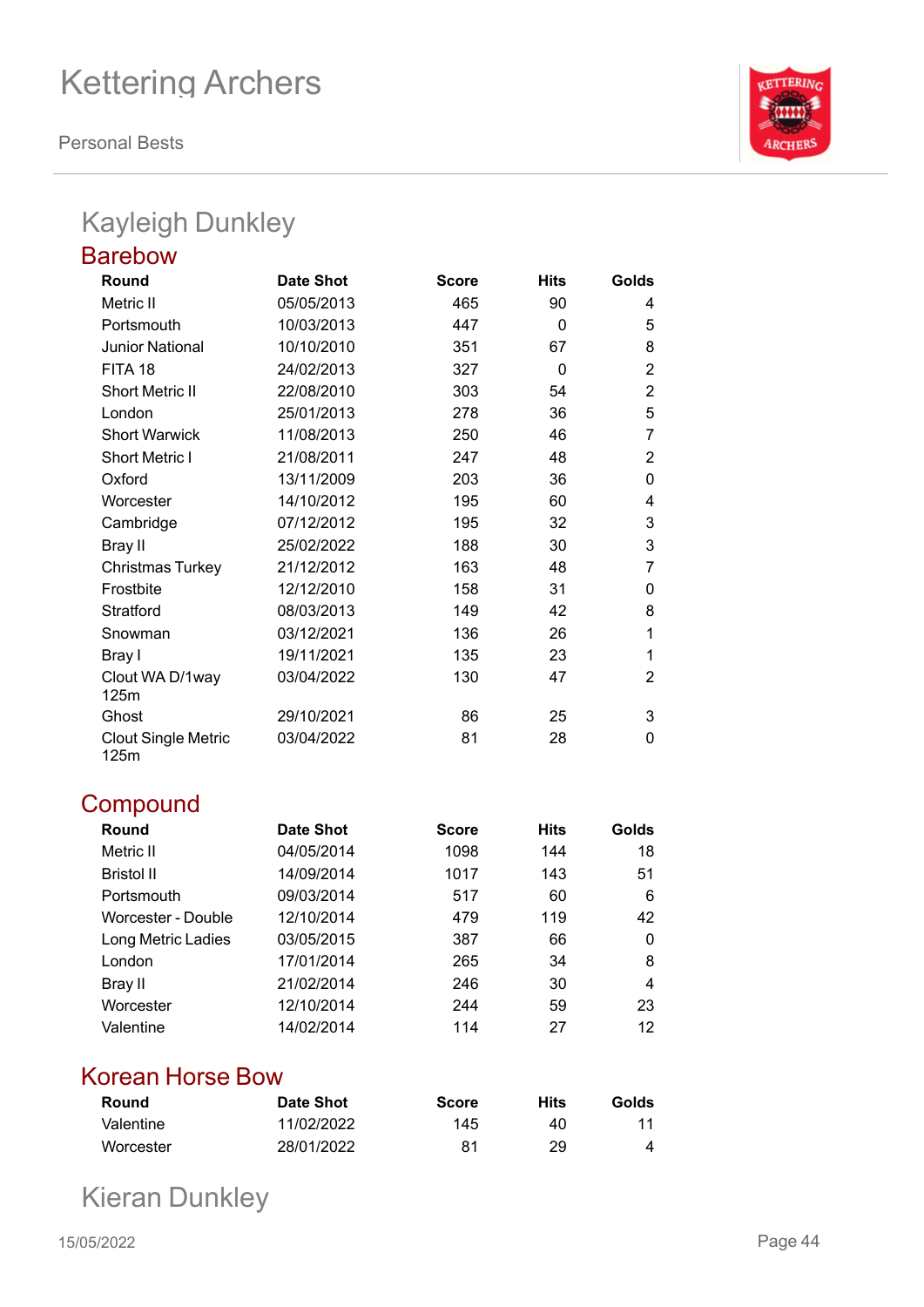## Kayleigh Dunkley

### Barebow

| Round | Date Shot | Score | Hits | Golds |
|---|---|---|---|---|
| Metric II | 05/05/2013 | 465 | 90 | 4 |
| Portsmouth | 10/03/2013 | 447 | 0 | 5 |
| Junior National | 10/10/2010 | 351 | 67 | 8 |
| FITA 18 | 24/02/2013 | 327 | 0 | 2 |
| Short Metric II | 22/08/2010 | 303 | 54 | 2 |
| London | 25/01/2013 | 278 | 36 | 5 |
| Short Warwick | 11/08/2013 | 250 | 46 | 7 |
| Short Metric I | 21/08/2011 | 247 | 48 | 2 |
| Oxford | 13/11/2009 | 203 | 36 | 0 |
| Worcester | 14/10/2012 | 195 | 60 | 4 |
| Cambridge | 07/12/2012 | 195 | 32 | 3 |
| Bray II | 25/02/2022 | 188 | 30 | 3 |
| Christmas Turkey | 21/12/2012 | 163 | 48 | 7 |
| Frostbite | 12/12/2010 | 158 | 31 | 0 |
| Stratford | 08/03/2013 | 149 | 42 | 8 |
| Snowman | 03/12/2021 | 136 | 26 | 1 |
| Bray I | 19/11/2021 | 135 | 23 | 1 |
| Clout WA D/1way 125m | 03/04/2022 | 130 | 47 | 2 |
| Ghost | 29/10/2021 | 86 | 25 | 3 |
| Clout Single Metric 125m | 03/04/2022 | 81 | 28 | 0 |

### Compound

| Round | Date Shot | Score | Hits | Golds |
|---|---|---|---|---|
| Metric II | 04/05/2014 | 1098 | 144 | 18 |
| Bristol II | 14/09/2014 | 1017 | 143 | 51 |
| Portsmouth | 09/03/2014 | 517 | 60 | 6 |
| Worcester - Double | 12/10/2014 | 479 | 119 | 42 |
| Long Metric Ladies | 03/05/2015 | 387 | 66 | 0 |
| London | 17/01/2014 | 265 | 34 | 8 |
| Bray II | 21/02/2014 | 246 | 30 | 4 |
| Worcester | 12/10/2014 | 244 | 59 | 23 |
| Valentine | 14/02/2014 | 114 | 27 | 12 |

### Korean Horse Bow

| Round | Date Shot | Score | Hits | Golds |
|---|---|---|---|---|
| Valentine | 11/02/2022 | 145 | 40 | 11 |
| Worcester | 28/01/2022 | 81 | 29 | 4 |

## Kieran Dunkley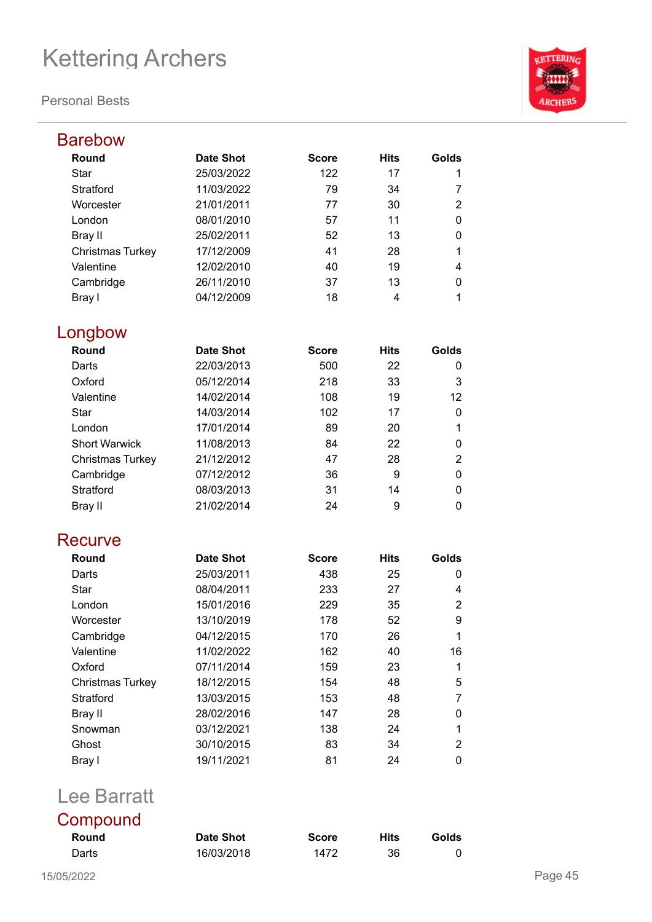# Kettering Archers

Personal Bests

## Barebow

| Round | Date Shot | Score | Hits | Golds |
|---|---|---|---|---|
| Star | 25/03/2022 | 122 | 17 | 1 |
| Stratford | 11/03/2022 | 79 | 34 | 7 |
| Worcester | 21/01/2011 | 77 | 30 | 2 |
| London | 08/01/2010 | 57 | 11 | 0 |
| Bray II | 25/02/2011 | 52 | 13 | 0 |
| Christmas Turkey | 17/12/2009 | 41 | 28 | 1 |
| Valentine | 12/02/2010 | 40 | 19 | 4 |
| Cambridge | 26/11/2010 | 37 | 13 | 0 |
| Bray I | 04/12/2009 | 18 | 4 | 1 |

## Longbow

| Round | Date Shot | Score | Hits | Golds |
|---|---|---|---|---|
| Darts | 22/03/2013 | 500 | 22 | 0 |
| Oxford | 05/12/2014 | 218 | 33 | 3 |
| Valentine | 14/02/2014 | 108 | 19 | 12 |
| Star | 14/03/2014 | 102 | 17 | 0 |
| London | 17/01/2014 | 89 | 20 | 1 |
| Short Warwick | 11/08/2013 | 84 | 22 | 0 |
| Christmas Turkey | 21/12/2012 | 47 | 28 | 2 |
| Cambridge | 07/12/2012 | 36 | 9 | 0 |
| Stratford | 08/03/2013 | 31 | 14 | 0 |
| Bray II | 21/02/2014 | 24 | 9 | 0 |

## Recurve

| Round | Date Shot | Score | Hits | Golds |
|---|---|---|---|---|
| Darts | 25/03/2011 | 438 | 25 | 0 |
| Star | 08/04/2011 | 233 | 27 | 4 |
| London | 15/01/2016 | 229 | 35 | 2 |
| Worcester | 13/10/2019 | 178 | 52 | 9 |
| Cambridge | 04/12/2015 | 170 | 26 | 1 |
| Valentine | 11/02/2022 | 162 | 40 | 16 |
| Oxford | 07/11/2014 | 159 | 23 | 1 |
| Christmas Turkey | 18/12/2015 | 154 | 48 | 5 |
| Stratford | 13/03/2015 | 153 | 48 | 7 |
| Bray II | 28/02/2016 | 147 | 28 | 0 |
| Snowman | 03/12/2021 | 138 | 24 | 1 |
| Ghost | 30/10/2015 | 83 | 34 | 2 |
| Bray I | 19/11/2021 | 81 | 24 | 0 |

# Lee Barratt

## Compound

| Round | Date Shot | Score | Hits | Golds |
|---|---|---|---|---|
| Darts | 16/03/2018 | 1472 | 36 | 0 |

15/05/2022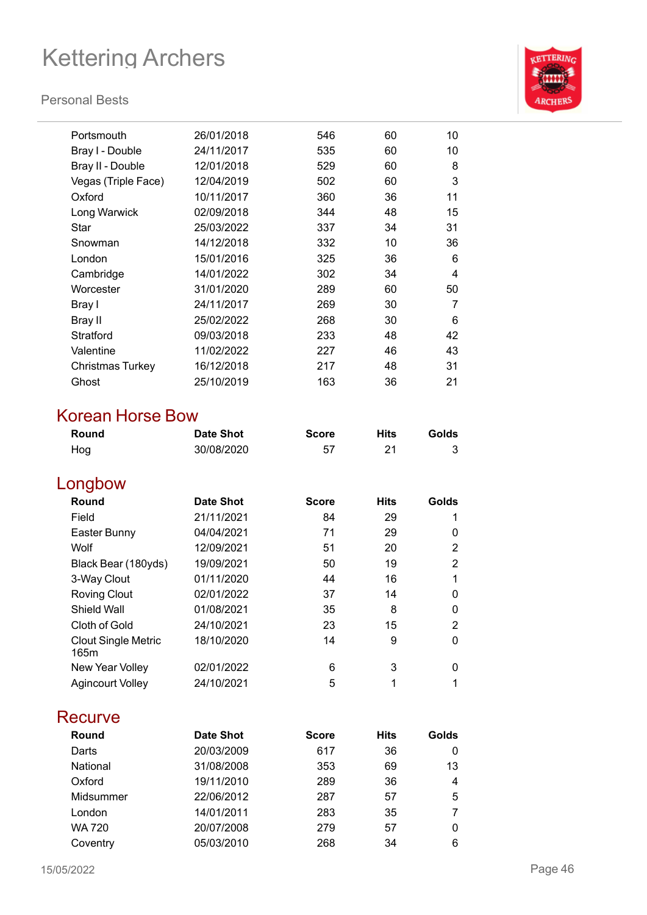| Round | Date Shot | Score | Hits | Golds |
|---|---|---|---|---|
| Portsmouth | 26/01/2018 | 546 | 60 | 10 |
| Bray I - Double | 24/11/2017 | 535 | 60 | 10 |
| Bray II - Double | 12/01/2018 | 529 | 60 | 8 |
| Vegas (Triple Face) | 12/04/2019 | 502 | 60 | 3 |
| Oxford | 10/11/2017 | 360 | 36 | 11 |
| Long Warwick | 02/09/2018 | 344 | 48 | 15 |
| Star | 25/03/2022 | 337 | 34 | 31 |
| Snowman | 14/12/2018 | 332 | 10 | 36 |
| London | 15/01/2016 | 325 | 36 | 6 |
| Cambridge | 14/01/2022 | 302 | 34 | 4 |
| Worcester | 31/01/2020 | 289 | 60 | 50 |
| Bray I | 24/11/2017 | 269 | 30 | 7 |
| Bray II | 25/02/2022 | 268 | 30 | 6 |
| Stratford | 09/03/2018 | 233 | 48 | 42 |
| Valentine | 11/02/2022 | 227 | 46 | 43 |
| Christmas Turkey | 16/12/2018 | 217 | 48 | 31 |
| Ghost | 25/10/2019 | 163 | 36 | 21 |

## Korean Horse Bow

| Round | Date Shot | Score | Hits | Golds |
|---|---|---|---|---|
| Hog | 30/08/2020 | 57 | 21 | 3 |

## Longbow

| Round | Date Shot | Score | Hits | Golds |
|---|---|---|---|---|
| Field | 21/11/2021 | 84 | 29 | 1 |
| Easter Bunny | 04/04/2021 | 71 | 29 | 0 |
| Wolf | 12/09/2021 | 51 | 20 | 2 |
| Black Bear (180yds) | 19/09/2021 | 50 | 19 | 2 |
| 3-Way Clout | 01/11/2020 | 44 | 16 | 1 |
| Roving Clout | 02/01/2022 | 37 | 14 | 0 |
| Shield Wall | 01/08/2021 | 35 | 8 | 0 |
| Cloth of Gold | 24/10/2021 | 23 | 15 | 2 |
| Clout Single Metric 165m | 18/10/2020 | 14 | 9 | 0 |
| New Year Volley | 02/01/2022 | 6 | 3 | 0 |
| Agincourt Volley | 24/10/2021 | 5 | 1 | 1 |

## Recurve

| Round | Date Shot | Score | Hits | Golds |
|---|---|---|---|---|
| Darts | 20/03/2009 | 617 | 36 | 0 |
| National | 31/08/2008 | 353 | 69 | 13 |
| Oxford | 19/11/2010 | 289 | 36 | 4 |
| Midsummer | 22/06/2012 | 287 | 57 | 5 |
| London | 14/01/2011 | 283 | 35 | 7 |
| WA 720 | 20/07/2008 | 279 | 57 | 0 |
| Coventry | 05/03/2010 | 268 | 34 | 6 |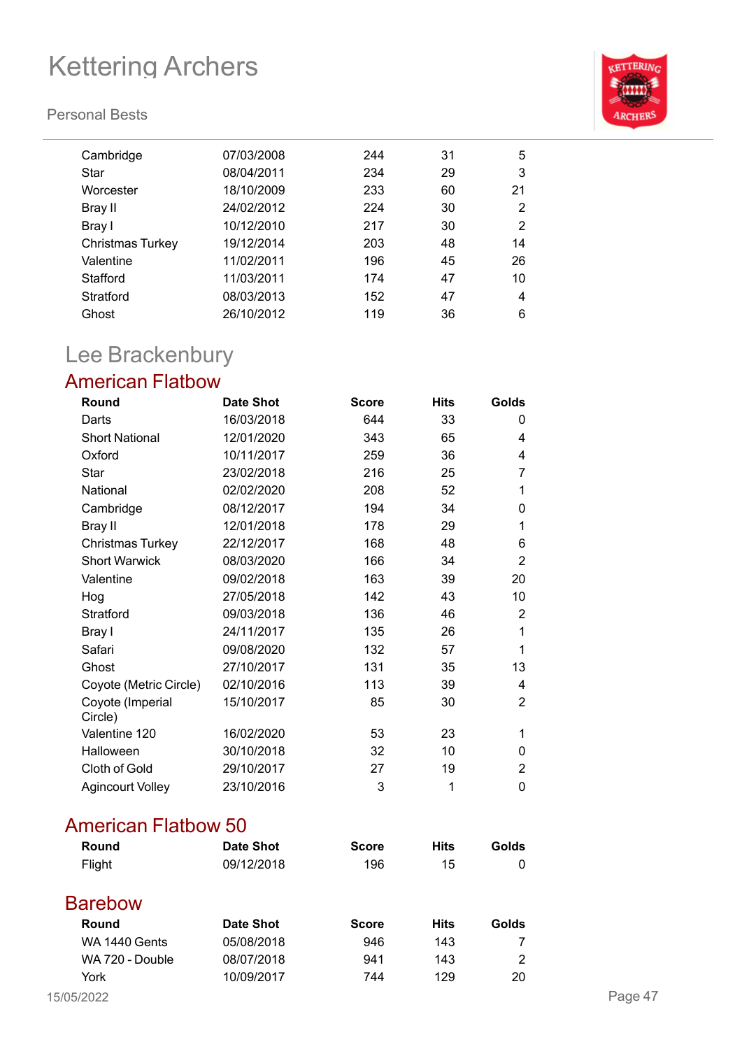| | | | | |
|---|---|---|---|---|
| Cambridge | 07/03/2008 | 244 | 31 | 5 |
| Star | 08/04/2011 | 234 | 29 | 3 |
| Worcester | 18/10/2009 | 233 | 60 | 21 |
| Bray II | 24/02/2012 | 224 | 30 | 2 |
| Bray I | 10/12/2010 | 217 | 30 | 2 |
| Christmas Turkey | 19/12/2014 | 203 | 48 | 14 |
| Valentine | 11/02/2011 | 196 | 45 | 26 |
| Stafford | 11/03/2011 | 174 | 47 | 10 |
| Stratford | 08/03/2013 | 152 | 47 | 4 |
| Ghost | 26/10/2012 | 119 | 36 | 6 |

# Lee Brackenbury

## American Flatbow

| Round | Date Shot | Score | Hits | Golds |
|---|---|---|---|---|
| Darts | 16/03/2018 | 644 | 33 | 0 |
| Short National | 12/01/2020 | 343 | 65 | 4 |
| Oxford | 10/11/2017 | 259 | 36 | 4 |
| Star | 23/02/2018 | 216 | 25 | 7 |
| National | 02/02/2020 | 208 | 52 | 1 |
| Cambridge | 08/12/2017 | 194 | 34 | 0 |
| Bray II | 12/01/2018 | 178 | 29 | 1 |
| Christmas Turkey | 22/12/2017 | 168 | 48 | 6 |
| Short Warwick | 08/03/2020 | 166 | 34 | 2 |
| Valentine | 09/02/2018 | 163 | 39 | 20 |
| Hog | 27/05/2018 | 142 | 43 | 10 |
| Stratford | 09/03/2018 | 136 | 46 | 2 |
| Bray I | 24/11/2017 | 135 | 26 | 1 |
| Safari | 09/08/2020 | 132 | 57 | 1 |
| Ghost | 27/10/2017 | 131 | 35 | 13 |
| Coyote (Metric Circle) | 02/10/2016 | 113 | 39 | 4 |
| Coyote (Imperial Circle) | 15/10/2017 | 85 | 30 | 2 |
| Valentine 120 | 16/02/2020 | 53 | 23 | 1 |
| Halloween | 30/10/2018 | 32 | 10 | 0 |
| Cloth of Gold | 29/10/2017 | 27 | 19 | 2 |
| Agincourt Volley | 23/10/2016 | 3 | 1 | 0 |

## American Flatbow 50

| Round | Date Shot | Score | Hits | Golds |
|---|---|---|---|---|
| Flight | 09/12/2018 | 196 | 15 | 0 |

## Barebow

| Round | Date Shot | Score | Hits | Golds |
|---|---|---|---|---|
| WA 1440 Gents | 05/08/2018 | 946 | 143 | 7 |
| WA 720 - Double | 08/07/2018 | 941 | 143 | 2 |
| York | 10/09/2017 | 744 | 129 | 20 |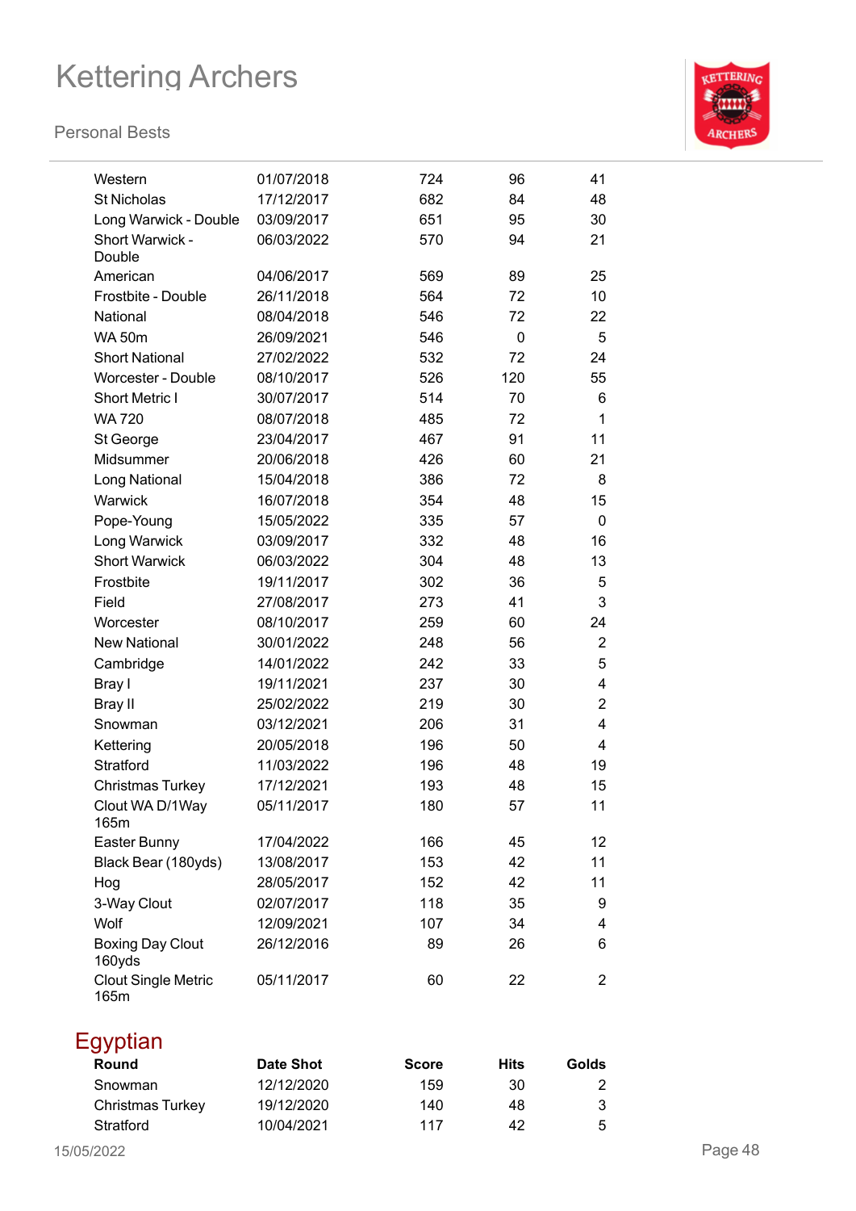| Round | Date Shot | Score | Hits | Golds |
|---|---|---|---|---|
| Western | 01/07/2018 | 724 | 96 | 41 |
| St Nicholas | 17/12/2017 | 682 | 84 | 48 |
| Long Warwick - Double | 03/09/2017 | 651 | 95 | 30 |
| Short Warwick - Double | 06/03/2022 | 570 | 94 | 21 |
| American | 04/06/2017 | 569 | 89 | 25 |
| Frostbite - Double | 26/11/2018 | 564 | 72 | 10 |
| National | 08/04/2018 | 546 | 72 | 22 |
| WA 50m | 26/09/2021 | 546 | 0 | 5 |
| Short National | 27/02/2022 | 532 | 72 | 24 |
| Worcester - Double | 08/10/2017 | 526 | 120 | 55 |
| Short Metric I | 30/07/2017 | 514 | 70 | 6 |
| WA 720 | 08/07/2018 | 485 | 72 | 1 |
| St George | 23/04/2017 | 467 | 91 | 11 |
| Midsummer | 20/06/2018 | 426 | 60 | 21 |
| Long National | 15/04/2018 | 386 | 72 | 8 |
| Warwick | 16/07/2018 | 354 | 48 | 15 |
| Pope-Young | 15/05/2022 | 335 | 57 | 0 |
| Long Warwick | 03/09/2017 | 332 | 48 | 16 |
| Short Warwick | 06/03/2022 | 304 | 48 | 13 |
| Frostbite | 19/11/2017 | 302 | 36 | 5 |
| Field | 27/08/2017 | 273 | 41 | 3 |
| Worcester | 08/10/2017 | 259 | 60 | 24 |
| New National | 30/01/2022 | 248 | 56 | 2 |
| Cambridge | 14/01/2022 | 242 | 33 | 5 |
| Bray I | 19/11/2021 | 237 | 30 | 4 |
| Bray II | 25/02/2022 | 219 | 30 | 2 |
| Snowman | 03/12/2021 | 206 | 31 | 4 |
| Kettering | 20/05/2018 | 196 | 50 | 4 |
| Stratford | 11/03/2022 | 196 | 48 | 19 |
| Christmas Turkey | 17/12/2021 | 193 | 48 | 15 |
| Clout WA D/1Way 165m | 05/11/2017 | 180 | 57 | 11 |
| Easter Bunny | 17/04/2022 | 166 | 45 | 12 |
| Black Bear (180yds) | 13/08/2017 | 153 | 42 | 11 |
| Hog | 28/05/2017 | 152 | 42 | 11 |
| 3-Way Clout | 02/07/2017 | 118 | 35 | 9 |
| Wolf | 12/09/2021 | 107 | 34 | 4 |
| Boxing Day Clout 160yds | 26/12/2016 | 89 | 26 | 6 |
| Clout Single Metric 165m | 05/11/2017 | 60 | 22 | 2 |

## Egyptian

| Round | Date Shot | Score | Hits | Golds |
|---|---|---|---|---|
| Snowman | 12/12/2020 | 159 | 30 | 2 |
| Christmas Turkey | 19/12/2020 | 140 | 48 | 3 |
| Stratford | 10/04/2021 | 117 | 42 | 5 |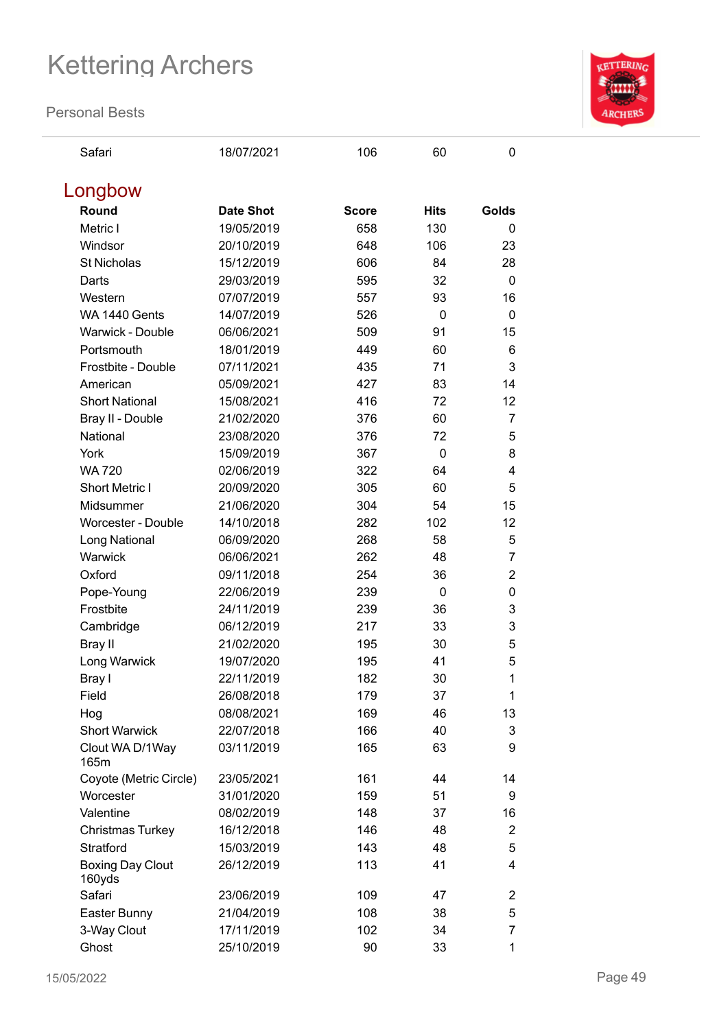| Safari | 18/07/2021 | 106 | 60 | 0 |
|---|---|---|---|---|

## Longbow

| Round | Date Shot | Score | Hits | Golds |
|---|---|---|---|---|
| Metric I | 19/05/2019 | 658 | 130 | 0 |
| Windsor | 20/10/2019 | 648 | 106 | 23 |
| St Nicholas | 15/12/2019 | 606 | 84 | 28 |
| Darts | 29/03/2019 | 595 | 32 | 0 |
| Western | 07/07/2019 | 557 | 93 | 16 |
| WA 1440 Gents | 14/07/2019 | 526 | 0 | 0 |
| Warwick - Double | 06/06/2021 | 509 | 91 | 15 |
| Portsmouth | 18/01/2019 | 449 | 60 | 6 |
| Frostbite - Double | 07/11/2021 | 435 | 71 | 3 |
| American | 05/09/2021 | 427 | 83 | 14 |
| Short National | 15/08/2021 | 416 | 72 | 12 |
| Bray II - Double | 21/02/2020 | 376 | 60 | 7 |
| National | 23/08/2020 | 376 | 72 | 5 |
| York | 15/09/2019 | 367 | 0 | 8 |
| WA 720 | 02/06/2019 | 322 | 64 | 4 |
| Short Metric I | 20/09/2020 | 305 | 60 | 5 |
| Midsummer | 21/06/2020 | 304 | 54 | 15 |
| Worcester - Double | 14/10/2018 | 282 | 102 | 12 |
| Long National | 06/09/2020 | 268 | 58 | 5 |
| Warwick | 06/06/2021 | 262 | 48 | 7 |
| Oxford | 09/11/2018 | 254 | 36 | 2 |
| Pope-Young | 22/06/2019 | 239 | 0 | 0 |
| Frostbite | 24/11/2019 | 239 | 36 | 3 |
| Cambridge | 06/12/2019 | 217 | 33 | 3 |
| Bray II | 21/02/2020 | 195 | 30 | 5 |
| Long Warwick | 19/07/2020 | 195 | 41 | 5 |
| Bray I | 22/11/2019 | 182 | 30 | 1 |
| Field | 26/08/2018 | 179 | 37 | 1 |
| Hog | 08/08/2021 | 169 | 46 | 13 |
| Short Warwick | 22/07/2018 | 166 | 40 | 3 |
| Clout WA D/1Way 165m | 03/11/2019 | 165 | 63 | 9 |
| Coyote (Metric Circle) | 23/05/2021 | 161 | 44 | 14 |
| Worcester | 31/01/2020 | 159 | 51 | 9 |
| Valentine | 08/02/2019 | 148 | 37 | 16 |
| Christmas Turkey | 16/12/2018 | 146 | 48 | 2 |
| Stratford | 15/03/2019 | 143 | 48 | 5 |
| Boxing Day Clout 160yds | 26/12/2019 | 113 | 41 | 4 |
| Safari | 23/06/2019 | 109 | 47 | 2 |
| Easter Bunny | 21/04/2019 | 108 | 38 | 5 |
| 3-Way Clout | 17/11/2019 | 102 | 34 | 7 |
| Ghost | 25/10/2019 | 90 | 33 | 1 |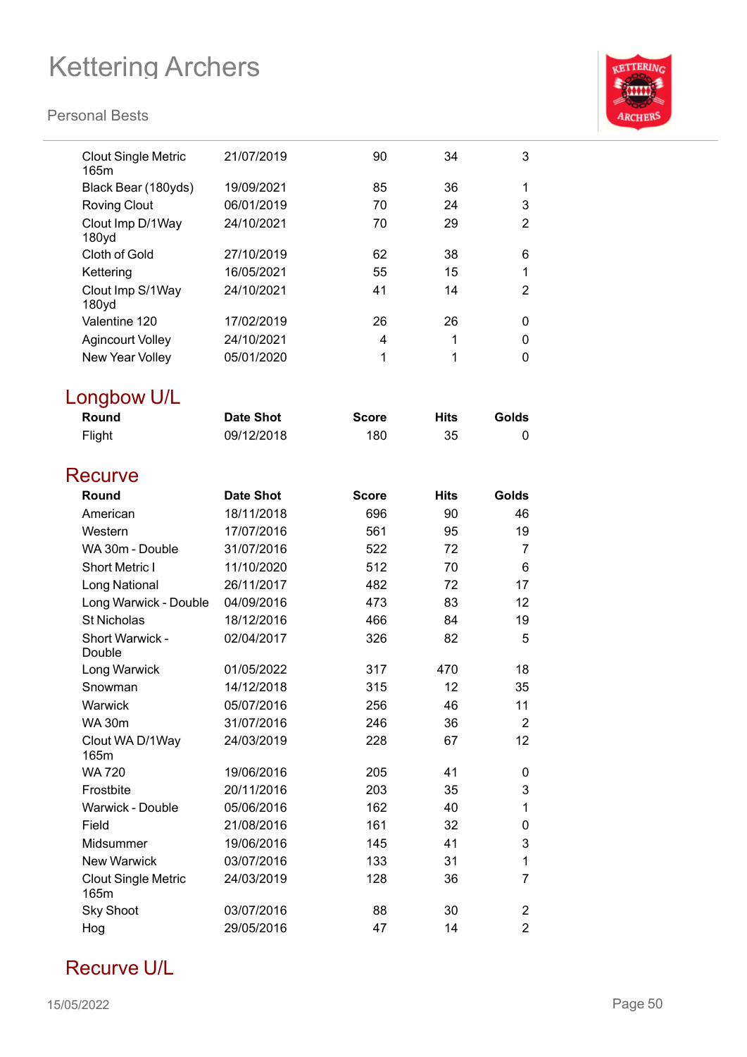| Round | Date Shot | Score | Hits | Golds |
|---|---|---|---|---|
| Clout Single Metric 165m | 21/07/2019 | 90 | 34 | 3 |
| Black Bear (180yds) | 19/09/2021 | 85 | 36 | 1 |
| Roving Clout | 06/01/2019 | 70 | 24 | 3 |
| Clout Imp D/1Way 180yd | 24/10/2021 | 70 | 29 | 2 |
| Cloth of Gold | 27/10/2019 | 62 | 38 | 6 |
| Kettering | 16/05/2021 | 55 | 15 | 1 |
| Clout Imp S/1Way 180yd | 24/10/2021 | 41 | 14 | 2 |
| Valentine 120 | 17/02/2019 | 26 | 26 | 0 |
| Agincourt Volley | 24/10/2021 | 4 | 1 | 0 |
| New Year Volley | 05/01/2020 | 1 | 1 | 0 |

## Longbow U/L

| Round | Date Shot | Score | Hits | Golds |
|---|---|---|---|---|
| Flight | 09/12/2018 | 180 | 35 | 0 |

## Recurve

| Round | Date Shot | Score | Hits | Golds |
|---|---|---|---|---|
| American | 18/11/2018 | 696 | 90 | 46 |
| Western | 17/07/2016 | 561 | 95 | 19 |
| WA 30m - Double | 31/07/2016 | 522 | 72 | 7 |
| Short Metric I | 11/10/2020 | 512 | 70 | 6 |
| Long National | 26/11/2017 | 482 | 72 | 17 |
| Long Warwick - Double | 04/09/2016 | 473 | 83 | 12 |
| St Nicholas | 18/12/2016 | 466 | 84 | 19 |
| Short Warwick - Double | 02/04/2017 | 326 | 82 | 5 |
| Long Warwick | 01/05/2022 | 317 | 470 | 18 |
| Snowman | 14/12/2018 | 315 | 12 | 35 |
| Warwick | 05/07/2016 | 256 | 46 | 11 |
| WA 30m | 31/07/2016 | 246 | 36 | 2 |
| Clout WA D/1Way 165m | 24/03/2019 | 228 | 67 | 12 |
| WA 720 | 19/06/2016 | 205 | 41 | 0 |
| Frostbite | 20/11/2016 | 203 | 35 | 3 |
| Warwick - Double | 05/06/2016 | 162 | 40 | 1 |
| Field | 21/08/2016 | 161 | 32 | 0 |
| Midsummer | 19/06/2016 | 145 | 41 | 3 |
| New Warwick | 03/07/2016 | 133 | 31 | 1 |
| Clout Single Metric 165m | 24/03/2019 | 128 | 36 | 7 |
| Sky Shoot | 03/07/2016 | 88 | 30 | 2 |
| Hog | 29/05/2016 | 47 | 14 | 2 |

## Recurve U/L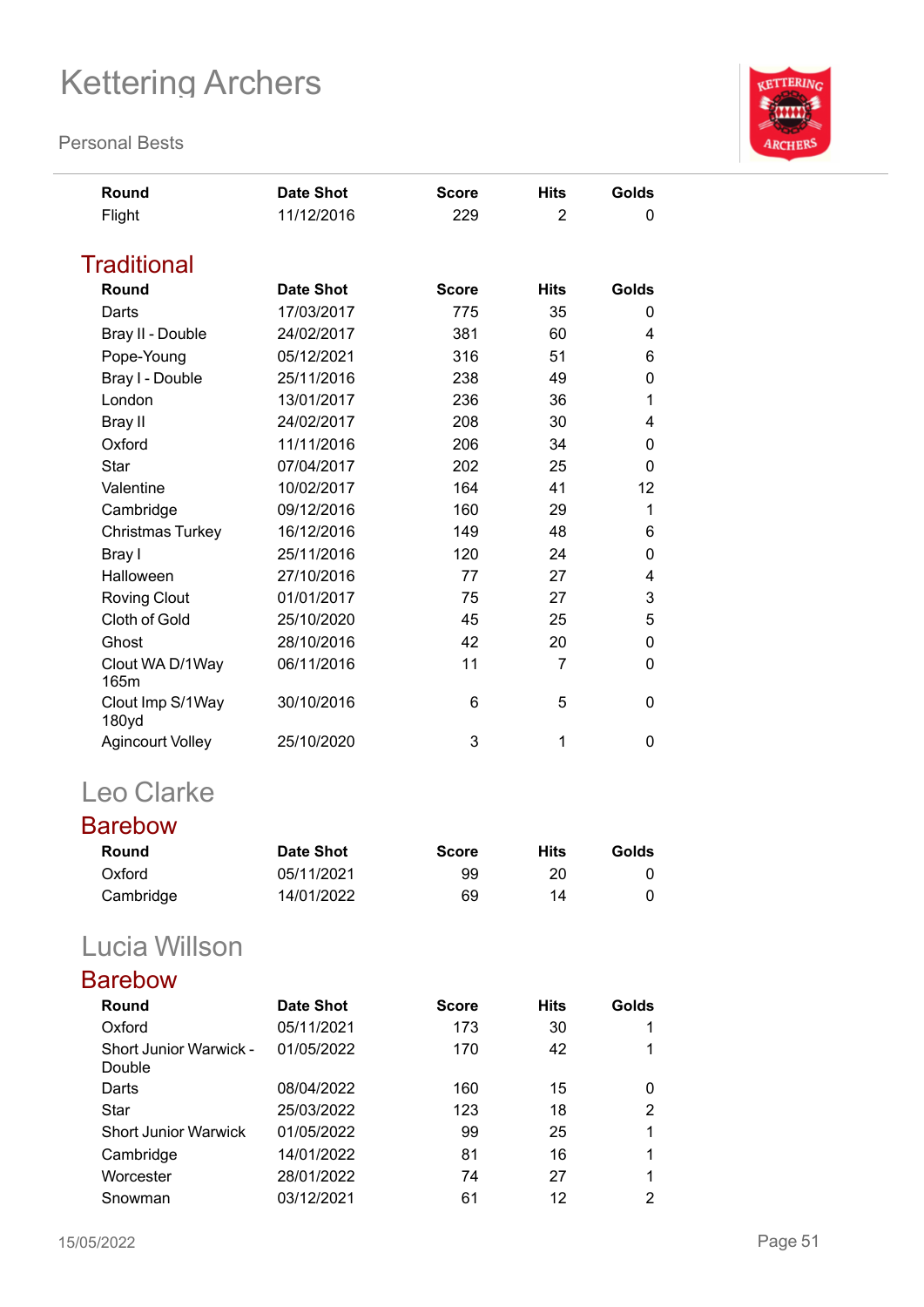| Round | Date Shot | Score | Hits | Golds |
|---|---|---|---|---|
| Flight | 11/12/2016 | 229 | 2 | 0 |

## Traditional

| Round | Date Shot | Score | Hits | Golds |
|---|---|---|---|---|
| Darts | 17/03/2017 | 775 | 35 | 0 |
| Bray II - Double | 24/02/2017 | 381 | 60 | 4 |
| Pope-Young | 05/12/2021 | 316 | 51 | 6 |
| Bray I - Double | 25/11/2016 | 238 | 49 | 0 |
| London | 13/01/2017 | 236 | 36 | 1 |
| Bray II | 24/02/2017 | 208 | 30 | 4 |
| Oxford | 11/11/2016 | 206 | 34 | 0 |
| Star | 07/04/2017 | 202 | 25 | 0 |
| Valentine | 10/02/2017 | 164 | 41 | 12 |
| Cambridge | 09/12/2016 | 160 | 29 | 1 |
| Christmas Turkey | 16/12/2016 | 149 | 48 | 6 |
| Bray I | 25/11/2016 | 120 | 24 | 0 |
| Halloween | 27/10/2016 | 77 | 27 | 4 |
| Roving Clout | 01/01/2017 | 75 | 27 | 3 |
| Cloth of Gold | 25/10/2020 | 45 | 25 | 5 |
| Ghost | 28/10/2016 | 42 | 20 | 0 |
| Clout WA D/1Way 165m | 06/11/2016 | 11 | 7 | 0 |
| Clout Imp S/1Way 180yd | 30/10/2016 | 6 | 5 | 0 |
| Agincourt Volley | 25/10/2020 | 3 | 1 | 0 |

# Leo Clarke

## Barebow

| Round | Date Shot | Score | Hits | Golds |
|---|---|---|---|---|
| Oxford | 05/11/2021 | 99 | 20 | 0 |
| Cambridge | 14/01/2022 | 69 | 14 | 0 |

# Lucia Willson

## Barebow

| Round | Date Shot | Score | Hits | Golds |
|---|---|---|---|---|
| Oxford | 05/11/2021 | 173 | 30 | 1 |
| Short Junior Warwick - Double | 01/05/2022 | 170 | 42 | 1 |
| Darts | 08/04/2022 | 160 | 15 | 0 |
| Star | 25/03/2022 | 123 | 18 | 2 |
| Short Junior Warwick | 01/05/2022 | 99 | 25 | 1 |
| Cambridge | 14/01/2022 | 81 | 16 | 1 |
| Worcester | 28/01/2022 | 74 | 27 | 1 |
| Snowman | 03/12/2021 | 61 | 12 | 2 |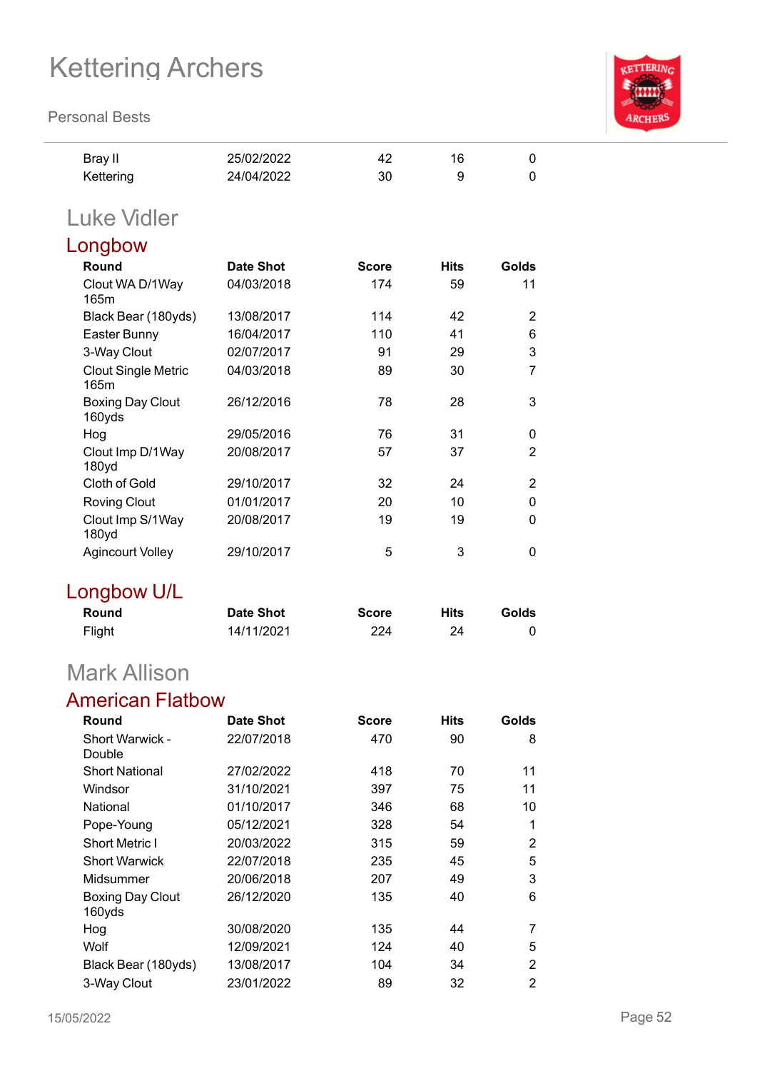| Round | Date Shot | Score | Hits | Golds |
|---|---|---|---|---|
| Bray II | 25/02/2022 | 42 | 16 | 0 |
| Kettering | 24/04/2022 | 30 | 9 | 0 |

## Luke Vidler

### Longbow

| Round | Date Shot | Score | Hits | Golds |
|---|---|---|---|---|
| Clout WA D/1Way 165m | 04/03/2018 | 174 | 59 | 11 |
| Black Bear (180yds) | 13/08/2017 | 114 | 42 | 2 |
| Easter Bunny | 16/04/2017 | 110 | 41 | 6 |
| 3-Way Clout | 02/07/2017 | 91 | 29 | 3 |
| Clout Single Metric 165m | 04/03/2018 | 89 | 30 | 7 |
| Boxing Day Clout 160yds | 26/12/2016 | 78 | 28 | 3 |
| Hog | 29/05/2016 | 76 | 31 | 0 |
| Clout Imp D/1Way 180yd | 20/08/2017 | 57 | 37 | 2 |
| Cloth of Gold | 29/10/2017 | 32 | 24 | 2 |
| Roving Clout | 01/01/2017 | 20 | 10 | 0 |
| Clout Imp S/1Way 180yd | 20/08/2017 | 19 | 19 | 0 |
| Agincourt Volley | 29/10/2017 | 5 | 3 | 0 |

### Longbow U/L

| Round | Date Shot | Score | Hits | Golds |
|---|---|---|---|---|
| Flight | 14/11/2021 | 224 | 24 | 0 |

## Mark Allison

### American Flatbow

| Round | Date Shot | Score | Hits | Golds |
|---|---|---|---|---|
| Short Warwick - Double | 22/07/2018 | 470 | 90 | 8 |
| Short National | 27/02/2022 | 418 | 70 | 11 |
| Windsor | 31/10/2021 | 397 | 75 | 11 |
| National | 01/10/2017 | 346 | 68 | 10 |
| Pope-Young | 05/12/2021 | 328 | 54 | 1 |
| Short Metric I | 20/03/2022 | 315 | 59 | 2 |
| Short Warwick | 22/07/2018 | 235 | 45 | 5 |
| Midsummer | 20/06/2018 | 207 | 49 | 3 |
| Boxing Day Clout 160yds | 26/12/2020 | 135 | 40 | 6 |
| Hog | 30/08/2020 | 135 | 44 | 7 |
| Wolf | 12/09/2021 | 124 | 40 | 5 |
| Black Bear (180yds) | 13/08/2017 | 104 | 34 | 2 |
| 3-Way Clout | 23/01/2022 | 89 | 32 | 2 |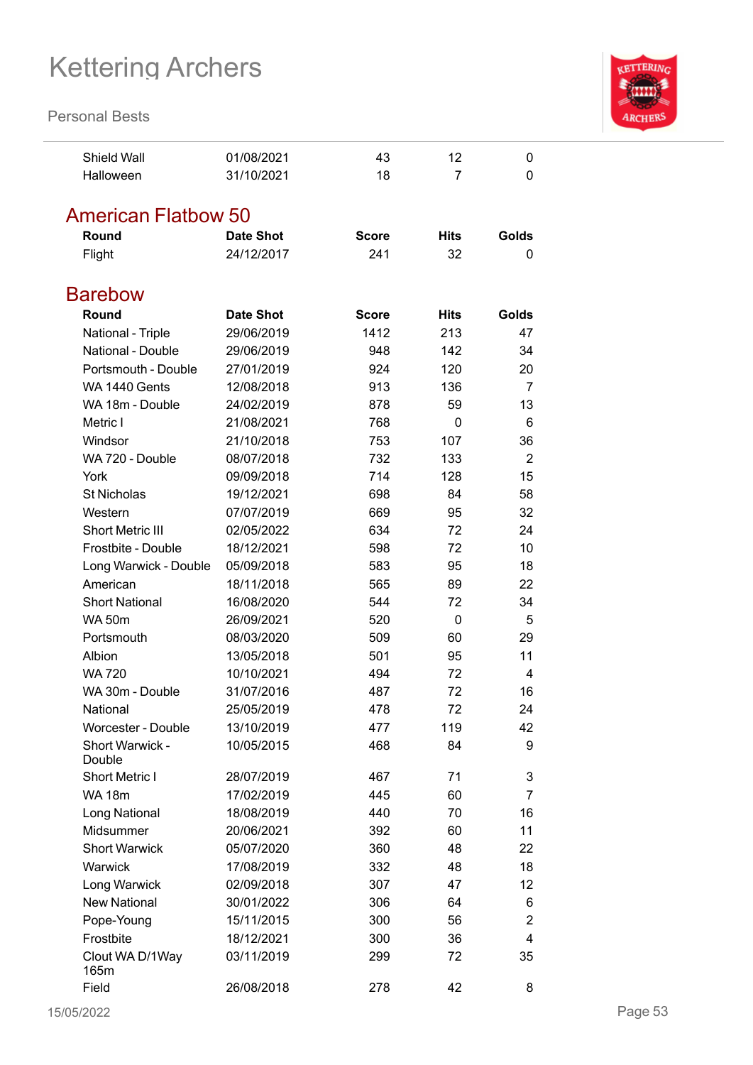| Round | Date Shot | Score | Hits | Golds |
| --- | --- | --- | --- | --- |
| Shield Wall | 01/08/2021 | 43 | 12 | 0 |
| Halloween | 31/10/2021 | 18 | 7 | 0 |

## American Flatbow 50

| Round | Date Shot | Score | Hits | Golds |
| --- | --- | --- | --- | --- |
| Flight | 24/12/2017 | 241 | 32 | 0 |

## Barebow

| Round | Date Shot | Score | Hits | Golds |
| --- | --- | --- | --- | --- |
| National - Triple | 29/06/2019 | 1412 | 213 | 47 |
| National - Double | 29/06/2019 | 948 | 142 | 34 |
| Portsmouth - Double | 27/01/2019 | 924 | 120 | 20 |
| WA 1440 Gents | 12/08/2018 | 913 | 136 | 7 |
| WA 18m - Double | 24/02/2019 | 878 | 59 | 13 |
| Metric I | 21/08/2021 | 768 | 0 | 6 |
| Windsor | 21/10/2018 | 753 | 107 | 36 |
| WA 720 - Double | 08/07/2018 | 732 | 133 | 2 |
| York | 09/09/2018 | 714 | 128 | 15 |
| St Nicholas | 19/12/2021 | 698 | 84 | 58 |
| Western | 07/07/2019 | 669 | 95 | 32 |
| Short Metric III | 02/05/2022 | 634 | 72 | 24 |
| Frostbite - Double | 18/12/2021 | 598 | 72 | 10 |
| Long Warwick - Double | 05/09/2018 | 583 | 95 | 18 |
| American | 18/11/2018 | 565 | 89 | 22 |
| Short National | 16/08/2020 | 544 | 72 | 34 |
| WA 50m | 26/09/2021 | 520 | 0 | 5 |
| Portsmouth | 08/03/2020 | 509 | 60 | 29 |
| Albion | 13/05/2018 | 501 | 95 | 11 |
| WA 720 | 10/10/2021 | 494 | 72 | 4 |
| WA 30m - Double | 31/07/2016 | 487 | 72 | 16 |
| National | 25/05/2019 | 478 | 72 | 24 |
| Worcester - Double | 13/10/2019 | 477 | 119 | 42 |
| Short Warwick - Double | 10/05/2015 | 468 | 84 | 9 |
| Short Metric I | 28/07/2019 | 467 | 71 | 3 |
| WA 18m | 17/02/2019 | 445 | 60 | 7 |
| Long National | 18/08/2019 | 440 | 70 | 16 |
| Midsummer | 20/06/2021 | 392 | 60 | 11 |
| Short Warwick | 05/07/2020 | 360 | 48 | 22 |
| Warwick | 17/08/2019 | 332 | 48 | 18 |
| Long Warwick | 02/09/2018 | 307 | 47 | 12 |
| New National | 30/01/2022 | 306 | 64 | 6 |
| Pope-Young | 15/11/2015 | 300 | 56 | 2 |
| Frostbite | 18/12/2021 | 300 | 36 | 4 |
| Clout WA D/1Way 165m | 03/11/2019 | 299 | 72 | 35 |
| Field | 26/08/2018 | 278 | 42 | 8 |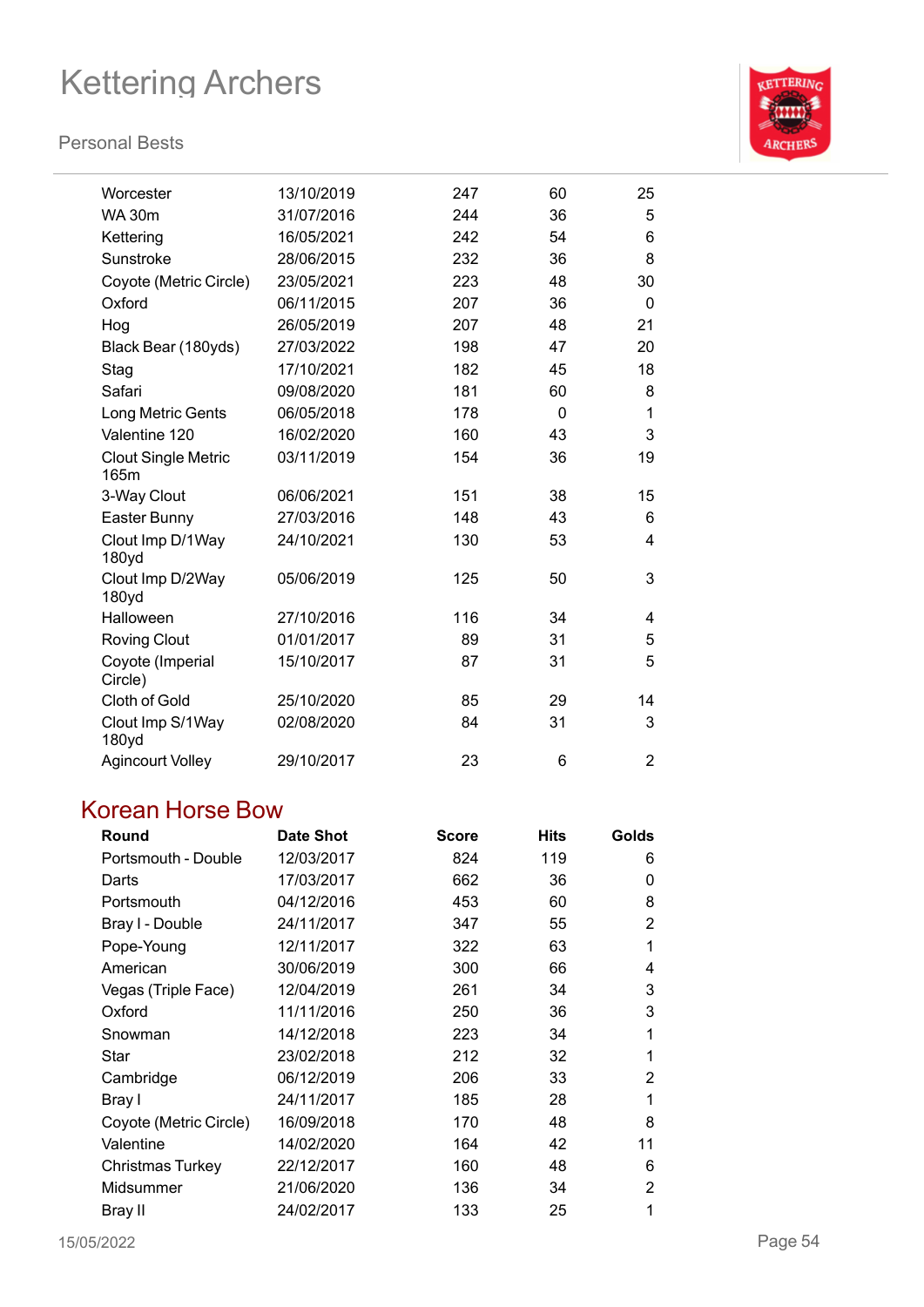| Round | Date Shot | Score | Hits | Golds |
|---|---|---|---|---|
| Worcester | 13/10/2019 | 247 | 60 | 25 |
| WA 30m | 31/07/2016 | 244 | 36 | 5 |
| Kettering | 16/05/2021 | 242 | 54 | 6 |
| Sunstroke | 28/06/2015 | 232 | 36 | 8 |
| Coyote (Metric Circle) | 23/05/2021 | 223 | 48 | 30 |
| Oxford | 06/11/2015 | 207 | 36 | 0 |
| Hog | 26/05/2019 | 207 | 48 | 21 |
| Black Bear (180yds) | 27/03/2022 | 198 | 47 | 20 |
| Stag | 17/10/2021 | 182 | 45 | 18 |
| Safari | 09/08/2020 | 181 | 60 | 8 |
| Long Metric Gents | 06/05/2018 | 178 | 0 | 1 |
| Valentine 120 | 16/02/2020 | 160 | 43 | 3 |
| Clout Single Metric 165m | 03/11/2019 | 154 | 36 | 19 |
| 3-Way Clout | 06/06/2021 | 151 | 38 | 15 |
| Easter Bunny | 27/03/2016 | 148 | 43 | 6 |
| Clout Imp D/1Way 180yd | 24/10/2021 | 130 | 53 | 4 |
| Clout Imp D/2Way 180yd | 05/06/2019 | 125 | 50 | 3 |
| Halloween | 27/10/2016 | 116 | 34 | 4 |
| Roving Clout | 01/01/2017 | 89 | 31 | 5 |
| Coyote (Imperial Circle) | 15/10/2017 | 87 | 31 | 5 |
| Cloth of Gold | 25/10/2020 | 85 | 29 | 14 |
| Clout Imp S/1Way 180yd | 02/08/2020 | 84 | 31 | 3 |
| Agincourt Volley | 29/10/2017 | 23 | 6 | 2 |

## Korean Horse Bow

| Round | Date Shot | Score | Hits | Golds |
|---|---|---|---|---|
| Portsmouth - Double | 12/03/2017 | 824 | 119 | 6 |
| Darts | 17/03/2017 | 662 | 36 | 0 |
| Portsmouth | 04/12/2016 | 453 | 60 | 8 |
| Bray I - Double | 24/11/2017 | 347 | 55 | 2 |
| Pope-Young | 12/11/2017 | 322 | 63 | 1 |
| American | 30/06/2019 | 300 | 66 | 4 |
| Vegas (Triple Face) | 12/04/2019 | 261 | 34 | 3 |
| Oxford | 11/11/2016 | 250 | 36 | 3 |
| Snowman | 14/12/2018 | 223 | 34 | 1 |
| Star | 23/02/2018 | 212 | 32 | 1 |
| Cambridge | 06/12/2019 | 206 | 33 | 2 |
| Bray I | 24/11/2017 | 185 | 28 | 1 |
| Coyote (Metric Circle) | 16/09/2018 | 170 | 48 | 8 |
| Valentine | 14/02/2020 | 164 | 42 | 11 |
| Christmas Turkey | 22/12/2017 | 160 | 48 | 6 |
| Midsummer | 21/06/2020 | 136 | 34 | 2 |
| Bray II | 24/02/2017 | 133 | 25 | 1 |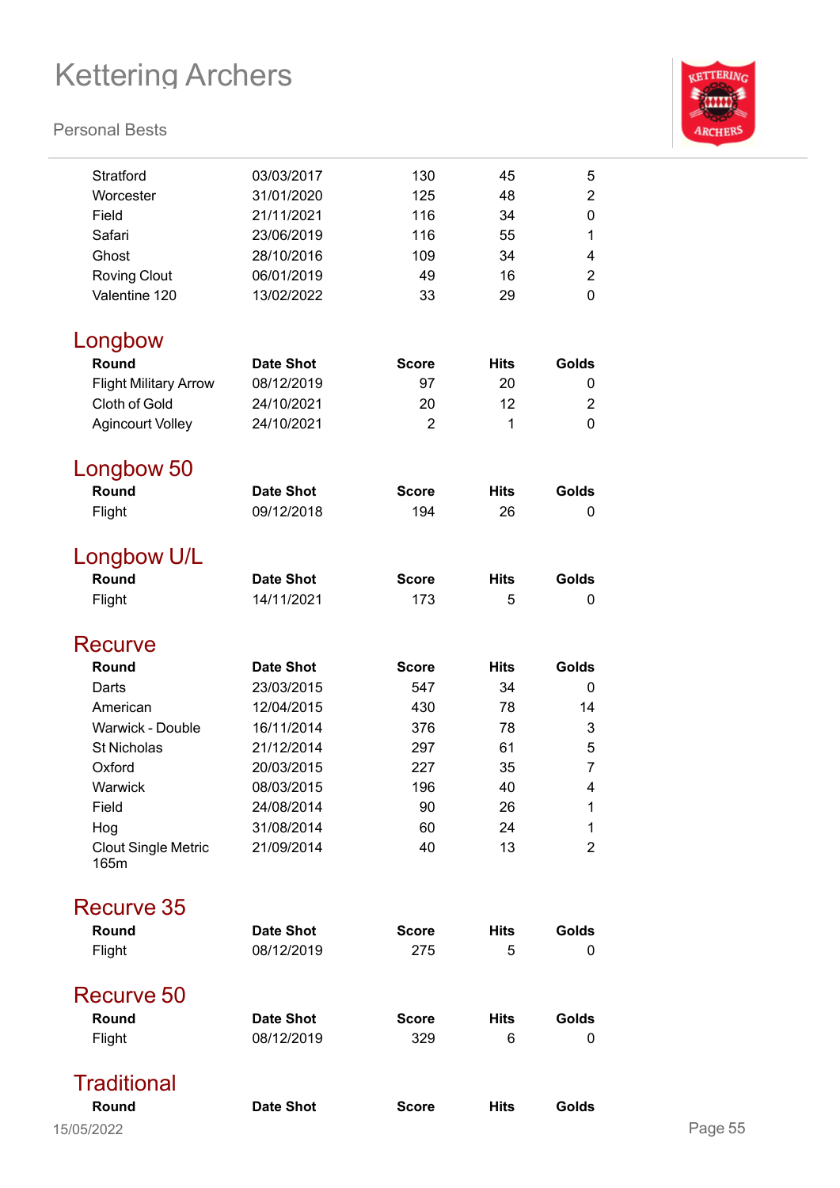| Round | Date Shot | Score | Hits | Golds |
|---|---|---|---|---|
| Stratford | 03/03/2017 | 130 | 45 | 5 |
| Worcester | 31/01/2020 | 125 | 48 | 2 |
| Field | 21/11/2021 | 116 | 34 | 0 |
| Safari | 23/06/2019 | 116 | 55 | 1 |
| Ghost | 28/10/2016 | 109 | 34 | 4 |
| Roving Clout | 06/01/2019 | 49 | 16 | 2 |
| Valentine 120 | 13/02/2022 | 33 | 29 | 0 |

## Longbow

| Round | Date Shot | Score | Hits | Golds |
|---|---|---|---|---|
| Flight Military Arrow | 08/12/2019 | 97 | 20 | 0 |
| Cloth of Gold | 24/10/2021 | 20 | 12 | 2 |
| Agincourt Volley | 24/10/2021 | 2 | 1 | 0 |

## Longbow 50

| Round | Date Shot | Score | Hits | Golds |
|---|---|---|---|---|
| Flight | 09/12/2018 | 194 | 26 | 0 |

## Longbow U/L

| Round | Date Shot | Score | Hits | Golds |
|---|---|---|---|---|
| Flight | 14/11/2021 | 173 | 5 | 0 |

## Recurve

| Round | Date Shot | Score | Hits | Golds |
|---|---|---|---|---|
| Darts | 23/03/2015 | 547 | 34 | 0 |
| American | 12/04/2015 | 430 | 78 | 14 |
| Warwick - Double | 16/11/2014 | 376 | 78 | 3 |
| St Nicholas | 21/12/2014 | 297 | 61 | 5 |
| Oxford | 20/03/2015 | 227 | 35 | 7 |
| Warwick | 08/03/2015 | 196 | 40 | 4 |
| Field | 24/08/2014 | 90 | 26 | 1 |
| Hog | 31/08/2014 | 60 | 24 | 1 |
| Clout Single Metric 165m | 21/09/2014 | 40 | 13 | 2 |

## Recurve 35

| Round | Date Shot | Score | Hits | Golds |
|---|---|---|---|---|
| Flight | 08/12/2019 | 275 | 5 | 0 |

## Recurve 50

| Round | Date Shot | Score | Hits | Golds |
|---|---|---|---|---|
| Flight | 08/12/2019 | 329 | 6 | 0 |

## Traditional

| Round | Date Shot | Score | Hits | Golds |
|---|---|---|---|---|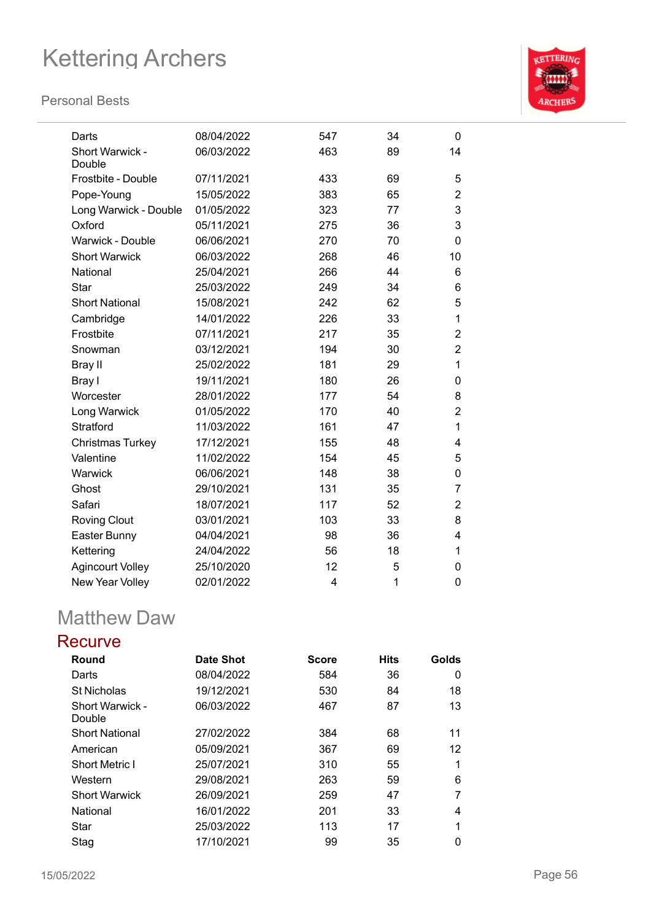| Round | Date Shot | Score | Hits | Golds |
|---|---|---|---|---|
| Darts | 08/04/2022 | 547 | 34 | 0 |
| Short Warwick - Double | 06/03/2022 | 463 | 89 | 14 |
| Frostbite - Double | 07/11/2021 | 433 | 69 | 5 |
| Pope-Young | 15/05/2022 | 383 | 65 | 2 |
| Long Warwick - Double | 01/05/2022 | 323 | 77 | 3 |
| Oxford | 05/11/2021 | 275 | 36 | 3 |
| Warwick - Double | 06/06/2021 | 270 | 70 | 0 |
| Short Warwick | 06/03/2022 | 268 | 46 | 10 |
| National | 25/04/2021 | 266 | 44 | 6 |
| Star | 25/03/2022 | 249 | 34 | 6 |
| Short National | 15/08/2021 | 242 | 62 | 5 |
| Cambridge | 14/01/2022 | 226 | 33 | 1 |
| Frostbite | 07/11/2021 | 217 | 35 | 2 |
| Snowman | 03/12/2021 | 194 | 30 | 2 |
| Bray II | 25/02/2022 | 181 | 29 | 1 |
| Bray I | 19/11/2021 | 180 | 26 | 0 |
| Worcester | 28/01/2022 | 177 | 54 | 8 |
| Long Warwick | 01/05/2022 | 170 | 40 | 2 |
| Stratford | 11/03/2022 | 161 | 47 | 1 |
| Christmas Turkey | 17/12/2021 | 155 | 48 | 4 |
| Valentine | 11/02/2022 | 154 | 45 | 5 |
| Warwick | 06/06/2021 | 148 | 38 | 0 |
| Ghost | 29/10/2021 | 131 | 35 | 7 |
| Safari | 18/07/2021 | 117 | 52 | 2 |
| Roving Clout | 03/01/2021 | 103 | 33 | 8 |
| Easter Bunny | 04/04/2021 | 98 | 36 | 4 |
| Kettering | 24/04/2022 | 56 | 18 | 1 |
| Agincourt Volley | 25/10/2020 | 12 | 5 | 0 |
| New Year Volley | 02/01/2022 | 4 | 1 | 0 |

## Matthew Daw

### Recurve

| Round | Date Shot | Score | Hits | Golds |
|---|---|---|---|---|
| Darts | 08/04/2022 | 584 | 36 | 0 |
| St Nicholas | 19/12/2021 | 530 | 84 | 18 |
| Short Warwick - Double | 06/03/2022 | 467 | 87 | 13 |
| Short National | 27/02/2022 | 384 | 68 | 11 |
| American | 05/09/2021 | 367 | 69 | 12 |
| Short Metric I | 25/07/2021 | 310 | 55 | 1 |
| Western | 29/08/2021 | 263 | 59 | 6 |
| Short Warwick | 26/09/2021 | 259 | 47 | 7 |
| National | 16/01/2022 | 201 | 33 | 4 |
| Star | 25/03/2022 | 113 | 17 | 1 |
| Stag | 17/10/2021 | 99 | 35 | 0 |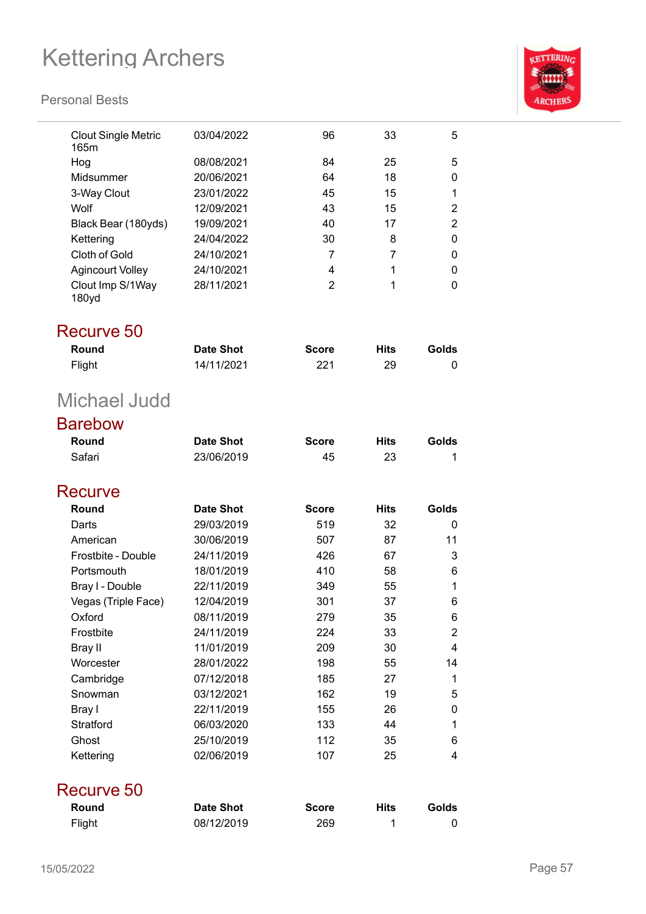| Round | Date Shot | Score | Hits | Golds |
| --- | --- | --- | --- | --- |
| Clout Single Metric 165m | 03/04/2022 | 96 | 33 | 5 |
| Hog | 08/08/2021 | 84 | 25 | 5 |
| Midsummer | 20/06/2021 | 64 | 18 | 0 |
| 3-Way Clout | 23/01/2022 | 45 | 15 | 1 |
| Wolf | 12/09/2021 | 43 | 15 | 2 |
| Black Bear (180yds) | 19/09/2021 | 40 | 17 | 2 |
| Kettering | 24/04/2022 | 30 | 8 | 0 |
| Cloth of Gold | 24/10/2021 | 7 | 7 | 0 |
| Agincourt Volley | 24/10/2021 | 4 | 1 | 0 |
| Clout Imp S/1Way 180yd | 28/11/2021 | 2 | 1 | 0 |

## Recurve 50

| Round | Date Shot | Score | Hits | Golds |
| --- | --- | --- | --- | --- |
| Flight | 14/11/2021 | 221 | 29 | 0 |

# Michael Judd

## Barebow

| Round | Date Shot | Score | Hits | Golds |
| --- | --- | --- | --- | --- |
| Safari | 23/06/2019 | 45 | 23 | 1 |

## Recurve

| Round | Date Shot | Score | Hits | Golds |
| --- | --- | --- | --- | --- |
| Darts | 29/03/2019 | 519 | 32 | 0 |
| American | 30/06/2019 | 507 | 87 | 11 |
| Frostbite - Double | 24/11/2019 | 426 | 67 | 3 |
| Portsmouth | 18/01/2019 | 410 | 58 | 6 |
| Bray I - Double | 22/11/2019 | 349 | 55 | 1 |
| Vegas (Triple Face) | 12/04/2019 | 301 | 37 | 6 |
| Oxford | 08/11/2019 | 279 | 35 | 6 |
| Frostbite | 24/11/2019 | 224 | 33 | 2 |
| Bray II | 11/01/2019 | 209 | 30 | 4 |
| Worcester | 28/01/2022 | 198 | 55 | 14 |
| Cambridge | 07/12/2018 | 185 | 27 | 1 |
| Snowman | 03/12/2021 | 162 | 19 | 5 |
| Bray I | 22/11/2019 | 155 | 26 | 0 |
| Stratford | 06/03/2020 | 133 | 44 | 1 |
| Ghost | 25/10/2019 | 112 | 35 | 6 |
| Kettering | 02/06/2019 | 107 | 25 | 4 |

## Recurve 50

| Round | Date Shot | Score | Hits | Golds |
| --- | --- | --- | --- | --- |
| Flight | 08/12/2019 | 269 | 1 | 0 |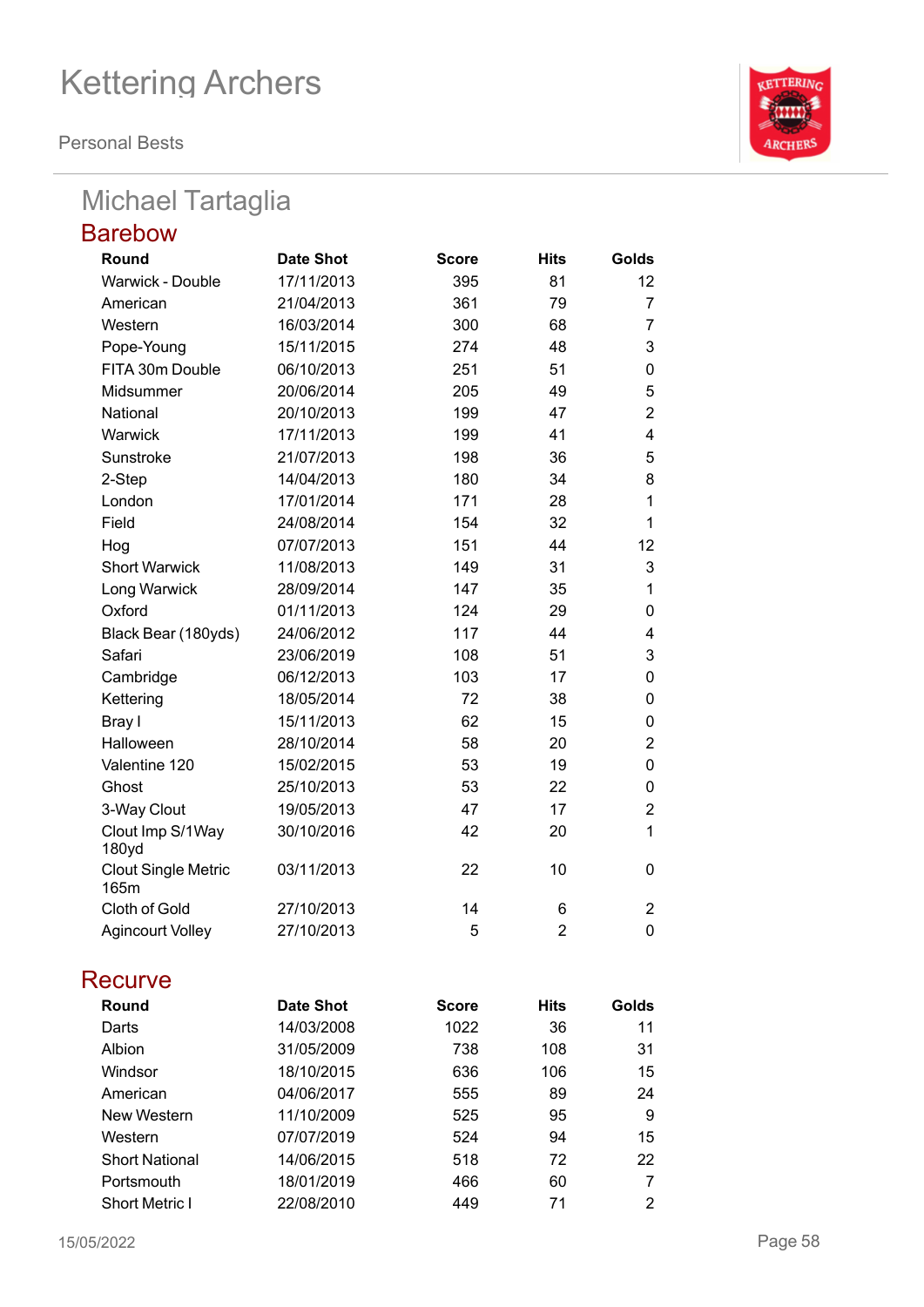# Kettering Archers

Personal Bests

## Michael Tartaglia

### Barebow

| Round | Date Shot | Score | Hits | Golds |
|---|---|---|---|---|
| Warwick - Double | 17/11/2013 | 395 | 81 | 12 |
| American | 21/04/2013 | 361 | 79 | 7 |
| Western | 16/03/2014 | 300 | 68 | 7 |
| Pope-Young | 15/11/2015 | 274 | 48 | 3 |
| FITA 30m Double | 06/10/2013 | 251 | 51 | 0 |
| Midsummer | 20/06/2014 | 205 | 49 | 5 |
| National | 20/10/2013 | 199 | 47 | 2 |
| Warwick | 17/11/2013 | 199 | 41 | 4 |
| Sunstroke | 21/07/2013 | 198 | 36 | 5 |
| 2-Step | 14/04/2013 | 180 | 34 | 8 |
| London | 17/01/2014 | 171 | 28 | 1 |
| Field | 24/08/2014 | 154 | 32 | 1 |
| Hog | 07/07/2013 | 151 | 44 | 12 |
| Short Warwick | 11/08/2013 | 149 | 31 | 3 |
| Long Warwick | 28/09/2014 | 147 | 35 | 1 |
| Oxford | 01/11/2013 | 124 | 29 | 0 |
| Black Bear (180yds) | 24/06/2012 | 117 | 44 | 4 |
| Safari | 23/06/2019 | 108 | 51 | 3 |
| Cambridge | 06/12/2013 | 103 | 17 | 0 |
| Kettering | 18/05/2014 | 72 | 38 | 0 |
| Bray I | 15/11/2013 | 62 | 15 | 0 |
| Halloween | 28/10/2014 | 58 | 20 | 2 |
| Valentine 120 | 15/02/2015 | 53 | 19 | 0 |
| Ghost | 25/10/2013 | 53 | 22 | 0 |
| 3-Way Clout | 19/05/2013 | 47 | 17 | 2 |
| Clout Imp S/1Way 180yd | 30/10/2016 | 42 | 20 | 1 |
| Clout Single Metric 165m | 03/11/2013 | 22 | 10 | 0 |
| Cloth of Gold | 27/10/2013 | 14 | 6 | 2 |
| Agincourt Volley | 27/10/2013 | 5 | 2 | 0 |

### Recurve

| Round | Date Shot | Score | Hits | Golds |
|---|---|---|---|---|
| Darts | 14/03/2008 | 1022 | 36 | 11 |
| Albion | 31/05/2009 | 738 | 108 | 31 |
| Windsor | 18/10/2015 | 636 | 106 | 15 |
| American | 04/06/2017 | 555 | 89 | 24 |
| New Western | 11/10/2009 | 525 | 95 | 9 |
| Western | 07/07/2019 | 524 | 94 | 15 |
| Short National | 14/06/2015 | 518 | 72 | 22 |
| Portsmouth | 18/01/2019 | 466 | 60 | 7 |
| Short Metric I | 22/08/2010 | 449 | 71 | 2 |

15/05/2022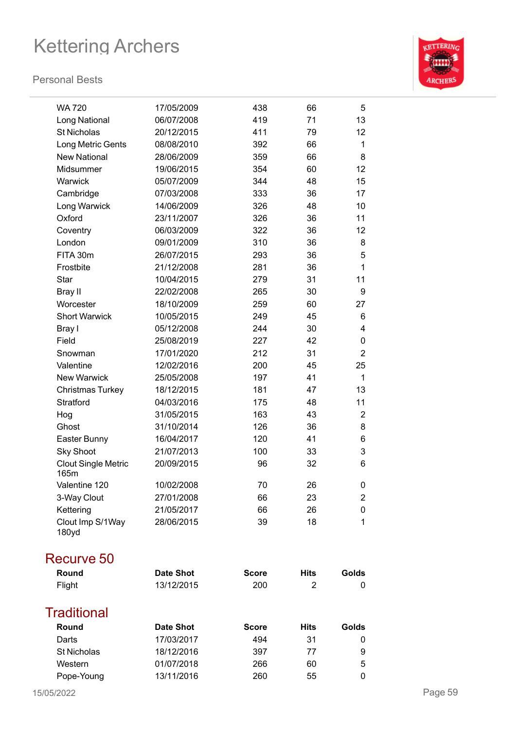| Round | Date Shot | Score | Hits | Golds |
|---|---|---|---|---|
| WA 720 | 17/05/2009 | 438 | 66 | 5 |
| Long National | 06/07/2008 | 419 | 71 | 13 |
| St Nicholas | 20/12/2015 | 411 | 79 | 12 |
| Long Metric Gents | 08/08/2010 | 392 | 66 | 1 |
| New National | 28/06/2009 | 359 | 66 | 8 |
| Midsummer | 19/06/2015 | 354 | 60 | 12 |
| Warwick | 05/07/2009 | 344 | 48 | 15 |
| Cambridge | 07/03/2008 | 333 | 36 | 17 |
| Long Warwick | 14/06/2009 | 326 | 48 | 10 |
| Oxford | 23/11/2007 | 326 | 36 | 11 |
| Coventry | 06/03/2009 | 322 | 36 | 12 |
| London | 09/01/2009 | 310 | 36 | 8 |
| FITA 30m | 26/07/2015 | 293 | 36 | 5 |
| Frostbite | 21/12/2008 | 281 | 36 | 1 |
| Star | 10/04/2015 | 279 | 31 | 11 |
| Bray II | 22/02/2008 | 265 | 30 | 9 |
| Worcester | 18/10/2009 | 259 | 60 | 27 |
| Short Warwick | 10/05/2015 | 249 | 45 | 6 |
| Bray I | 05/12/2008 | 244 | 30 | 4 |
| Field | 25/08/2019 | 227 | 42 | 0 |
| Snowman | 17/01/2020 | 212 | 31 | 2 |
| Valentine | 12/02/2016 | 200 | 45 | 25 |
| New Warwick | 25/05/2008 | 197 | 41 | 1 |
| Christmas Turkey | 18/12/2015 | 181 | 47 | 13 |
| Stratford | 04/03/2016 | 175 | 48 | 11 |
| Hog | 31/05/2015 | 163 | 43 | 2 |
| Ghost | 31/10/2014 | 126 | 36 | 8 |
| Easter Bunny | 16/04/2017 | 120 | 41 | 6 |
| Sky Shoot | 21/07/2013 | 100 | 33 | 3 |
| Clout Single Metric 165m | 20/09/2015 | 96 | 32 | 6 |
| Valentine 120 | 10/02/2008 | 70 | 26 | 0 |
| 3-Way Clout | 27/01/2008 | 66 | 23 | 2 |
| Kettering | 21/05/2017 | 66 | 26 | 0 |
| Clout Imp S/1Way 180yd | 28/06/2015 | 39 | 18 | 1 |

## Recurve 50

| Round | Date Shot | Score | Hits | Golds |
|---|---|---|---|---|
| Flight | 13/12/2015 | 200 | 2 | 0 |

## Traditional

| Round | Date Shot | Score | Hits | Golds |
|---|---|---|---|---|
| Darts | 17/03/2017 | 494 | 31 | 0 |
| St Nicholas | 18/12/2016 | 397 | 77 | 9 |
| Western | 01/07/2018 | 266 | 60 | 5 |
| Pope-Young | 13/11/2016 | 260 | 55 | 0 |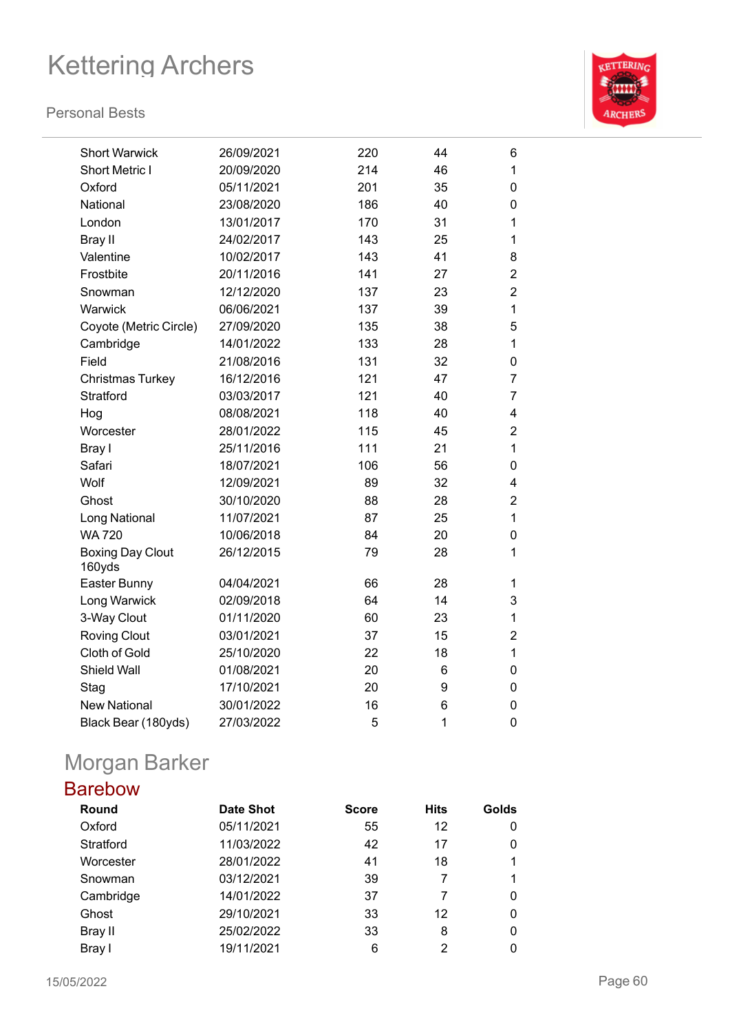| | | | | |
|---|---|---|---|---|
| Short Warwick | 26/09/2021 | 220 | 44 | 6 |
| Short Metric I | 20/09/2020 | 214 | 46 | 1 |
| Oxford | 05/11/2021 | 201 | 35 | 0 |
| National | 23/08/2020 | 186 | 40 | 0 |
| London | 13/01/2017 | 170 | 31 | 1 |
| Bray II | 24/02/2017 | 143 | 25 | 1 |
| Valentine | 10/02/2017 | 143 | 41 | 8 |
| Frostbite | 20/11/2016 | 141 | 27 | 2 |
| Snowman | 12/12/2020 | 137 | 23 | 2 |
| Warwick | 06/06/2021 | 137 | 39 | 1 |
| Coyote (Metric Circle) | 27/09/2020 | 135 | 38 | 5 |
| Cambridge | 14/01/2022 | 133 | 28 | 1 |
| Field | 21/08/2016 | 131 | 32 | 0 |
| Christmas Turkey | 16/12/2016 | 121 | 47 | 7 |
| Stratford | 03/03/2017 | 121 | 40 | 7 |
| Hog | 08/08/2021 | 118 | 40 | 4 |
| Worcester | 28/01/2022 | 115 | 45 | 2 |
| Bray I | 25/11/2016 | 111 | 21 | 1 |
| Safari | 18/07/2021 | 106 | 56 | 0 |
| Wolf | 12/09/2021 | 89 | 32 | 4 |
| Ghost | 30/10/2020 | 88 | 28 | 2 |
| Long National | 11/07/2021 | 87 | 25 | 1 |
| WA 720 | 10/06/2018 | 84 | 20 | 0 |
| Boxing Day Clout 160yds | 26/12/2015 | 79 | 28 | 1 |
| Easter Bunny | 04/04/2021 | 66 | 28 | 1 |
| Long Warwick | 02/09/2018 | 64 | 14 | 3 |
| 3-Way Clout | 01/11/2020 | 60 | 23 | 1 |
| Roving Clout | 03/01/2021 | 37 | 15 | 2 |
| Cloth of Gold | 25/10/2020 | 22 | 18 | 1 |
| Shield Wall | 01/08/2021 | 20 | 6 | 0 |
| Stag | 17/10/2021 | 20 | 9 | 0 |
| New National | 30/01/2022 | 16 | 6 | 0 |
| Black Bear (180yds) | 27/03/2022 | 5 | 1 | 0 |

## Morgan Barker

### Barebow

| Round | Date Shot | Score | Hits | Golds |
|---|---|---|---|---|
| Oxford | 05/11/2021 | 55 | 12 | 0 |
| Stratford | 11/03/2022 | 42 | 17 | 0 |
| Worcester | 28/01/2022 | 41 | 18 | 1 |
| Snowman | 03/12/2021 | 39 | 7 | 1 |
| Cambridge | 14/01/2022 | 37 | 7 | 0 |
| Ghost | 29/10/2021 | 33 | 12 | 0 |
| Bray II | 25/02/2022 | 33 | 8 | 0 |
| Bray I | 19/11/2021 | 6 | 2 | 0 |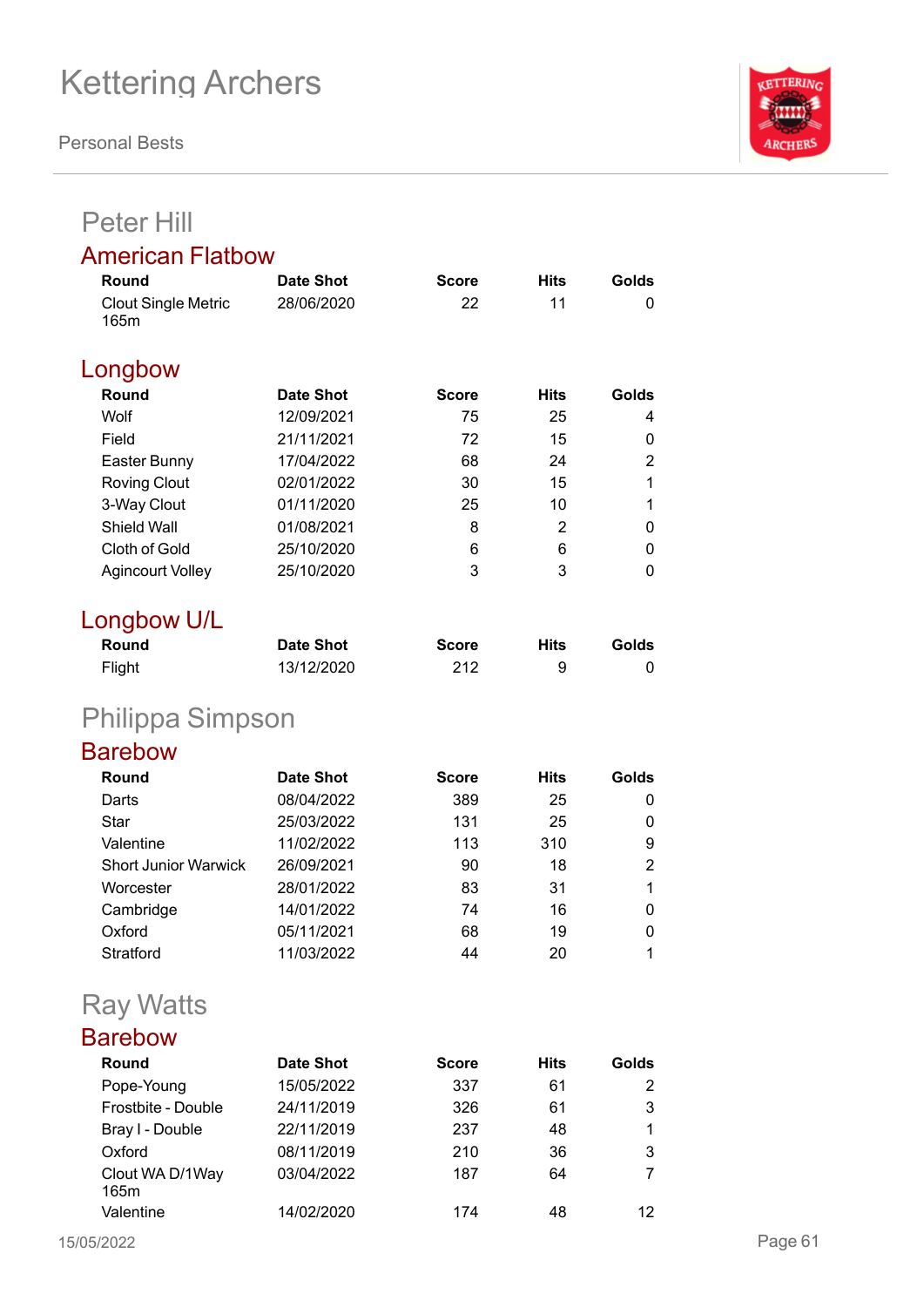# Kettering Archers

Personal Bests

## Peter Hill

### American Flatbow

| Round | Date Shot | Score | Hits | Golds |
|---|---|---|---|---|
| Clout Single Metric 165m | 28/06/2020 | 22 | 11 | 0 |

### Longbow

| Round | Date Shot | Score | Hits | Golds |
|---|---|---|---|---|
| Wolf | 12/09/2021 | 75 | 25 | 4 |
| Field | 21/11/2021 | 72 | 15 | 0 |
| Easter Bunny | 17/04/2022 | 68 | 24 | 2 |
| Roving Clout | 02/01/2022 | 30 | 15 | 1 |
| 3-Way Clout | 01/11/2020 | 25 | 10 | 1 |
| Shield Wall | 01/08/2021 | 8 | 2 | 0 |
| Cloth of Gold | 25/10/2020 | 6 | 6 | 0 |
| Agincourt Volley | 25/10/2020 | 3 | 3 | 0 |

### Longbow U/L

| Round | Date Shot | Score | Hits | Golds |
|---|---|---|---|---|
| Flight | 13/12/2020 | 212 | 9 | 0 |

## Philippa Simpson

### Barebow

| Round | Date Shot | Score | Hits | Golds |
|---|---|---|---|---|
| Darts | 08/04/2022 | 389 | 25 | 0 |
| Star | 25/03/2022 | 131 | 25 | 0 |
| Valentine | 11/02/2022 | 113 | 310 | 9 |
| Short Junior Warwick | 26/09/2021 | 90 | 18 | 2 |
| Worcester | 28/01/2022 | 83 | 31 | 1 |
| Cambridge | 14/01/2022 | 74 | 16 | 0 |
| Oxford | 05/11/2021 | 68 | 19 | 0 |
| Stratford | 11/03/2022 | 44 | 20 | 1 |

## Ray Watts

### Barebow

| Round | Date Shot | Score | Hits | Golds |
|---|---|---|---|---|
| Pope-Young | 15/05/2022 | 337 | 61 | 2 |
| Frostbite - Double | 24/11/2019 | 326 | 61 | 3 |
| Bray I - Double | 22/11/2019 | 237 | 48 | 1 |
| Oxford | 08/11/2019 | 210 | 36 | 3 |
| Clout WA D/1Way 165m | 03/04/2022 | 187 | 64 | 7 |
| Valentine | 14/02/2020 | 174 | 48 | 12 |

15/05/2022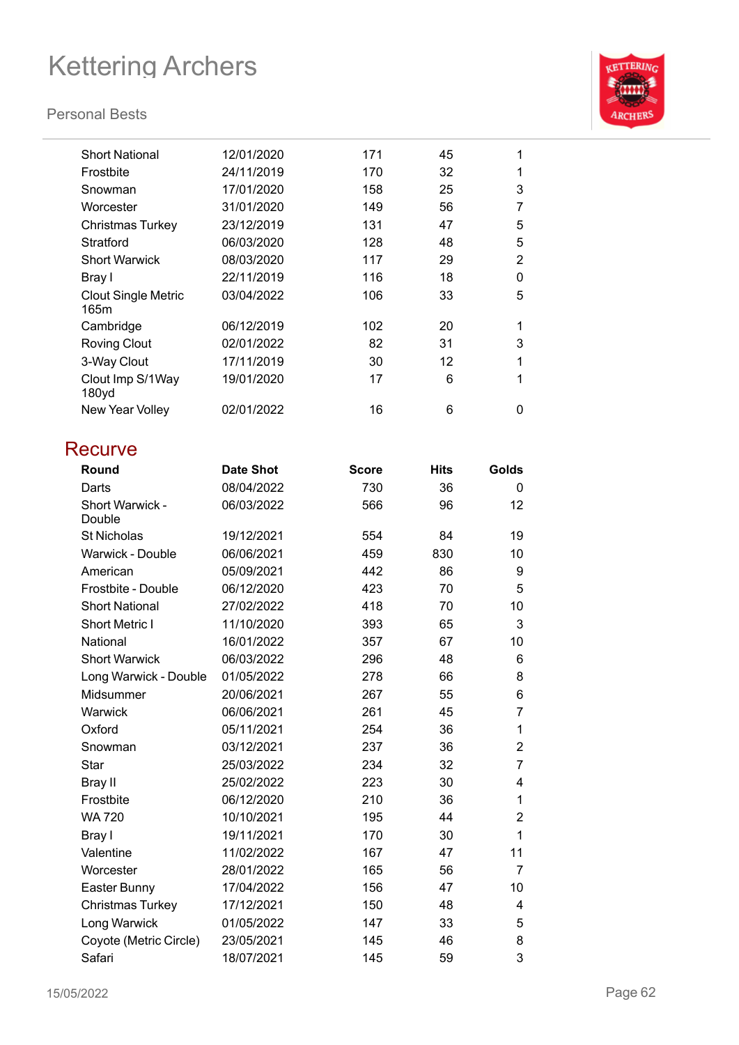| Short National | 12/01/2020 | 171 | 45 | 1 |
|---|---|---|---|---|
| Frostbite | 24/11/2019 | 170 | 32 | 1 |
| Snowman | 17/01/2020 | 158 | 25 | 3 |
| Worcester | 31/01/2020 | 149 | 56 | 7 |
| Christmas Turkey | 23/12/2019 | 131 | 47 | 5 |
| Stratford | 06/03/2020 | 128 | 48 | 5 |
| Short Warwick | 08/03/2020 | 117 | 29 | 2 |
| Bray I | 22/11/2019 | 116 | 18 | 0 |
| Clout Single Metric 165m | 03/04/2022 | 106 | 33 | 5 |
| Cambridge | 06/12/2019 | 102 | 20 | 1 |
| Roving Clout | 02/01/2022 | 82 | 31 | 3 |
| 3-Way Clout | 17/11/2019 | 30 | 12 | 1 |
| Clout Imp S/1Way 180yd | 19/01/2020 | 17 | 6 | 1 |
| New Year Volley | 02/01/2022 | 16 | 6 | 0 |

## Recurve

| Round | Date Shot | Score | Hits | Golds |
|---|---|---|---|---|
| Darts | 08/04/2022 | 730 | 36 | 0 |
| Short Warwick - Double | 06/03/2022 | 566 | 96 | 12 |
| St Nicholas | 19/12/2021 | 554 | 84 | 19 |
| Warwick - Double | 06/06/2021 | 459 | 830 | 10 |
| American | 05/09/2021 | 442 | 86 | 9 |
| Frostbite - Double | 06/12/2020 | 423 | 70 | 5 |
| Short National | 27/02/2022 | 418 | 70 | 10 |
| Short Metric I | 11/10/2020 | 393 | 65 | 3 |
| National | 16/01/2022 | 357 | 67 | 10 |
| Short Warwick | 06/03/2022 | 296 | 48 | 6 |
| Long Warwick - Double | 01/05/2022 | 278 | 66 | 8 |
| Midsummer | 20/06/2021 | 267 | 55 | 6 |
| Warwick | 06/06/2021 | 261 | 45 | 7 |
| Oxford | 05/11/2021 | 254 | 36 | 1 |
| Snowman | 03/12/2021 | 237 | 36 | 2 |
| Star | 25/03/2022 | 234 | 32 | 7 |
| Bray II | 25/02/2022 | 223 | 30 | 4 |
| Frostbite | 06/12/2020 | 210 | 36 | 1 |
| WA 720 | 10/10/2021 | 195 | 44 | 2 |
| Bray I | 19/11/2021 | 170 | 30 | 1 |
| Valentine | 11/02/2022 | 167 | 47 | 11 |
| Worcester | 28/01/2022 | 165 | 56 | 7 |
| Easter Bunny | 17/04/2022 | 156 | 47 | 10 |
| Christmas Turkey | 17/12/2021 | 150 | 48 | 4 |
| Long Warwick | 01/05/2022 | 147 | 33 | 5 |
| Coyote (Metric Circle) | 23/05/2021 | 145 | 46 | 8 |
| Safari | 18/07/2021 | 145 | 59 | 3 |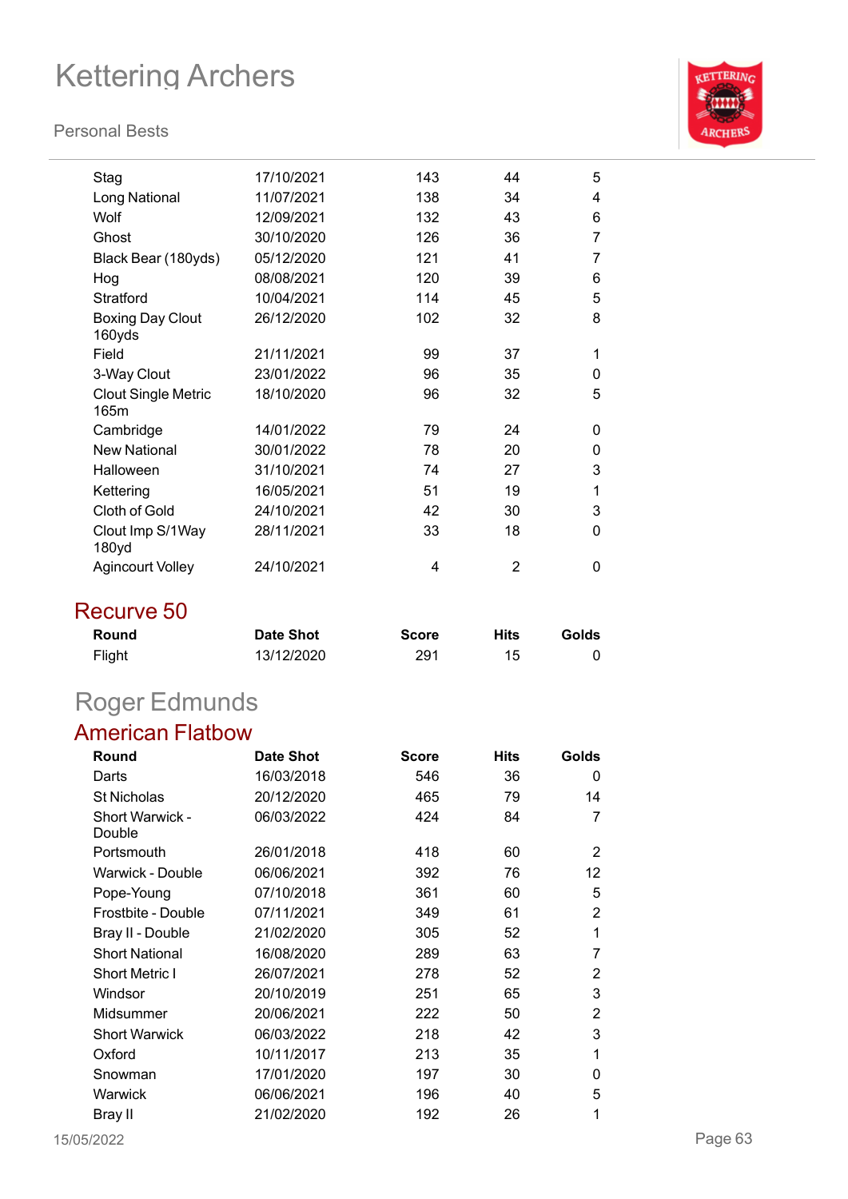| Round | Date Shot | Score | Hits | Golds |
|---|---|---|---|---|
| Stag | 17/10/2021 | 143 | 44 | 5 |
| Long National | 11/07/2021 | 138 | 34 | 4 |
| Wolf | 12/09/2021 | 132 | 43 | 6 |
| Ghost | 30/10/2020 | 126 | 36 | 7 |
| Black Bear (180yds) | 05/12/2020 | 121 | 41 | 7 |
| Hog | 08/08/2021 | 120 | 39 | 6 |
| Stratford | 10/04/2021 | 114 | 45 | 5 |
| Boxing Day Clout 160yds | 26/12/2020 | 102 | 32 | 8 |
| Field | 21/11/2021 | 99 | 37 | 1 |
| 3-Way Clout | 23/01/2022 | 96 | 35 | 0 |
| Clout Single Metric 165m | 18/10/2020 | 96 | 32 | 5 |
| Cambridge | 14/01/2022 | 79 | 24 | 0 |
| New National | 30/01/2022 | 78 | 20 | 0 |
| Halloween | 31/10/2021 | 74 | 27 | 3 |
| Kettering | 16/05/2021 | 51 | 19 | 1 |
| Cloth of Gold | 24/10/2021 | 42 | 30 | 3 |
| Clout Imp S/1Way 180yd | 28/11/2021 | 33 | 18 | 0 |
| Agincourt Volley | 24/10/2021 | 4 | 2 | 0 |

## Recurve 50

| Round | Date Shot | Score | Hits | Golds |
|---|---|---|---|---|
| Flight | 13/12/2020 | 291 | 15 | 0 |

# Roger Edmunds

## American Flatbow

| Round | Date Shot | Score | Hits | Golds |
|---|---|---|---|---|
| Darts | 16/03/2018 | 546 | 36 | 0 |
| St Nicholas | 20/12/2020 | 465 | 79 | 14 |
| Short Warwick - Double | 06/03/2022 | 424 | 84 | 7 |
| Portsmouth | 26/01/2018 | 418 | 60 | 2 |
| Warwick - Double | 06/06/2021 | 392 | 76 | 12 |
| Pope-Young | 07/10/2018 | 361 | 60 | 5 |
| Frostbite - Double | 07/11/2021 | 349 | 61 | 2 |
| Bray II - Double | 21/02/2020 | 305 | 52 | 1 |
| Short National | 16/08/2020 | 289 | 63 | 7 |
| Short Metric I | 26/07/2021 | 278 | 52 | 2 |
| Windsor | 20/10/2019 | 251 | 65 | 3 |
| Midsummer | 20/06/2021 | 222 | 50 | 2 |
| Short Warwick | 06/03/2022 | 218 | 42 | 3 |
| Oxford | 10/11/2017 | 213 | 35 | 1 |
| Snowman | 17/01/2020 | 197 | 30 | 0 |
| Warwick | 06/06/2021 | 196 | 40 | 5 |
| Bray II | 21/02/2020 | 192 | 26 | 1 |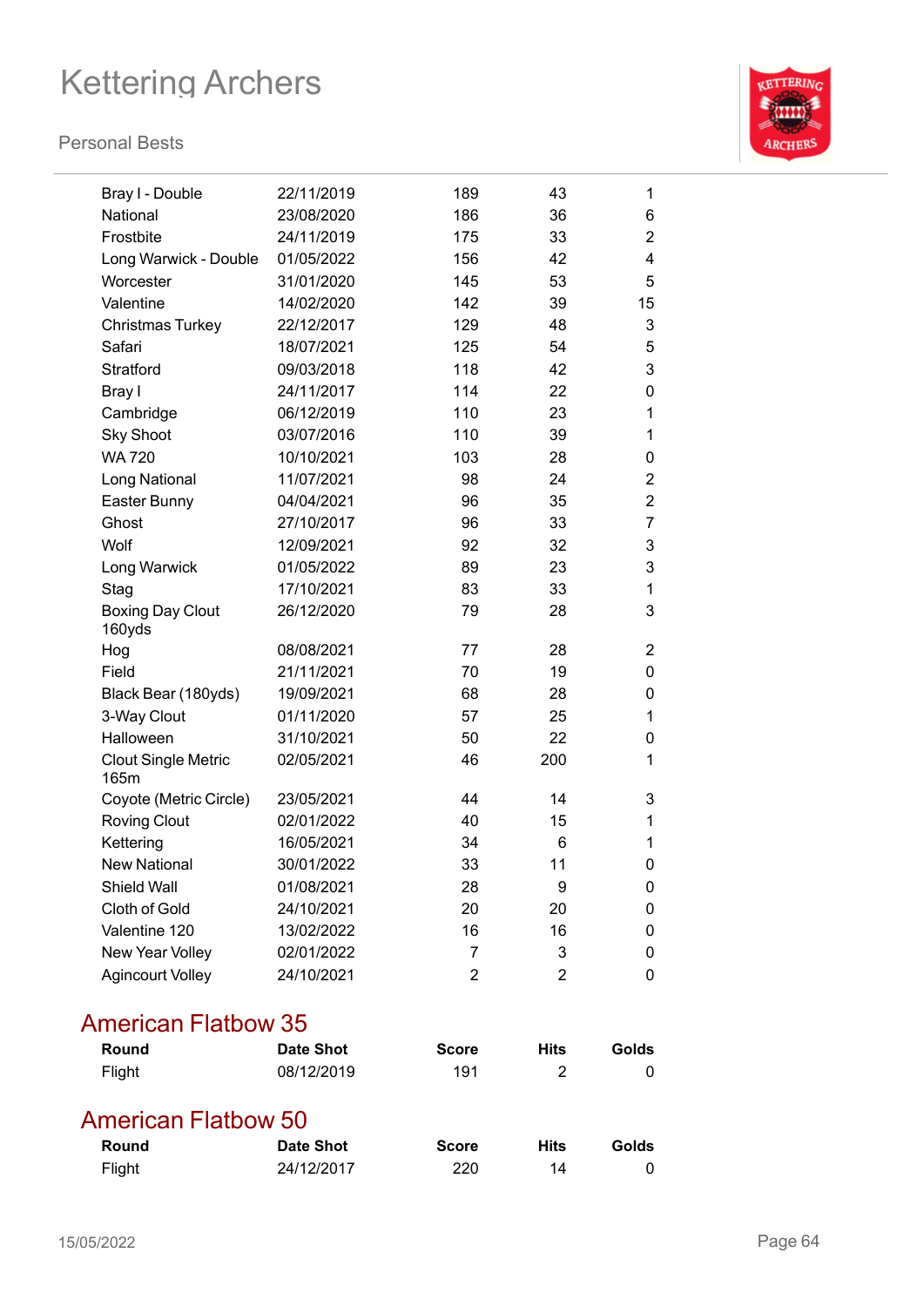| Round | Date Shot | Score | Hits | Golds |
| --- | --- | --- | --- | --- |
| Bray I - Double | 22/11/2019 | 189 | 43 | 1 |
| National | 23/08/2020 | 186 | 36 | 6 |
| Frostbite | 24/11/2019 | 175 | 33 | 2 |
| Long Warwick - Double | 01/05/2022 | 156 | 42 | 4 |
| Worcester | 31/01/2020 | 145 | 53 | 5 |
| Valentine | 14/02/2020 | 142 | 39 | 15 |
| Christmas Turkey | 22/12/2017 | 129 | 48 | 3 |
| Safari | 18/07/2021 | 125 | 54 | 5 |
| Stratford | 09/03/2018 | 118 | 42 | 3 |
| Bray I | 24/11/2017 | 114 | 22 | 0 |
| Cambridge | 06/12/2019 | 110 | 23 | 1 |
| Sky Shoot | 03/07/2016 | 110 | 39 | 1 |
| WA 720 | 10/10/2021 | 103 | 28 | 0 |
| Long National | 11/07/2021 | 98 | 24 | 2 |
| Easter Bunny | 04/04/2021 | 96 | 35 | 2 |
| Ghost | 27/10/2017 | 96 | 33 | 7 |
| Wolf | 12/09/2021 | 92 | 32 | 3 |
| Long Warwick | 01/05/2022 | 89 | 23 | 3 |
| Stag | 17/10/2021 | 83 | 33 | 1 |
| Boxing Day Clout 160yds | 26/12/2020 | 79 | 28 | 3 |
| Hog | 08/08/2021 | 77 | 28 | 2 |
| Field | 21/11/2021 | 70 | 19 | 0 |
| Black Bear (180yds) | 19/09/2021 | 68 | 28 | 0 |
| 3-Way Clout | 01/11/2020 | 57 | 25 | 1 |
| Halloween | 31/10/2021 | 50 | 22 | 0 |
| Clout Single Metric 165m | 02/05/2021 | 46 | 200 | 1 |
| Coyote (Metric Circle) | 23/05/2021 | 44 | 14 | 3 |
| Roving Clout | 02/01/2022 | 40 | 15 | 1 |
| Kettering | 16/05/2021 | 34 | 6 | 1 |
| New National | 30/01/2022 | 33 | 11 | 0 |
| Shield Wall | 01/08/2021 | 28 | 9 | 0 |
| Cloth of Gold | 24/10/2021 | 20 | 20 | 0 |
| Valentine 120 | 13/02/2022 | 16 | 16 | 0 |
| New Year Volley | 02/01/2022 | 7 | 3 | 0 |
| Agincourt Volley | 24/10/2021 | 2 | 2 | 0 |

## American Flatbow 35

| Round | Date Shot | Score | Hits | Golds |
| --- | --- | --- | --- | --- |
| Flight | 08/12/2019 | 191 | 2 | 0 |

## American Flatbow 50

| Round | Date Shot | Score | Hits | Golds |
| --- | --- | --- | --- | --- |
| Flight | 24/12/2017 | 220 | 14 | 0 |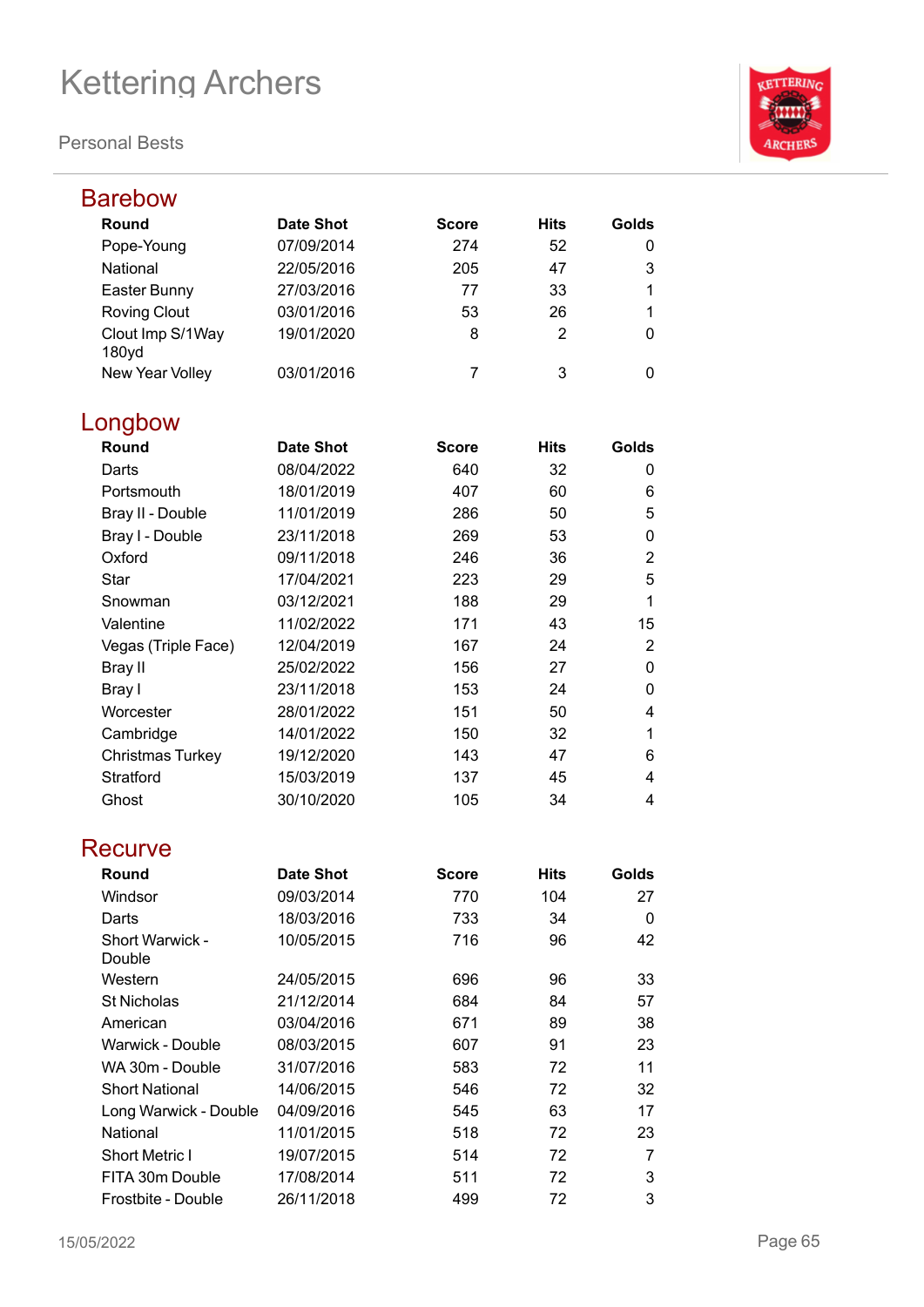# Kettering Archers

Personal Bests

## Barebow

| Round | Date Shot | Score | Hits | Golds |
|---|---|---|---|---|
| Pope-Young | 07/09/2014 | 274 | 52 | 0 |
| National | 22/05/2016 | 205 | 47 | 3 |
| Easter Bunny | 27/03/2016 | 77 | 33 | 1 |
| Roving Clout | 03/01/2016 | 53 | 26 | 1 |
| Clout Imp S/1Way 180yd | 19/01/2020 | 8 | 2 | 0 |
| New Year Volley | 03/01/2016 | 7 | 3 | 0 |

## Longbow

| Round | Date Shot | Score | Hits | Golds |
|---|---|---|---|---|
| Darts | 08/04/2022 | 640 | 32 | 0 |
| Portsmouth | 18/01/2019 | 407 | 60 | 6 |
| Bray II - Double | 11/01/2019 | 286 | 50 | 5 |
| Bray I - Double | 23/11/2018 | 269 | 53 | 0 |
| Oxford | 09/11/2018 | 246 | 36 | 2 |
| Star | 17/04/2021 | 223 | 29 | 5 |
| Snowman | 03/12/2021 | 188 | 29 | 1 |
| Valentine | 11/02/2022 | 171 | 43 | 15 |
| Vegas (Triple Face) | 12/04/2019 | 167 | 24 | 2 |
| Bray II | 25/02/2022 | 156 | 27 | 0 |
| Bray I | 23/11/2018 | 153 | 24 | 0 |
| Worcester | 28/01/2022 | 151 | 50 | 4 |
| Cambridge | 14/01/2022 | 150 | 32 | 1 |
| Christmas Turkey | 19/12/2020 | 143 | 47 | 6 |
| Stratford | 15/03/2019 | 137 | 45 | 4 |
| Ghost | 30/10/2020 | 105 | 34 | 4 |

## Recurve

| Round | Date Shot | Score | Hits | Golds |
|---|---|---|---|---|
| Windsor | 09/03/2014 | 770 | 104 | 27 |
| Darts | 18/03/2016 | 733 | 34 | 0 |
| Short Warwick - Double | 10/05/2015 | 716 | 96 | 42 |
| Western | 24/05/2015 | 696 | 96 | 33 |
| St Nicholas | 21/12/2014 | 684 | 84 | 57 |
| American | 03/04/2016 | 671 | 89 | 38 |
| Warwick - Double | 08/03/2015 | 607 | 91 | 23 |
| WA 30m - Double | 31/07/2016 | 583 | 72 | 11 |
| Short National | 14/06/2015 | 546 | 72 | 32 |
| Long Warwick - Double | 04/09/2016 | 545 | 63 | 17 |
| National | 11/01/2015 | 518 | 72 | 23 |
| Short Metric I | 19/07/2015 | 514 | 72 | 7 |
| FITA 30m Double | 17/08/2014 | 511 | 72 | 3 |
| Frostbite - Double | 26/11/2018 | 499 | 72 | 3 |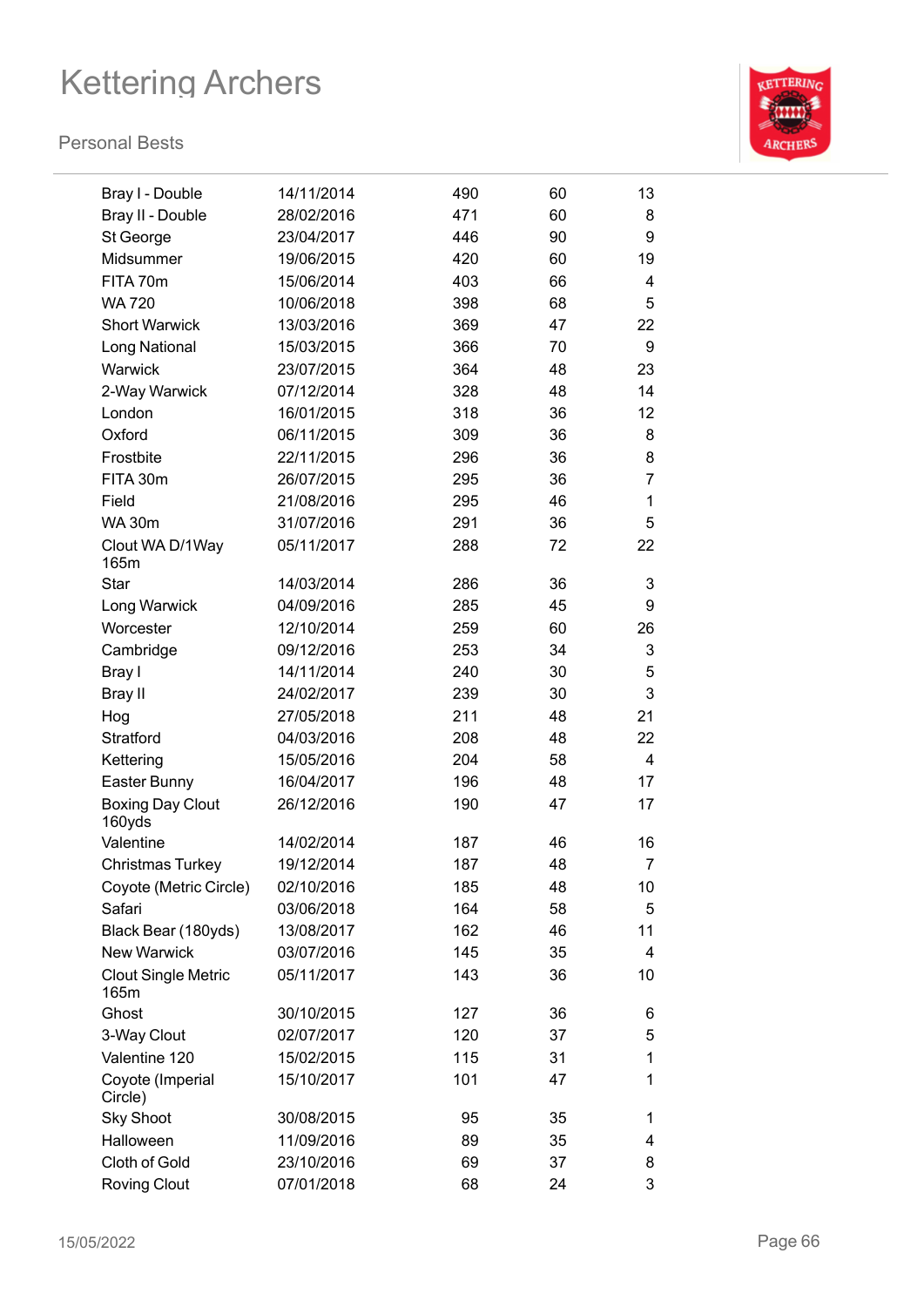# Kettering Archers

Personal Bests

| | | | | |
|---|---|---|---|---|
| Bray I - Double | 14/11/2014 | 490 | 60 | 13 |
| Bray II - Double | 28/02/2016 | 471 | 60 | 8 |
| St George | 23/04/2017 | 446 | 90 | 9 |
| Midsummer | 19/06/2015 | 420 | 60 | 19 |
| FITA 70m | 15/06/2014 | 403 | 66 | 4 |
| WA 720 | 10/06/2018 | 398 | 68 | 5 |
| Short Warwick | 13/03/2016 | 369 | 47 | 22 |
| Long National | 15/03/2015 | 366 | 70 | 9 |
| Warwick | 23/07/2015 | 364 | 48 | 23 |
| 2-Way Warwick | 07/12/2014 | 328 | 48 | 14 |
| London | 16/01/2015 | 318 | 36 | 12 |
| Oxford | 06/11/2015 | 309 | 36 | 8 |
| Frostbite | 22/11/2015 | 296 | 36 | 8 |
| FITA 30m | 26/07/2015 | 295 | 36 | 7 |
| Field | 21/08/2016 | 295 | 46 | 1 |
| WA 30m | 31/07/2016 | 291 | 36 | 5 |
| Clout WA D/1Way 165m | 05/11/2017 | 288 | 72 | 22 |
| Star | 14/03/2014 | 286 | 36 | 3 |
| Long Warwick | 04/09/2016 | 285 | 45 | 9 |
| Worcester | 12/10/2014 | 259 | 60 | 26 |
| Cambridge | 09/12/2016 | 253 | 34 | 3 |
| Bray I | 14/11/2014 | 240 | 30 | 5 |
| Bray II | 24/02/2017 | 239 | 30 | 3 |
| Hog | 27/05/2018 | 211 | 48 | 21 |
| Stratford | 04/03/2016 | 208 | 48 | 22 |
| Kettering | 15/05/2016 | 204 | 58 | 4 |
| Easter Bunny | 16/04/2017 | 196 | 48 | 17 |
| Boxing Day Clout 160yds | 26/12/2016 | 190 | 47 | 17 |
| Valentine | 14/02/2014 | 187 | 46 | 16 |
| Christmas Turkey | 19/12/2014 | 187 | 48 | 7 |
| Coyote (Metric Circle) | 02/10/2016 | 185 | 48 | 10 |
| Safari | 03/06/2018 | 164 | 58 | 5 |
| Black Bear (180yds) | 13/08/2017 | 162 | 46 | 11 |
| New Warwick | 03/07/2016 | 145 | 35 | 4 |
| Clout Single Metric 165m | 05/11/2017 | 143 | 36 | 10 |
| Ghost | 30/10/2015 | 127 | 36 | 6 |
| 3-Way Clout | 02/07/2017 | 120 | 37 | 5 |
| Valentine 120 | 15/02/2015 | 115 | 31 | 1 |
| Coyote (Imperial Circle) | 15/10/2017 | 101 | 47 | 1 |
| Sky Shoot | 30/08/2015 | 95 | 35 | 1 |
| Halloween | 11/09/2016 | 89 | 35 | 4 |
| Cloth of Gold | 23/10/2016 | 69 | 37 | 8 |
| Roving Clout | 07/01/2018 | 68 | 24 | 3 |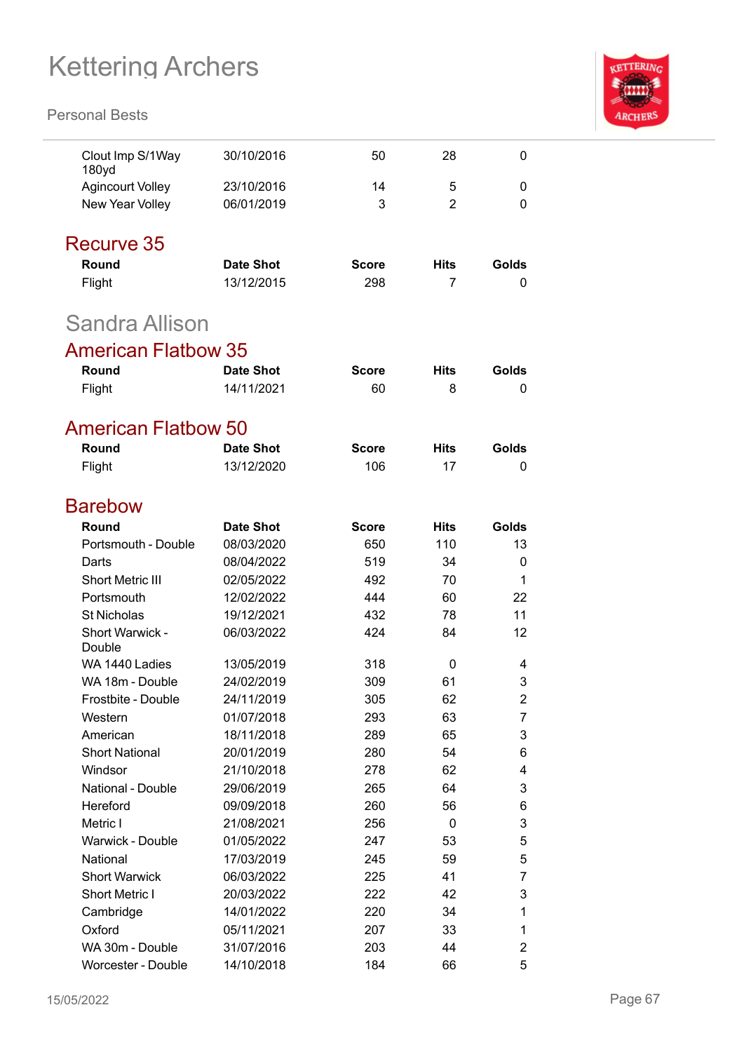| Round | Date Shot | Score | Hits | Golds |
|---|---|---|---|---|
| Clout Imp S/1Way 180yd | 30/10/2016 | 50 | 28 | 0 |
| Agincourt Volley | 23/10/2016 | 14 | 5 | 0 |
| New Year Volley | 06/01/2019 | 3 | 2 | 0 |

## Recurve 35

| Round | Date Shot | Score | Hits | Golds |
|---|---|---|---|---|
| Flight | 13/12/2015 | 298 | 7 | 0 |

# Sandra Allison

## American Flatbow 35

| Round | Date Shot | Score | Hits | Golds |
|---|---|---|---|---|
| Flight | 14/11/2021 | 60 | 8 | 0 |

## American Flatbow 50

| Round | Date Shot | Score | Hits | Golds |
|---|---|---|---|---|
| Flight | 13/12/2020 | 106 | 17 | 0 |

## Barebow

| Round | Date Shot | Score | Hits | Golds |
|---|---|---|---|---|
| Portsmouth - Double | 08/03/2020 | 650 | 110 | 13 |
| Darts | 08/04/2022 | 519 | 34 | 0 |
| Short Metric III | 02/05/2022 | 492 | 70 | 1 |
| Portsmouth | 12/02/2022 | 444 | 60 | 22 |
| St Nicholas | 19/12/2021 | 432 | 78 | 11 |
| Short Warwick - Double | 06/03/2022 | 424 | 84 | 12 |
| WA 1440 Ladies | 13/05/2019 | 318 | 0 | 4 |
| WA 18m - Double | 24/02/2019 | 309 | 61 | 3 |
| Frostbite - Double | 24/11/2019 | 305 | 62 | 2 |
| Western | 01/07/2018 | 293 | 63 | 7 |
| American | 18/11/2018 | 289 | 65 | 3 |
| Short National | 20/01/2019 | 280 | 54 | 6 |
| Windsor | 21/10/2018 | 278 | 62 | 4 |
| National - Double | 29/06/2019 | 265 | 64 | 3 |
| Hereford | 09/09/2018 | 260 | 56 | 6 |
| Metric I | 21/08/2021 | 256 | 0 | 3 |
| Warwick - Double | 01/05/2022 | 247 | 53 | 5 |
| National | 17/03/2019 | 245 | 59 | 5 |
| Short Warwick | 06/03/2022 | 225 | 41 | 7 |
| Short Metric I | 20/03/2022 | 222 | 42 | 3 |
| Cambridge | 14/01/2022 | 220 | 34 | 1 |
| Oxford | 05/11/2021 | 207 | 33 | 1 |
| WA 30m - Double | 31/07/2016 | 203 | 44 | 2 |
| Worcester - Double | 14/10/2018 | 184 | 66 | 5 |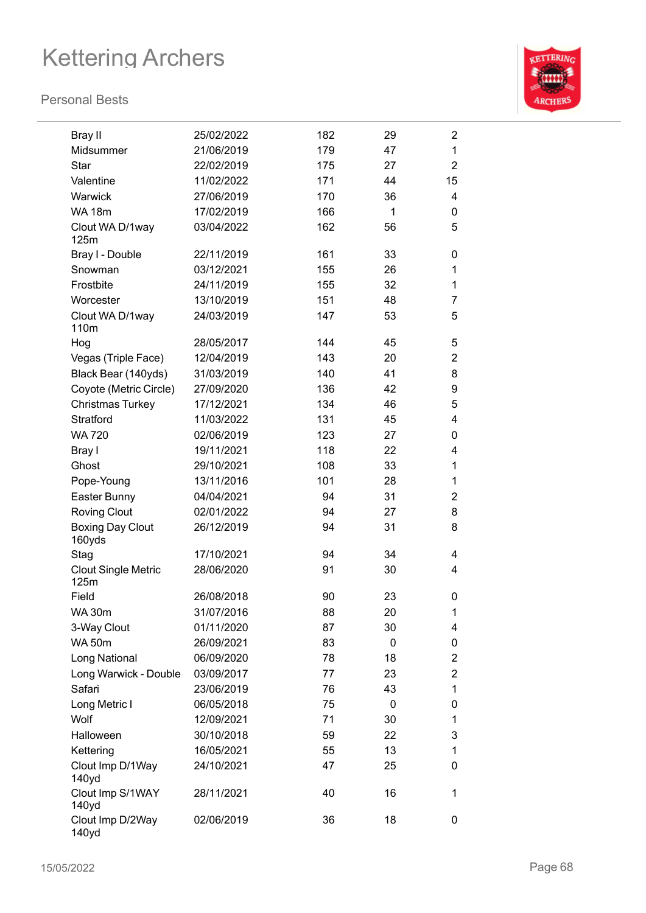| | | | | |
|---|---|---|---|---|
| Bray II | 25/02/2022 | 182 | 29 | 2 |
| Midsummer | 21/06/2019 | 179 | 47 | 1 |
| Star | 22/02/2019 | 175 | 27 | 2 |
| Valentine | 11/02/2022 | 171 | 44 | 15 |
| Warwick | 27/06/2019 | 170 | 36 | 4 |
| WA 18m | 17/02/2019 | 166 | 1 | 0 |
| Clout WA D/1way 125m | 03/04/2022 | 162 | 56 | 5 |
| Bray I - Double | 22/11/2019 | 161 | 33 | 0 |
| Snowman | 03/12/2021 | 155 | 26 | 1 |
| Frostbite | 24/11/2019 | 155 | 32 | 1 |
| Worcester | 13/10/2019 | 151 | 48 | 7 |
| Clout WA D/1way 110m | 24/03/2019 | 147 | 53 | 5 |
| Hog | 28/05/2017 | 144 | 45 | 5 |
| Vegas (Triple Face) | 12/04/2019 | 143 | 20 | 2 |
| Black Bear (140yds) | 31/03/2019 | 140 | 41 | 8 |
| Coyote (Metric Circle) | 27/09/2020 | 136 | 42 | 9 |
| Christmas Turkey | 17/12/2021 | 134 | 46 | 5 |
| Stratford | 11/03/2022 | 131 | 45 | 4 |
| WA 720 | 02/06/2019 | 123 | 27 | 0 |
| Bray I | 19/11/2021 | 118 | 22 | 4 |
| Ghost | 29/10/2021 | 108 | 33 | 1 |
| Pope-Young | 13/11/2016 | 101 | 28 | 1 |
| Easter Bunny | 04/04/2021 | 94 | 31 | 2 |
| Roving Clout | 02/01/2022 | 94 | 27 | 8 |
| Boxing Day Clout 160yds | 26/12/2019 | 94 | 31 | 8 |
| Stag | 17/10/2021 | 94 | 34 | 4 |
| Clout Single Metric 125m | 28/06/2020 | 91 | 30 | 4 |
| Field | 26/08/2018 | 90 | 23 | 0 |
| WA 30m | 31/07/2016 | 88 | 20 | 1 |
| 3-Way Clout | 01/11/2020 | 87 | 30 | 4 |
| WA 50m | 26/09/2021 | 83 | 0 | 0 |
| Long National | 06/09/2020 | 78 | 18 | 2 |
| Long Warwick - Double | 03/09/2017 | 77 | 23 | 2 |
| Safari | 23/06/2019 | 76 | 43 | 1 |
| Long Metric I | 06/05/2018 | 75 | 0 | 0 |
| Wolf | 12/09/2021 | 71 | 30 | 1 |
| Halloween | 30/10/2018 | 59 | 22 | 3 |
| Kettering | 16/05/2021 | 55 | 13 | 1 |
| Clout Imp D/1Way 140yd | 24/10/2021 | 47 | 25 | 0 |
| Clout Imp S/1WAY 140yd | 28/11/2021 | 40 | 16 | 1 |
| Clout Imp D/2Way 140yd | 02/06/2019 | 36 | 18 | 0 |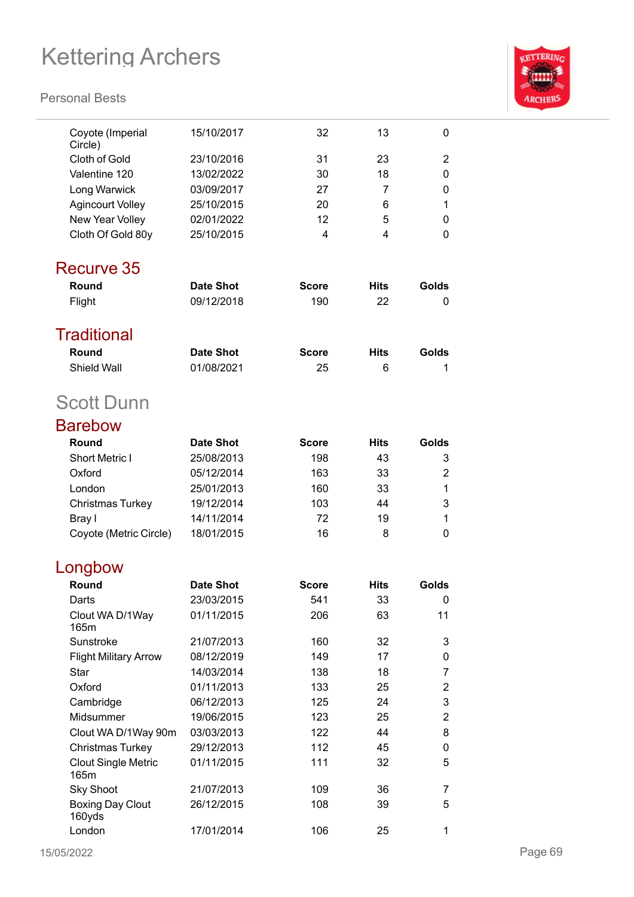| Round | Date Shot | Score | Hits | Golds |
|---|---|---|---|---|
| Coyote (Imperial Circle) | 15/10/2017 | 32 | 13 | 0 |
| Cloth of Gold | 23/10/2016 | 31 | 23 | 2 |
| Valentine 120 | 13/02/2022 | 30 | 18 | 0 |
| Long Warwick | 03/09/2017 | 27 | 7 | 0 |
| Agincourt Volley | 25/10/2015 | 20 | 6 | 1 |
| New Year Volley | 02/01/2022 | 12 | 5 | 0 |
| Cloth Of Gold 80y | 25/10/2015 | 4 | 4 | 0 |

### Recurve 35

| Round | Date Shot | Score | Hits | Golds |
|---|---|---|---|---|
| Flight | 09/12/2018 | 190 | 22 | 0 |

### Traditional

| Round | Date Shot | Score | Hits | Golds |
|---|---|---|---|---|
| Shield Wall | 01/08/2021 | 25 | 6 | 1 |

## Scott Dunn

### Barebow

| Round | Date Shot | Score | Hits | Golds |
|---|---|---|---|---|
| Short Metric I | 25/08/2013 | 198 | 43 | 3 |
| Oxford | 05/12/2014 | 163 | 33 | 2 |
| London | 25/01/2013 | 160 | 33 | 1 |
| Christmas Turkey | 19/12/2014 | 103 | 44 | 3 |
| Bray I | 14/11/2014 | 72 | 19 | 1 |
| Coyote (Metric Circle) | 18/01/2015 | 16 | 8 | 0 |

### Longbow

| Round | Date Shot | Score | Hits | Golds |
|---|---|---|---|---|
| Darts | 23/03/2015 | 541 | 33 | 0 |
| Clout WA D/1Way 165m | 01/11/2015 | 206 | 63 | 11 |
| Sunstroke | 21/07/2013 | 160 | 32 | 3 |
| Flight Military Arrow | 08/12/2019 | 149 | 17 | 0 |
| Star | 14/03/2014 | 138 | 18 | 7 |
| Oxford | 01/11/2013 | 133 | 25 | 2 |
| Cambridge | 06/12/2013 | 125 | 24 | 3 |
| Midsummer | 19/06/2015 | 123 | 25 | 2 |
| Clout WA D/1Way 90m | 03/03/2013 | 122 | 44 | 8 |
| Christmas Turkey | 29/12/2013 | 112 | 45 | 0 |
| Clout Single Metric 165m | 01/11/2015 | 111 | 32 | 5 |
| Sky Shoot | 21/07/2013 | 109 | 36 | 7 |
| Boxing Day Clout 160yds | 26/12/2015 | 108 | 39 | 5 |
| London | 17/01/2014 | 106 | 25 | 1 |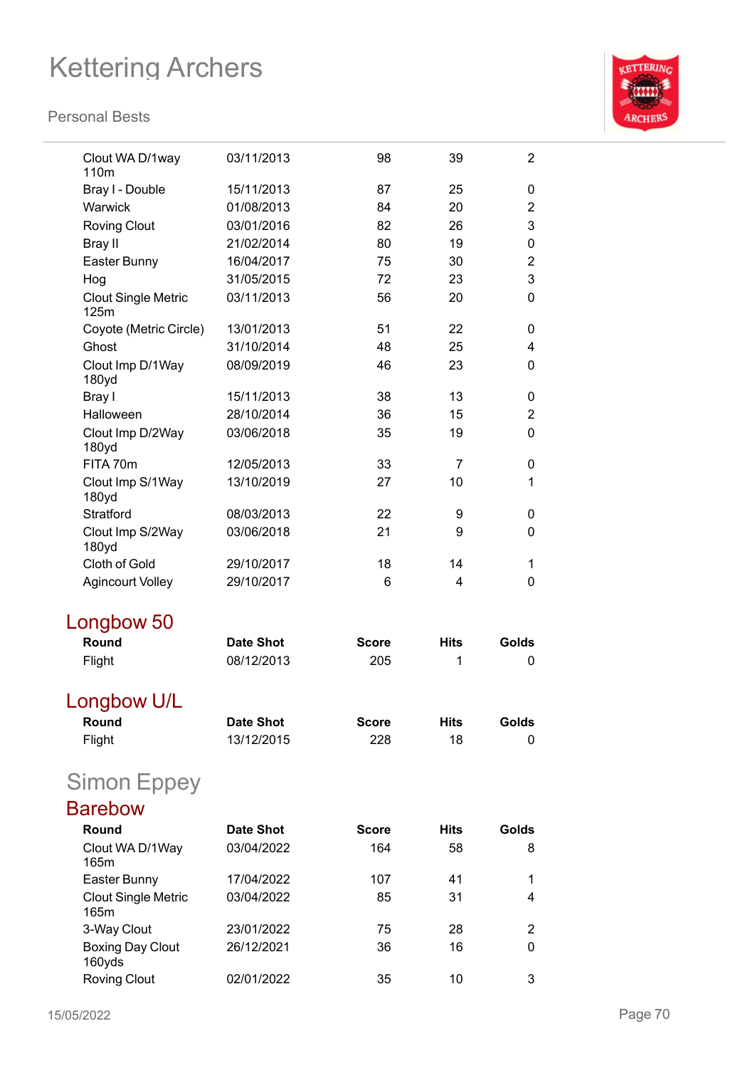| Round | Date Shot | Score | Hits | Golds |
|---|---|---|---|---|
| Clout WA D/1way 110m | 03/11/2013 | 98 | 39 | 2 |
| Bray I - Double | 15/11/2013 | 87 | 25 | 0 |
| Warwick | 01/08/2013 | 84 | 20 | 2 |
| Roving Clout | 03/01/2016 | 82 | 26 | 3 |
| Bray II | 21/02/2014 | 80 | 19 | 0 |
| Easter Bunny | 16/04/2017 | 75 | 30 | 2 |
| Hog | 31/05/2015 | 72 | 23 | 3 |
| Clout Single Metric 125m | 03/11/2013 | 56 | 20 | 0 |
| Coyote (Metric Circle) | 13/01/2013 | 51 | 22 | 0 |
| Ghost | 31/10/2014 | 48 | 25 | 4 |
| Clout Imp D/1Way 180yd | 08/09/2019 | 46 | 23 | 0 |
| Bray I | 15/11/2013 | 38 | 13 | 0 |
| Halloween | 28/10/2014 | 36 | 15 | 2 |
| Clout Imp D/2Way 180yd | 03/06/2018 | 35 | 19 | 0 |
| FITA 70m | 12/05/2013 | 33 | 7 | 0 |
| Clout Imp S/1Way 180yd | 13/10/2019 | 27 | 10 | 1 |
| Stratford | 08/03/2013 | 22 | 9 | 0 |
| Clout Imp S/2Way 180yd | 03/06/2018 | 21 | 9 | 0 |
| Cloth of Gold | 29/10/2017 | 18 | 14 | 1 |
| Agincourt Volley | 29/10/2017 | 6 | 4 | 0 |

## Longbow 50

| Round | Date Shot | Score | Hits | Golds |
|---|---|---|---|---|
| Flight | 08/12/2013 | 205 | 1 | 0 |

## Longbow U/L

| Round | Date Shot | Score | Hits | Golds |
|---|---|---|---|---|
| Flight | 13/12/2015 | 228 | 18 | 0 |

# Simon Eppey

## Barebow

| Round | Date Shot | Score | Hits | Golds |
|---|---|---|---|---|
| Clout WA D/1Way 165m | 03/04/2022 | 164 | 58 | 8 |
| Easter Bunny | 17/04/2022 | 107 | 41 | 1 |
| Clout Single Metric 165m | 03/04/2022 | 85 | 31 | 4 |
| 3-Way Clout | 23/01/2022 | 75 | 28 | 2 |
| Boxing Day Clout 160yds | 26/12/2021 | 36 | 16 | 0 |
| Roving Clout | 02/01/2022 | 35 | 10 | 3 |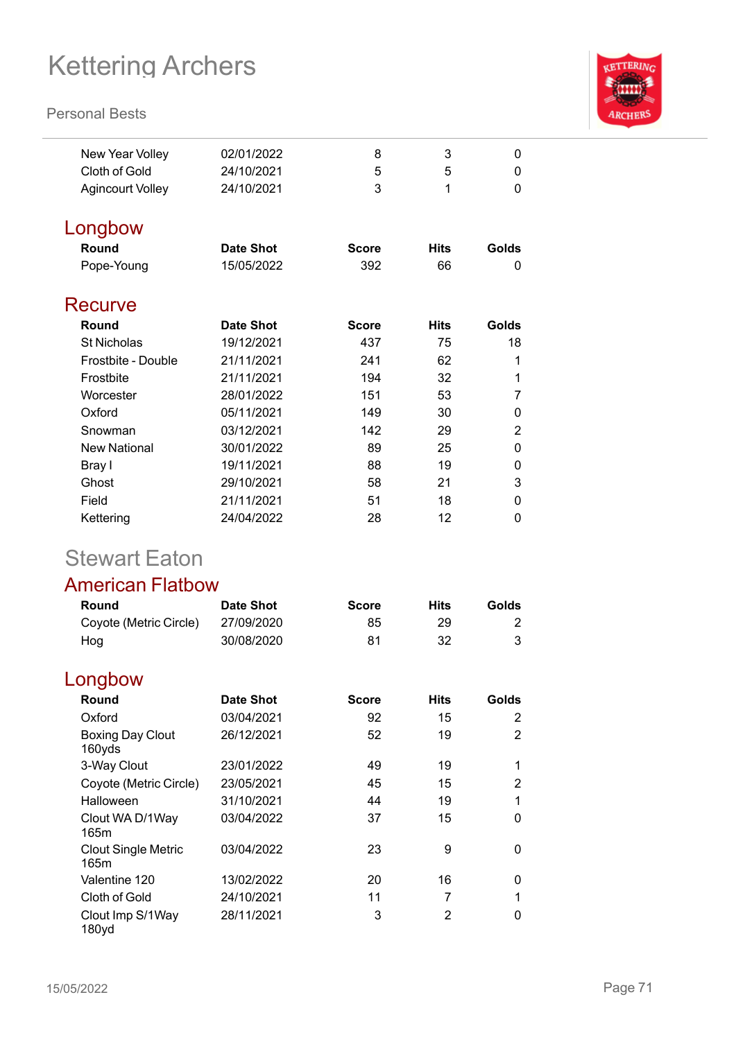| Round | Date Shot | Score | Hits | Golds |
|---|---|---|---|---|
| New Year Volley | 02/01/2022 | 8 | 3 | 0 |
| Cloth of Gold | 24/10/2021 | 5 | 5 | 0 |
| Agincourt Volley | 24/10/2021 | 3 | 1 | 0 |

## Longbow

| Round | Date Shot | Score | Hits | Golds |
|---|---|---|---|---|
| Pope-Young | 15/05/2022 | 392 | 66 | 0 |

## Recurve

| Round | Date Shot | Score | Hits | Golds |
|---|---|---|---|---|
| St Nicholas | 19/12/2021 | 437 | 75 | 18 |
| Frostbite - Double | 21/11/2021 | 241 | 62 | 1 |
| Frostbite | 21/11/2021 | 194 | 32 | 1 |
| Worcester | 28/01/2022 | 151 | 53 | 7 |
| Oxford | 05/11/2021 | 149 | 30 | 0 |
| Snowman | 03/12/2021 | 142 | 29 | 2 |
| New National | 30/01/2022 | 89 | 25 | 0 |
| Bray I | 19/11/2021 | 88 | 19 | 0 |
| Ghost | 29/10/2021 | 58 | 21 | 3 |
| Field | 21/11/2021 | 51 | 18 | 0 |
| Kettering | 24/04/2022 | 28 | 12 | 0 |

# Stewart Eaton

## American Flatbow

| Round | Date Shot | Score | Hits | Golds |
|---|---|---|---|---|
| Coyote (Metric Circle) | 27/09/2020 | 85 | 29 | 2 |
| Hog | 30/08/2020 | 81 | 32 | 3 |

## Longbow

| Round | Date Shot | Score | Hits | Golds |
|---|---|---|---|---|
| Oxford | 03/04/2021 | 92 | 15 | 2 |
| Boxing Day Clout 160yds | 26/12/2021 | 52 | 19 | 2 |
| 3-Way Clout | 23/01/2022 | 49 | 19 | 1 |
| Coyote (Metric Circle) | 23/05/2021 | 45 | 15 | 2 |
| Halloween | 31/10/2021 | 44 | 19 | 1 |
| Clout WA D/1Way 165m | 03/04/2022 | 37 | 15 | 0 |
| Clout Single Metric 165m | 03/04/2022 | 23 | 9 | 0 |
| Valentine 120 | 13/02/2022 | 20 | 16 | 0 |
| Cloth of Gold | 24/10/2021 | 11 | 7 | 1 |
| Clout Imp S/1Way 180yd | 28/11/2021 | 3 | 2 | 0 |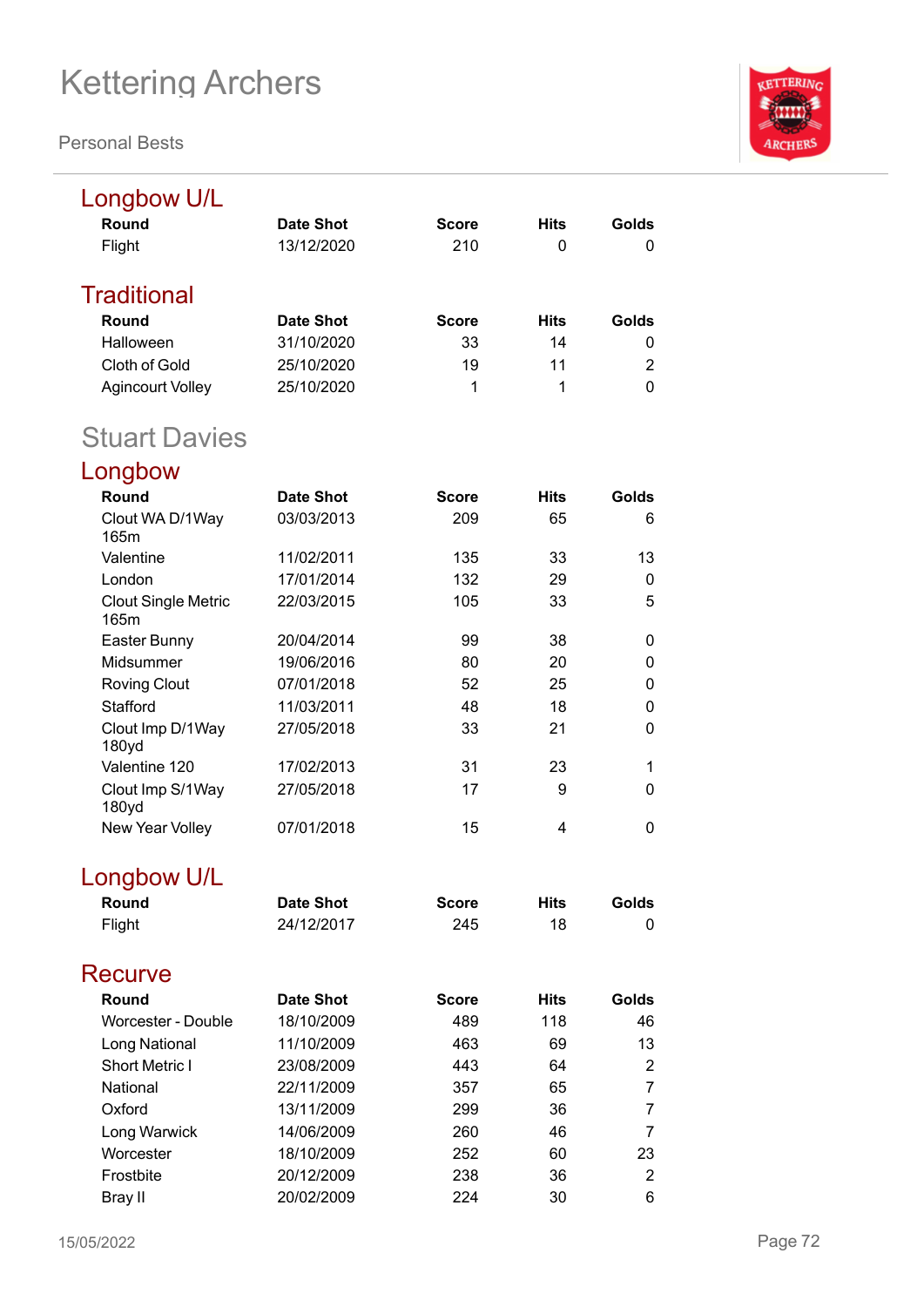## Longbow U/L

| Round | Date Shot | Score | Hits | Golds |
|---|---|---|---|---|
| Flight | 13/12/2020 | 210 | 0 | 0 |

## Traditional

| Round | Date Shot | Score | Hits | Golds |
|---|---|---|---|---|
| Halloween | 31/10/2020 | 33 | 14 | 0 |
| Cloth of Gold | 25/10/2020 | 19 | 11 | 2 |
| Agincourt Volley | 25/10/2020 | 1 | 1 | 0 |

# Stuart Davies

## Longbow

| Round | Date Shot | Score | Hits | Golds |
|---|---|---|---|---|
| Clout WA D/1Way 165m | 03/03/2013 | 209 | 65 | 6 |
| Valentine | 11/02/2011 | 135 | 33 | 13 |
| London | 17/01/2014 | 132 | 29 | 0 |
| Clout Single Metric 165m | 22/03/2015 | 105 | 33 | 5 |
| Easter Bunny | 20/04/2014 | 99 | 38 | 0 |
| Midsummer | 19/06/2016 | 80 | 20 | 0 |
| Roving Clout | 07/01/2018 | 52 | 25 | 0 |
| Stafford | 11/03/2011 | 48 | 18 | 0 |
| Clout Imp D/1Way 180yd | 27/05/2018 | 33 | 21 | 0 |
| Valentine 120 | 17/02/2013 | 31 | 23 | 1 |
| Clout Imp S/1Way 180yd | 27/05/2018 | 17 | 9 | 0 |
| New Year Volley | 07/01/2018 | 15 | 4 | 0 |

## Longbow U/L

| Round | Date Shot | Score | Hits | Golds |
|---|---|---|---|---|
| Flight | 24/12/2017 | 245 | 18 | 0 |

## Recurve

| Round | Date Shot | Score | Hits | Golds |
|---|---|---|---|---|
| Worcester - Double | 18/10/2009 | 489 | 118 | 46 |
| Long National | 11/10/2009 | 463 | 69 | 13 |
| Short Metric I | 23/08/2009 | 443 | 64 | 2 |
| National | 22/11/2009 | 357 | 65 | 7 |
| Oxford | 13/11/2009 | 299 | 36 | 7 |
| Long Warwick | 14/06/2009 | 260 | 46 | 7 |
| Worcester | 18/10/2009 | 252 | 60 | 23 |
| Frostbite | 20/12/2009 | 238 | 36 | 2 |
| Bray II | 20/02/2009 | 224 | 30 | 6 |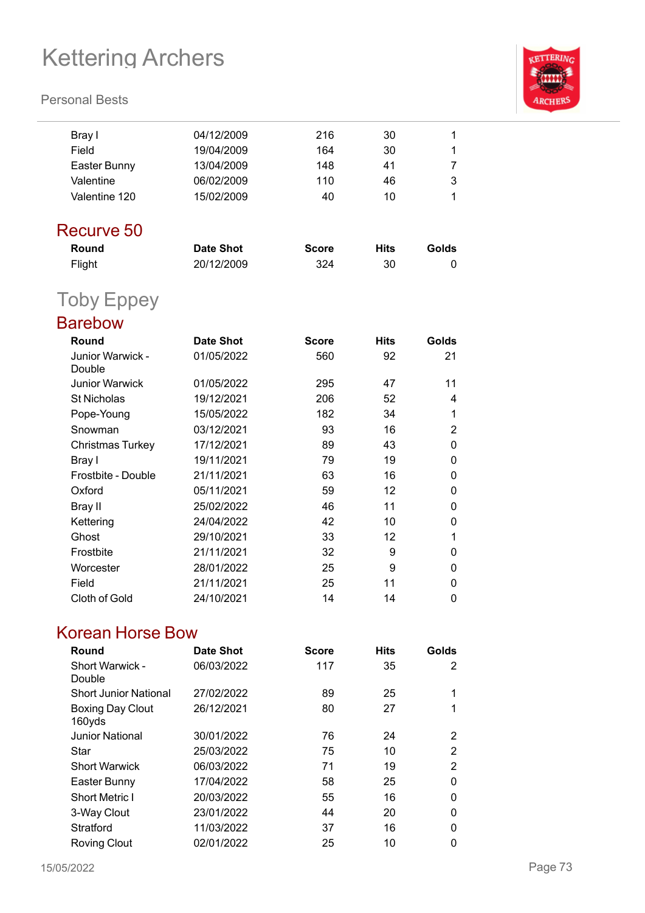| Round | Date Shot | Score | Hits | Golds |
|---|---|---|---|---|
| Bray I | 04/12/2009 | 216 | 30 | 1 |
| Field | 19/04/2009 | 164 | 30 | 1 |
| Easter Bunny | 13/04/2009 | 148 | 41 | 7 |
| Valentine | 06/02/2009 | 110 | 46 | 3 |
| Valentine 120 | 15/02/2009 | 40 | 10 | 1 |

### Recurve 50

| Round | Date Shot | Score | Hits | Golds |
|---|---|---|---|---|
| Flight | 20/12/2009 | 324 | 30 | 0 |

## Toby Eppey

### Barebow

| Round | Date Shot | Score | Hits | Golds |
|---|---|---|---|---|
| Junior Warwick - Double | 01/05/2022 | 560 | 92 | 21 |
| Junior Warwick | 01/05/2022 | 295 | 47 | 11 |
| St Nicholas | 19/12/2021 | 206 | 52 | 4 |
| Pope-Young | 15/05/2022 | 182 | 34 | 1 |
| Snowman | 03/12/2021 | 93 | 16 | 2 |
| Christmas Turkey | 17/12/2021 | 89 | 43 | 0 |
| Bray I | 19/11/2021 | 79 | 19 | 0 |
| Frostbite - Double | 21/11/2021 | 63 | 16 | 0 |
| Oxford | 05/11/2021 | 59 | 12 | 0 |
| Bray II | 25/02/2022 | 46 | 11 | 0 |
| Kettering | 24/04/2022 | 42 | 10 | 0 |
| Ghost | 29/10/2021 | 33 | 12 | 1 |
| Frostbite | 21/11/2021 | 32 | 9 | 0 |
| Worcester | 28/01/2022 | 25 | 9 | 0 |
| Field | 21/11/2021 | 25 | 11 | 0 |
| Cloth of Gold | 24/10/2021 | 14 | 14 | 0 |

### Korean Horse Bow

| Round | Date Shot | Score | Hits | Golds |
|---|---|---|---|---|
| Short Warwick - Double | 06/03/2022 | 117 | 35 | 2 |
| Short Junior National | 27/02/2022 | 89 | 25 | 1 |
| Boxing Day Clout 160yds | 26/12/2021 | 80 | 27 | 1 |
| Junior National | 30/01/2022 | 76 | 24 | 2 |
| Star | 25/03/2022 | 75 | 10 | 2 |
| Short Warwick | 06/03/2022 | 71 | 19 | 2 |
| Easter Bunny | 17/04/2022 | 58 | 25 | 0 |
| Short Metric I | 20/03/2022 | 55 | 16 | 0 |
| 3-Way Clout | 23/01/2022 | 44 | 20 | 0 |
| Stratford | 11/03/2022 | 37 | 16 | 0 |
| Roving Clout | 02/01/2022 | 25 | 10 | 0 |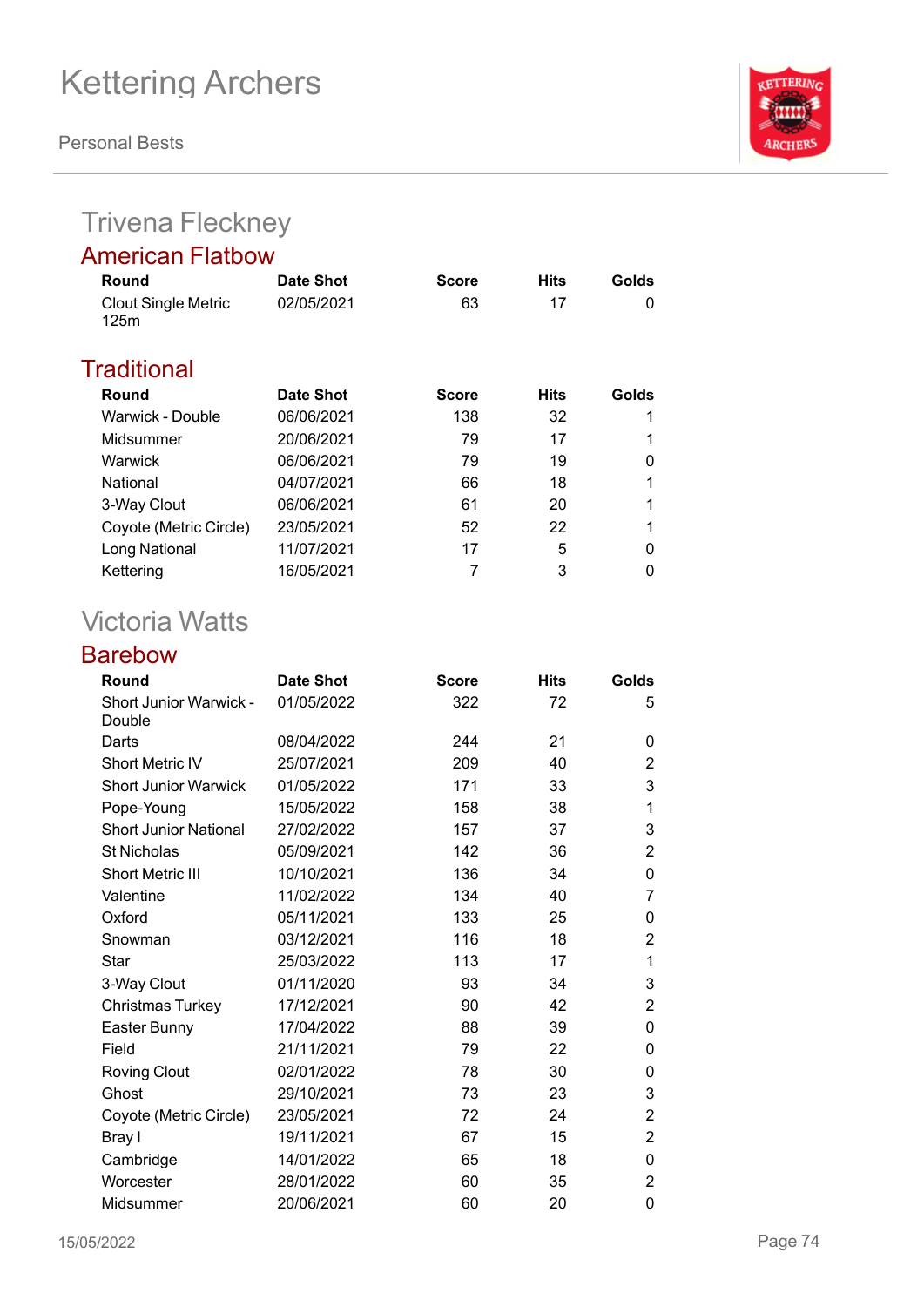# Kettering Archers

Personal Bests

## Trivena Fleckney

### American Flatbow

| Round | Date Shot | Score | Hits | Golds |
|---|---|---|---|---|
| Clout Single Metric 125m | 02/05/2021 | 63 | 17 | 0 |

### Traditional

| Round | Date Shot | Score | Hits | Golds |
|---|---|---|---|---|
| Warwick - Double | 06/06/2021 | 138 | 32 | 1 |
| Midsummer | 20/06/2021 | 79 | 17 | 1 |
| Warwick | 06/06/2021 | 79 | 19 | 0 |
| National | 04/07/2021 | 66 | 18 | 1 |
| 3-Way Clout | 06/06/2021 | 61 | 20 | 1 |
| Coyote (Metric Circle) | 23/05/2021 | 52 | 22 | 1 |
| Long National | 11/07/2021 | 17 | 5 | 0 |
| Kettering | 16/05/2021 | 7 | 3 | 0 |

## Victoria Watts

### Barebow

| Round | Date Shot | Score | Hits | Golds |
|---|---|---|---|---|
| Short Junior Warwick - Double | 01/05/2022 | 322 | 72 | 5 |
| Darts | 08/04/2022 | 244 | 21 | 0 |
| Short Metric IV | 25/07/2021 | 209 | 40 | 2 |
| Short Junior Warwick | 01/05/2022 | 171 | 33 | 3 |
| Pope-Young | 15/05/2022 | 158 | 38 | 1 |
| Short Junior National | 27/02/2022 | 157 | 37 | 3 |
| St Nicholas | 05/09/2021 | 142 | 36 | 2 |
| Short Metric III | 10/10/2021 | 136 | 34 | 0 |
| Valentine | 11/02/2022 | 134 | 40 | 7 |
| Oxford | 05/11/2021 | 133 | 25 | 0 |
| Snowman | 03/12/2021 | 116 | 18 | 2 |
| Star | 25/03/2022 | 113 | 17 | 1 |
| 3-Way Clout | 01/11/2020 | 93 | 34 | 3 |
| Christmas Turkey | 17/12/2021 | 90 | 42 | 2 |
| Easter Bunny | 17/04/2022 | 88 | 39 | 0 |
| Field | 21/11/2021 | 79 | 22 | 0 |
| Roving Clout | 02/01/2022 | 78 | 30 | 0 |
| Ghost | 29/10/2021 | 73 | 23 | 3 |
| Coyote (Metric Circle) | 23/05/2021 | 72 | 24 | 2 |
| Bray I | 19/11/2021 | 67 | 15 | 2 |
| Cambridge | 14/01/2022 | 65 | 18 | 0 |
| Worcester | 28/01/2022 | 60 | 35 | 2 |
| Midsummer | 20/06/2021 | 60 | 20 | 0 |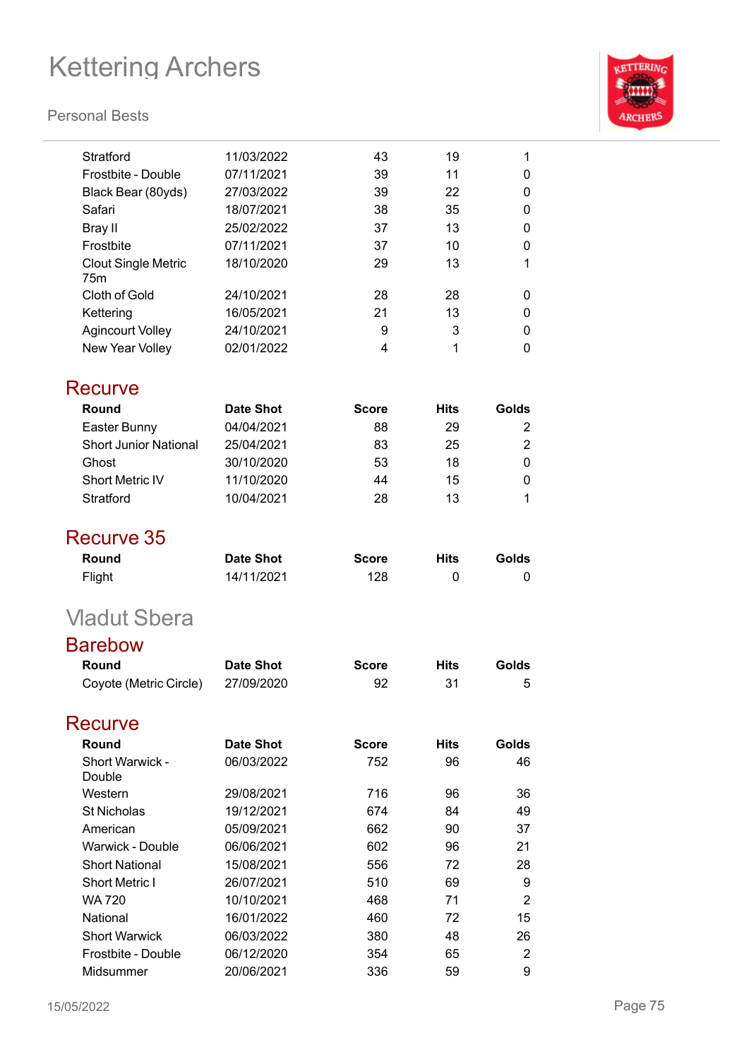| Round | Date Shot | Score | Hits | Golds |
|---|---|---|---|---|
| Stratford | 11/03/2022 | 43 | 19 | 1 |
| Frostbite - Double | 07/11/2021 | 39 | 11 | 0 |
| Black Bear (80yds) | 27/03/2022 | 39 | 22 | 0 |
| Safari | 18/07/2021 | 38 | 35 | 0 |
| Bray II | 25/02/2022 | 37 | 13 | 0 |
| Frostbite | 07/11/2021 | 37 | 10 | 0 |
| Clout Single Metric 75m | 18/10/2020 | 29 | 13 | 1 |
| Cloth of Gold | 24/10/2021 | 28 | 28 | 0 |
| Kettering | 16/05/2021 | 21 | 13 | 0 |
| Agincourt Volley | 24/10/2021 | 9 | 3 | 0 |
| New Year Volley | 02/01/2022 | 4 | 1 | 0 |

## Recurve

| Round | Date Shot | Score | Hits | Golds |
|---|---|---|---|---|
| Easter Bunny | 04/04/2021 | 88 | 29 | 2 |
| Short Junior National | 25/04/2021 | 83 | 25 | 2 |
| Ghost | 30/10/2020 | 53 | 18 | 0 |
| Short Metric IV | 11/10/2020 | 44 | 15 | 0 |
| Stratford | 10/04/2021 | 28 | 13 | 1 |

## Recurve 35

| Round | Date Shot | Score | Hits | Golds |
|---|---|---|---|---|
| Flight | 14/11/2021 | 128 | 0 | 0 |

# Vladut Sbera

## Barebow

| Round | Date Shot | Score | Hits | Golds |
|---|---|---|---|---|
| Coyote (Metric Circle) | 27/09/2020 | 92 | 31 | 5 |

## Recurve

| Round | Date Shot | Score | Hits | Golds |
|---|---|---|---|---|
| Short Warwick - Double | 06/03/2022 | 752 | 96 | 46 |
| Western | 29/08/2021 | 716 | 96 | 36 |
| St Nicholas | 19/12/2021 | 674 | 84 | 49 |
| American | 05/09/2021 | 662 | 90 | 37 |
| Warwick - Double | 06/06/2021 | 602 | 96 | 21 |
| Short National | 15/08/2021 | 556 | 72 | 28 |
| Short Metric I | 26/07/2021 | 510 | 69 | 9 |
| WA 720 | 10/10/2021 | 468 | 71 | 2 |
| National | 16/01/2022 | 460 | 72 | 15 |
| Short Warwick | 06/03/2022 | 380 | 48 | 26 |
| Frostbite - Double | 06/12/2020 | 354 | 65 | 2 |
| Midsummer | 20/06/2021 | 336 | 59 | 9 |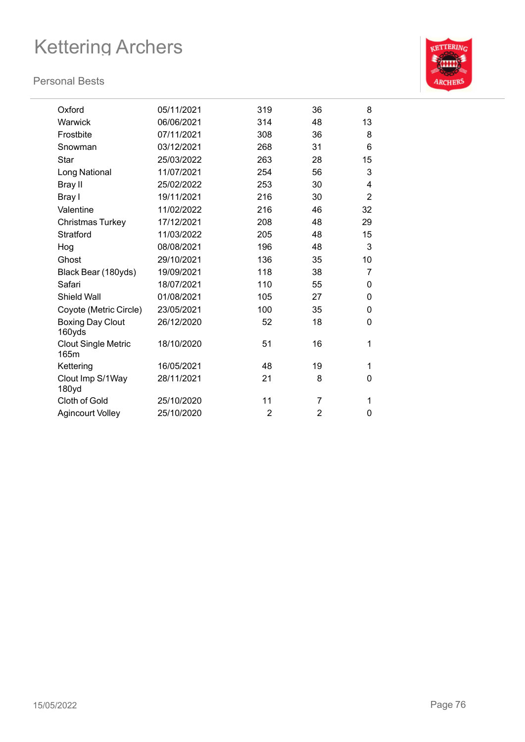# Kettering Archers

## Personal Bests

| | | | | |
|---|---|---|---|---|
| Oxford | 05/11/2021 | 319 | 36 | 8 |
| Warwick | 06/06/2021 | 314 | 48 | 13 |
| Frostbite | 07/11/2021 | 308 | 36 | 8 |
| Snowman | 03/12/2021 | 268 | 31 | 6 |
| Star | 25/03/2022 | 263 | 28 | 15 |
| Long National | 11/07/2021 | 254 | 56 | 3 |
| Bray II | 25/02/2022 | 253 | 30 | 4 |
| Bray I | 19/11/2021 | 216 | 30 | 2 |
| Valentine | 11/02/2022 | 216 | 46 | 32 |
| Christmas Turkey | 17/12/2021 | 208 | 48 | 29 |
| Stratford | 11/03/2022 | 205 | 48 | 15 |
| Hog | 08/08/2021 | 196 | 48 | 3 |
| Ghost | 29/10/2021 | 136 | 35 | 10 |
| Black Bear (180yds) | 19/09/2021 | 118 | 38 | 7 |
| Safari | 18/07/2021 | 110 | 55 | 0 |
| Shield Wall | 01/08/2021 | 105 | 27 | 0 |
| Coyote (Metric Circle) | 23/05/2021 | 100 | 35 | 0 |
| Boxing Day Clout 160yds | 26/12/2020 | 52 | 18 | 0 |
| Clout Single Metric 165m | 18/10/2020 | 51 | 16 | 1 |
| Kettering | 16/05/2021 | 48 | 19 | 1 |
| Clout Imp S/1Way 180yd | 28/11/2021 | 21 | 8 | 0 |
| Cloth of Gold | 25/10/2020 | 11 | 7 | 1 |
| Agincourt Volley | 25/10/2020 | 2 | 2 | 0 |

15/05/2022